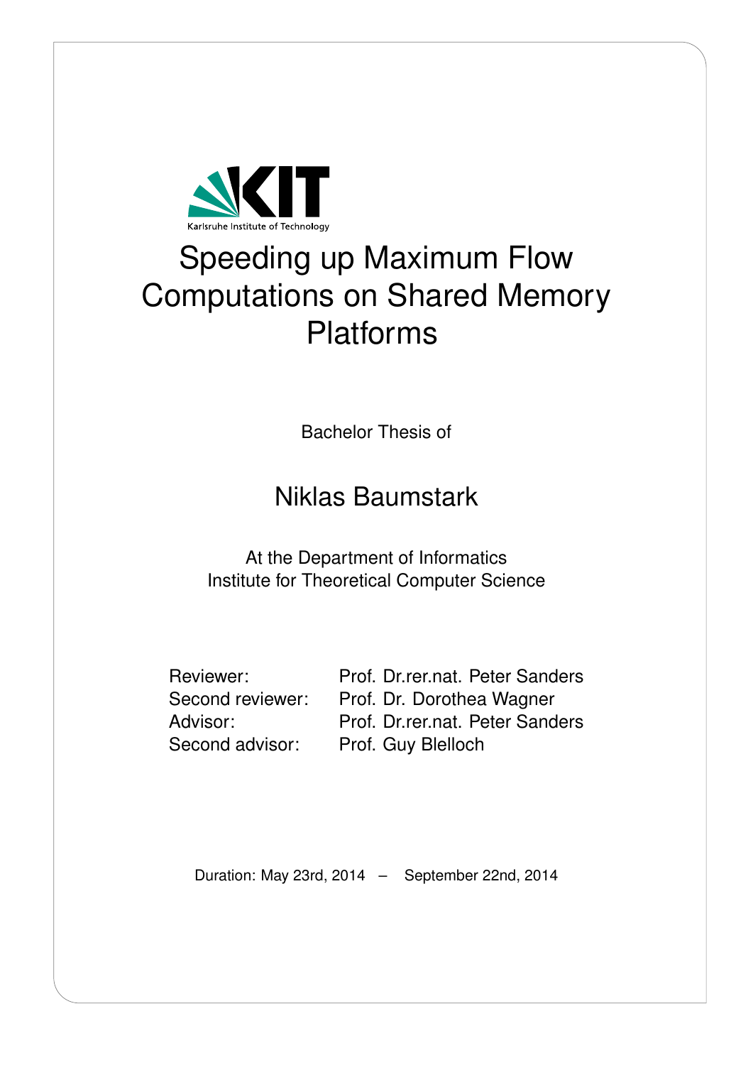Karlsruhe Institute of Technology

# Speeding up Maximum Flow Computations on Shared Memory Platforms

Bachelor Thesis of

## Niklas Baumstark

At the Department of Informatics
Institute for Theoretical Computer Science

| | |
|---|---|
| Reviewer: | Prof. Dr.rer.nat. Peter Sanders |
| Second reviewer: | Prof. Dr. Dorothea Wagner |
| Advisor: | Prof. Dr.rer.nat. Peter Sanders |
| Second advisor: | Prof. Guy Blelloch |

Duration: May 23rd, 2014 – September 22nd, 2014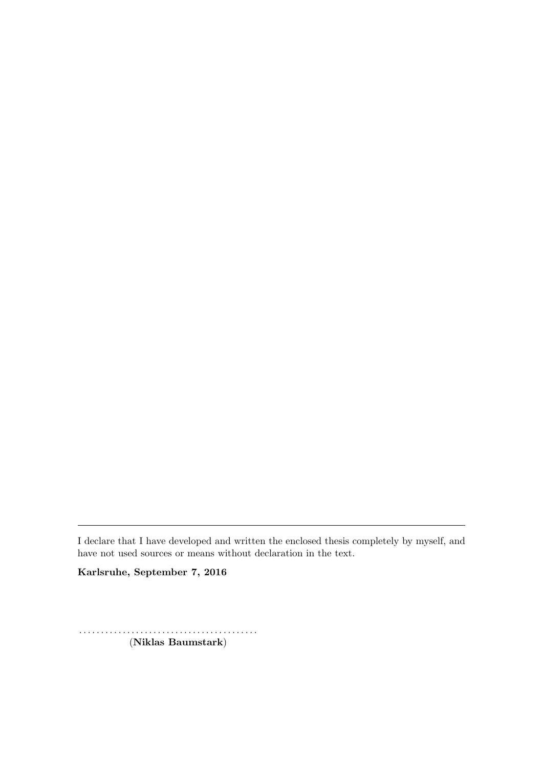---

I declare that I have developed and written the enclosed thesis completely by myself, and have not used sources or means without declaration in the text.

**Karlsruhe, September 7, 2016**

. . . . . . . . . . . . . . . . . . . . . . . . . . . . . . . . . . . . . . . .

(**Niklas Baumstark**)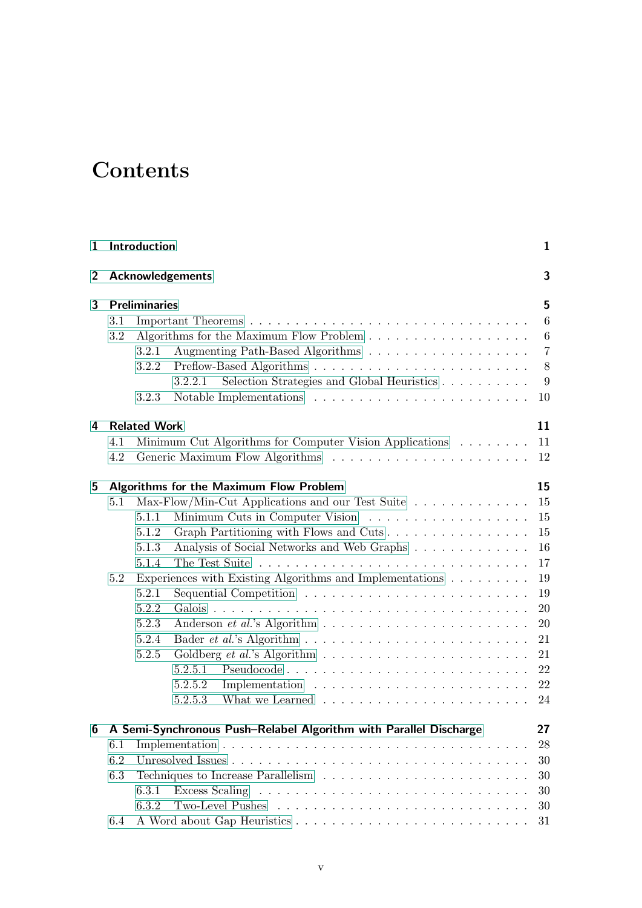# Contents

**1 Introduction** **1**

**2 Acknowledgements** **3**

**3 Preliminaries** **5**

- 3.1 Important Theorems . . . . . . . . . . . . . . . . . . . . . . . . . . . . 6
- 3.2 Algorithms for the Maximum Flow Problem . . . . . . . . . . . . . . . . . . 6
  - 3.2.1 Augmenting Path-Based Algorithms . . . . . . . . . . . . . . . . . 7
  - 3.2.2 Preflow-Based Algorithms . . . . . . . . . . . . . . . . . . . . . . 8
    - 3.2.2.1 Selection Strategies and Global Heuristics . . . . . . . . . . 9
  - 3.2.3 Notable Implementations . . . . . . . . . . . . . . . . . . . . . . 10

**4 Related Work** **11**

- 4.1 Minimum Cut Algorithms for Computer Vision Applications . . . . . . . . 11
- 4.2 Generic Maximum Flow Algorithms . . . . . . . . . . . . . . . . . . . . . 12

**5 Algorithms for the Maximum Flow Problem** **15**

- 5.1 Max-Flow/Min-Cut Applications and our Test Suite . . . . . . . . . . . . . 15
  - 5.1.1 Minimum Cuts in Computer Vision . . . . . . . . . . . . . . . . . . 15
  - 5.1.2 Graph Partitioning with Flows and Cuts . . . . . . . . . . . . . . . 15
  - 5.1.3 Analysis of Social Networks and Web Graphs . . . . . . . . . . . . 16
  - 5.1.4 The Test Suite . . . . . . . . . . . . . . . . . . . . . . . . . . . 17
- 5.2 Experiences with Existing Algorithms and Implementations . . . . . . . . . 19
  - 5.2.1 Sequential Competition . . . . . . . . . . . . . . . . . . . . . . . 19
  - 5.2.2 Galois . . . . . . . . . . . . . . . . . . . . . . . . . . . . . . . . 20
  - 5.2.3 Anderson *et al.*'s Algorithm . . . . . . . . . . . . . . . . . . . . 20
  - 5.2.4 Bader *et al.*'s Algorithm . . . . . . . . . . . . . . . . . . . . . . 21
  - 5.2.5 Goldberg *et al.*'s Algorithm . . . . . . . . . . . . . . . . . . . . 21
    - 5.2.5.1 Pseudocode . . . . . . . . . . . . . . . . . . . . . . . . . . 22
    - 5.2.5.2 Implementation . . . . . . . . . . . . . . . . . . . . . . . . 22
    - 5.2.5.3 What we Learned . . . . . . . . . . . . . . . . . . . . . . . 24

**6 A Semi-Synchronous Push–Relabel Algorithm with Parallel Discharge** **27**

- 6.1 Implementation . . . . . . . . . . . . . . . . . . . . . . . . . . . . . . . 28
- 6.2 Unresolved Issues . . . . . . . . . . . . . . . . . . . . . . . . . . . . . . 30
- 6.3 Techniques to Increase Parallelism . . . . . . . . . . . . . . . . . . . . . 30
  - 6.3.1 Excess Scaling . . . . . . . . . . . . . . . . . . . . . . . . . . . . 30
  - 6.3.2 Two-Level Pushes . . . . . . . . . . . . . . . . . . . . . . . . . . 30
- 6.4 A Word about Gap Heuristics . . . . . . . . . . . . . . . . . . . . . . . . 31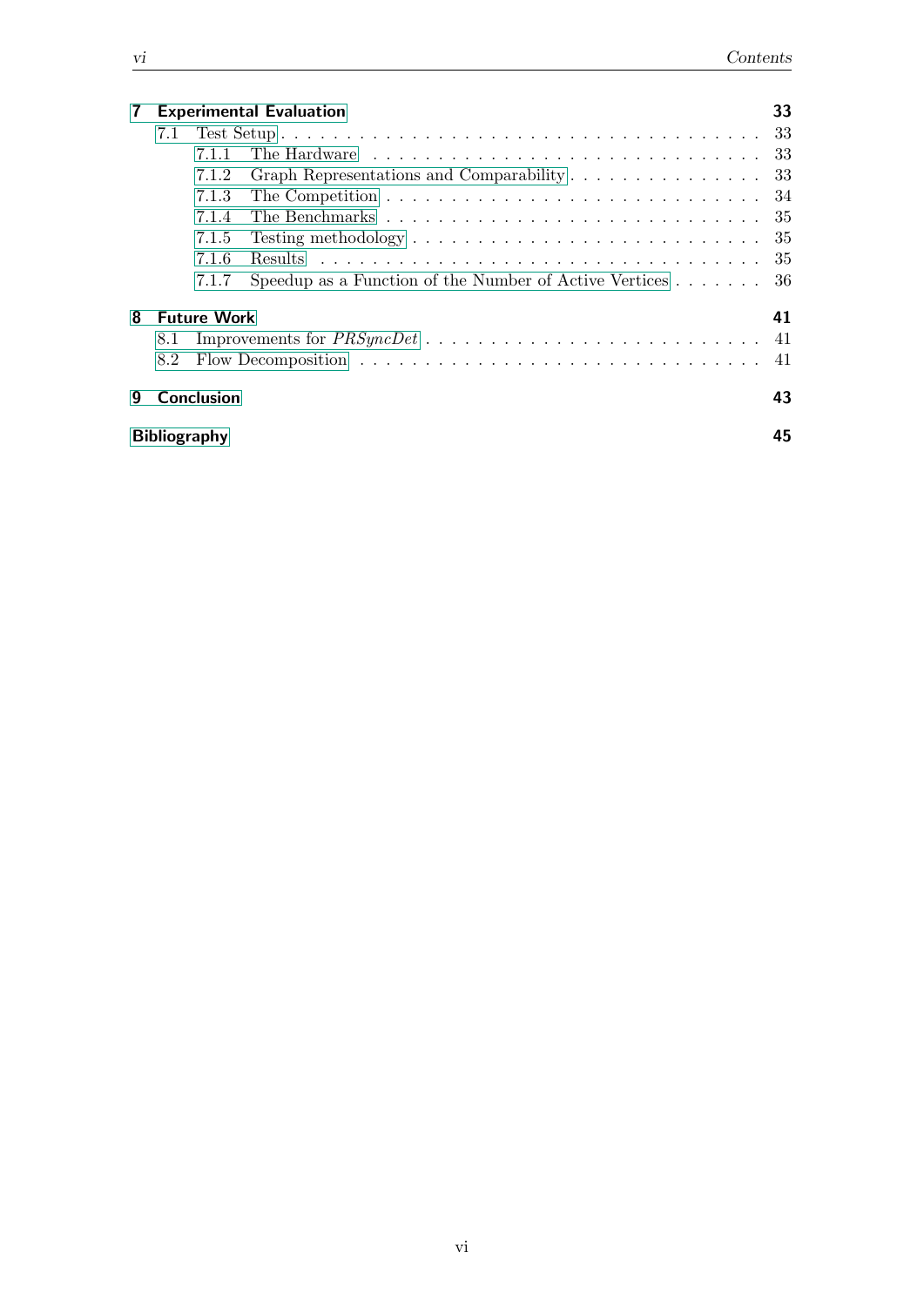**7 Experimental Evaluation** 33

- 7.1 Test Setup . . . 33
  - 7.1.1 The Hardware . . . 33
  - 7.1.2 Graph Representations and Comparability . . . 33
  - 7.1.3 The Competition . . . 34
  - 7.1.4 The Benchmarks . . . 35
  - 7.1.5 Testing methodology . . . 35
  - 7.1.6 Results . . . 35
  - 7.1.7 Speedup as a Function of the Number of Active Vertices . . . 36

**8 Future Work** 41

- 8.1 Improvements for *PRSyncDet* . . . 41
- 8.2 Flow Decomposition . . . 41

**9 Conclusion** 43

**Bibliography** 45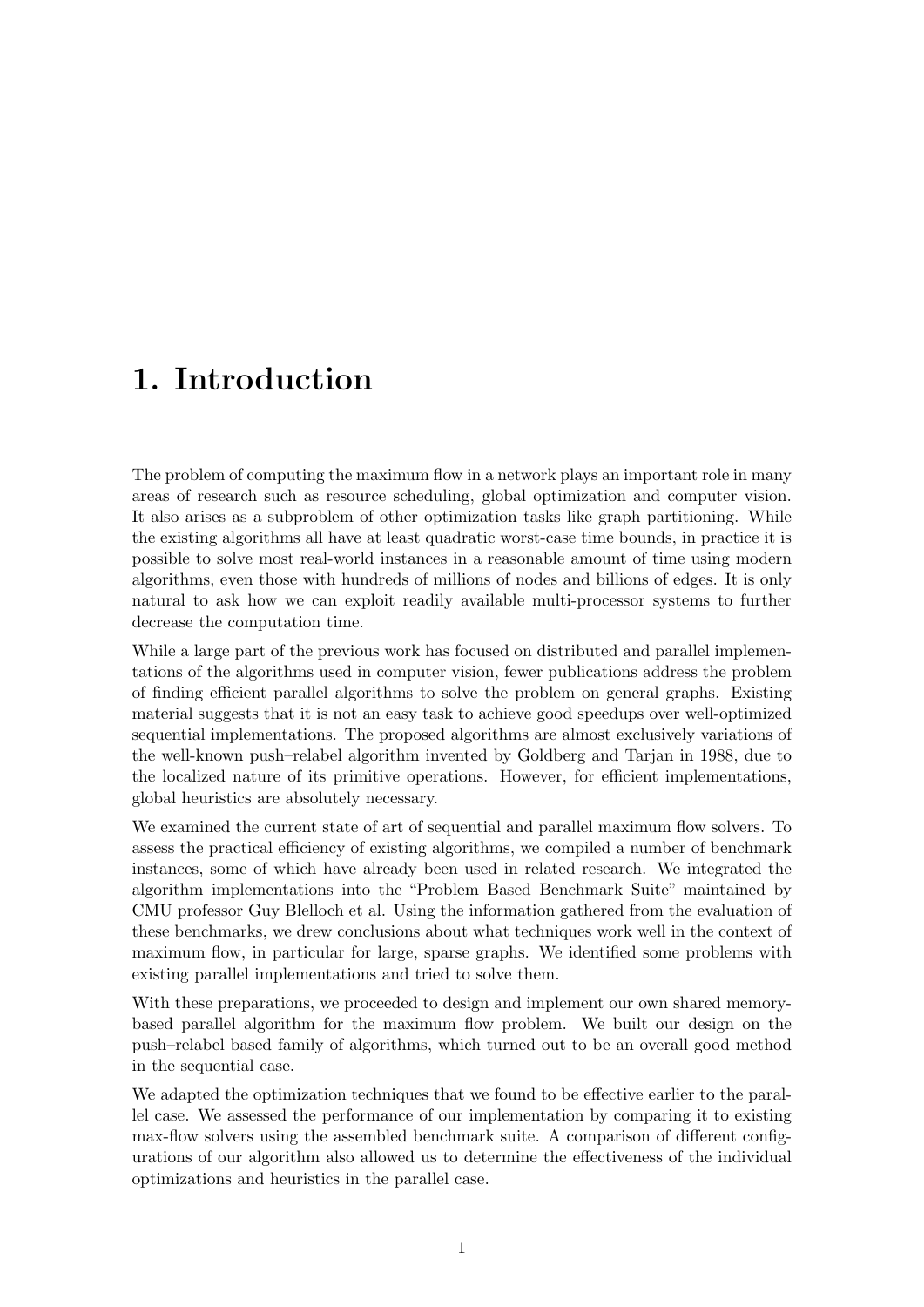# 1. Introduction

The problem of computing the maximum flow in a network plays an important role in many areas of research such as resource scheduling, global optimization and computer vision. It also arises as a subproblem of other optimization tasks like graph partitioning. While the existing algorithms all have at least quadratic worst-case time bounds, in practice it is possible to solve most real-world instances in a reasonable amount of time using modern algorithms, even those with hundreds of millions of nodes and billions of edges. It is only natural to ask how we can exploit readily available multi-processor systems to further decrease the computation time.

While a large part of the previous work has focused on distributed and parallel implementations of the algorithms used in computer vision, fewer publications address the problem of finding efficient parallel algorithms to solve the problem on general graphs. Existing material suggests that it is not an easy task to achieve good speedups over well-optimized sequential implementations. The proposed algorithms are almost exclusively variations of the well-known push–relabel algorithm invented by Goldberg and Tarjan in 1988, due to the localized nature of its primitive operations. However, for efficient implementations, global heuristics are absolutely necessary.

We examined the current state of art of sequential and parallel maximum flow solvers. To assess the practical efficiency of existing algorithms, we compiled a number of benchmark instances, some of which have already been used in related research. We integrated the algorithm implementations into the "Problem Based Benchmark Suite" maintained by CMU professor Guy Blelloch et al. Using the information gathered from the evaluation of these benchmarks, we drew conclusions about what techniques work well in the context of maximum flow, in particular for large, sparse graphs. We identified some problems with existing parallel implementations and tried to solve them.

With these preparations, we proceeded to design and implement our own shared memory-based parallel algorithm for the maximum flow problem. We built our design on the push–relabel based family of algorithms, which turned out to be an overall good method in the sequential case.

We adapted the optimization techniques that we found to be effective earlier to the parallel case. We assessed the performance of our implementation by comparing it to existing max-flow solvers using the assembled benchmark suite. A comparison of different configurations of our algorithm also allowed us to determine the effectiveness of the individual optimizations and heuristics in the parallel case.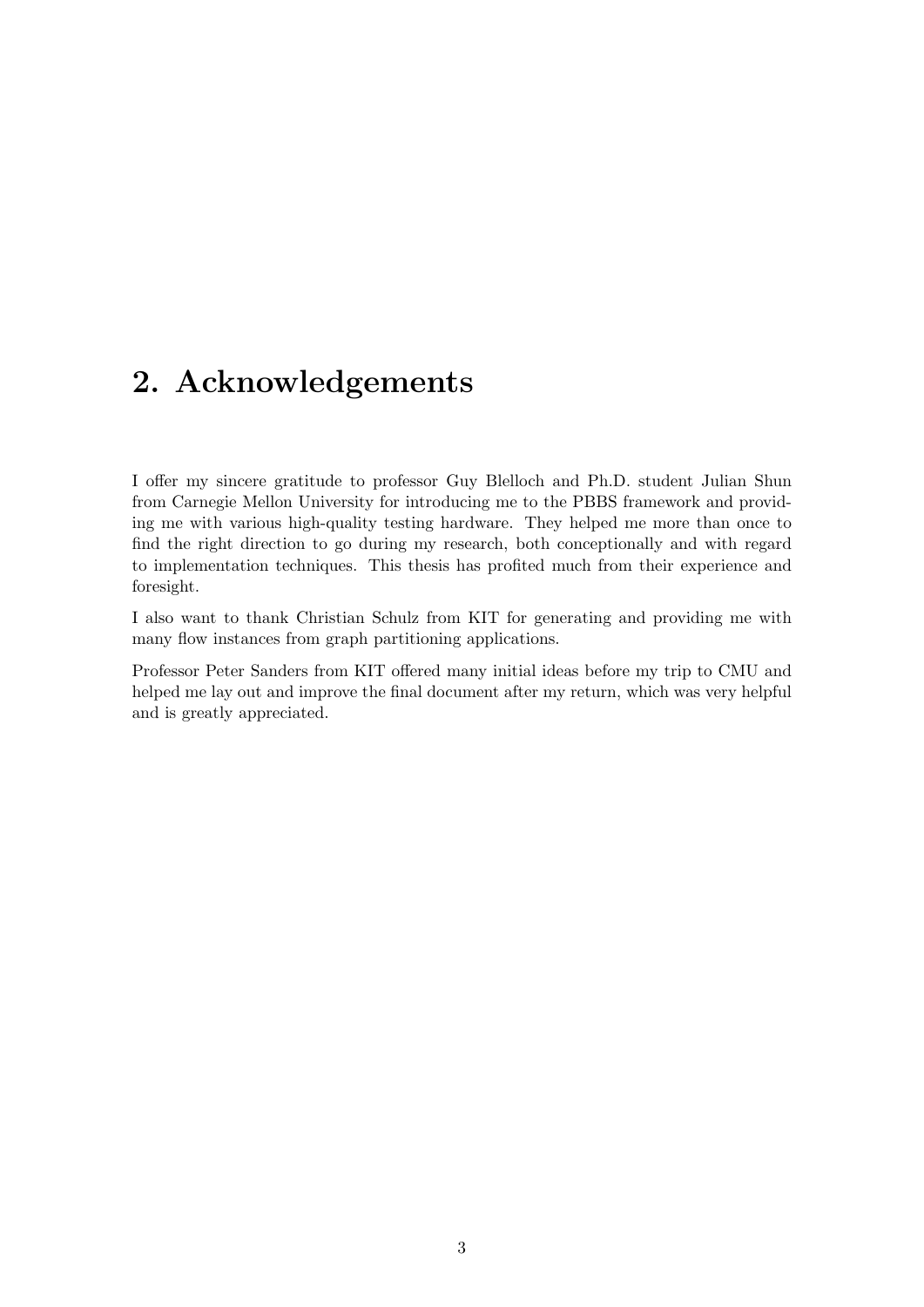# 2. Acknowledgements

I offer my sincere gratitude to professor Guy Blelloch and Ph.D. student Julian Shun from Carnegie Mellon University for introducing me to the PBBS framework and providing me with various high-quality testing hardware. They helped me more than once to find the right direction to go during my research, both conceptionally and with regard to implementation techniques. This thesis has profited much from their experience and foresight.

I also want to thank Christian Schulz from KIT for generating and providing me with many flow instances from graph partitioning applications.

Professor Peter Sanders from KIT offered many initial ideas before my trip to CMU and helped me lay out and improve the final document after my return, which was very helpful and is greatly appreciated.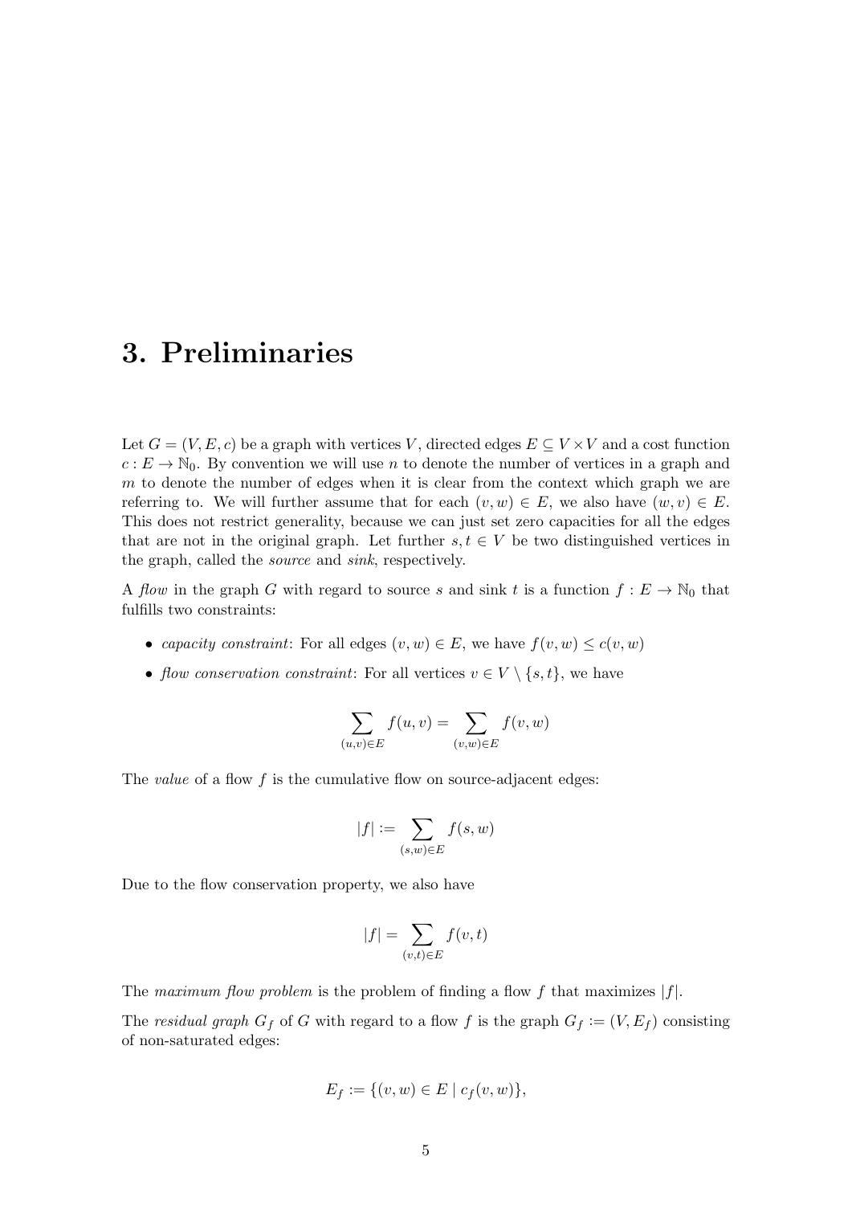# 3. Preliminaries

Let $G = (V, E, c)$ be a graph with vertices $V$, directed edges $E \subseteq V \times V$ and a cost function $c : E \to \mathbb{N}_0$. By convention we will use $n$ to denote the number of vertices in a graph and $m$ to denote the number of edges when it is clear from the context which graph we are referring to. We will further assume that for each $(v, w) \in E$, we also have $(w, v) \in E$. This does not restrict generality, because we can just set zero capacities for all the edges that are not in the original graph. Let further $s, t \in V$ be two distinguished vertices in the graph, called the *source* and *sink*, respectively.

A *flow* in the graph $G$ with regard to source $s$ and sink $t$ is a function $f : E \to \mathbb{N}_0$ that fulfills two constraints:

- *capacity constraint*: For all edges $(v, w) \in E$, we have $f(v, w) \leq c(v, w)$
- *flow conservation constraint*: For all vertices $v \in V \setminus \{s, t\}$, we have

$$\sum_{(u,v) \in E} f(u, v) = \sum_{(v,w) \in E} f(v, w)$$

The *value* of a flow $f$ is the cumulative flow on source-adjacent edges:

$$|f| := \sum_{(s,w) \in E} f(s, w)$$

Due to the flow conservation property, we also have

$$|f| = \sum_{(v,t) \in E} f(v, t)$$

The *maximum flow problem* is the problem of finding a flow $f$ that maximizes $|f|$.

The *residual graph* $G_f$ of $G$ with regard to a flow $f$ is the graph $G_f := (V, E_f)$ consisting of non-saturated edges:

$$E_f := \{(v, w) \in E \mid c_f(v, w)\},$$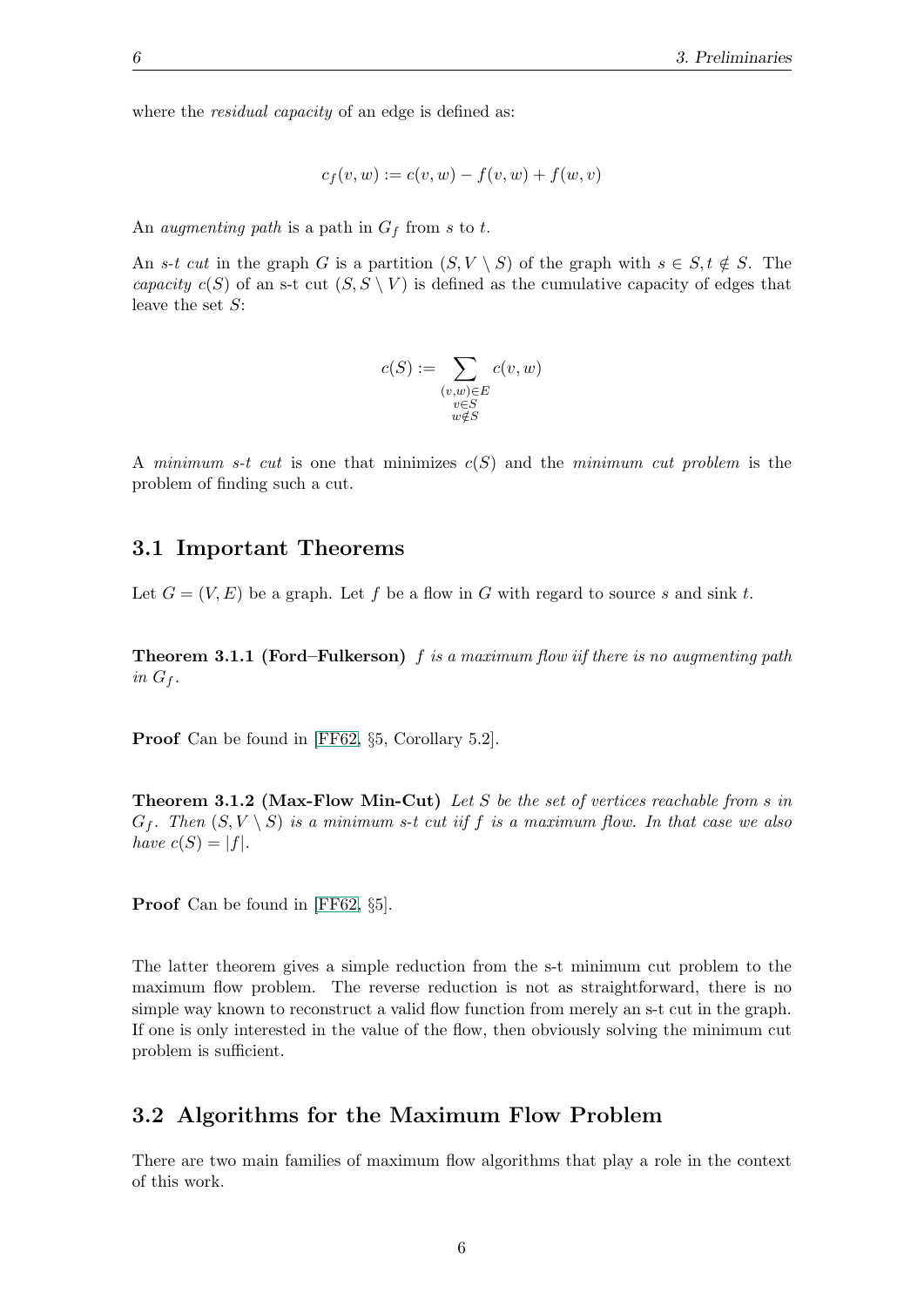where the *residual capacity* of an edge is defined as:

$$c_f(v, w) := c(v, w) - f(v, w) + f(w, v)$$

An *augmenting path* is a path in $G_f$ from $s$ to $t$.

An *s-t cut* in the graph $G$ is a partition $(S, V \setminus S)$ of the graph with $s \in S, t \notin S$. The *capacity* $c(S)$ of an s-t cut $(S, S \setminus V)$ is defined as the cumulative capacity of edges that leave the set $S$:

$$c(S) := \sum_{\substack{(v,w) \in E \\ v \in S \\ w \notin S}} c(v, w)$$

A *minimum s-t cut* is one that minimizes $c(S)$ and the *minimum cut problem* is the problem of finding such a cut.

## 3.1 Important Theorems

Let $G = (V, E)$ be a graph. Let $f$ be a flow in $G$ with regard to source $s$ and sink $t$.

**Theorem 3.1.1 (Ford–Fulkerson)** *$f$ is a maximum flow iif there is no augmenting path in $G_f$.*

**Proof** Can be found in [FF62, §5, Corollary 5.2].

**Theorem 3.1.2 (Max-Flow Min-Cut)** *Let $S$ be the set of vertices reachable from $s$ in $G_f$. Then $(S, V \setminus S)$ is a minimum s-t cut iif $f$ is a maximum flow. In that case we also have $c(S) = |f|$.*

**Proof** Can be found in [FF62, §5].

The latter theorem gives a simple reduction from the s-t minimum cut problem to the maximum flow problem. The reverse reduction is not as straightforward, there is no simple way known to reconstruct a valid flow function from merely an s-t cut in the graph. If one is only interested in the value of the flow, then obviously solving the minimum cut problem is sufficient.

## 3.2 Algorithms for the Maximum Flow Problem

There are two main families of maximum flow algorithms that play a role in the context of this work.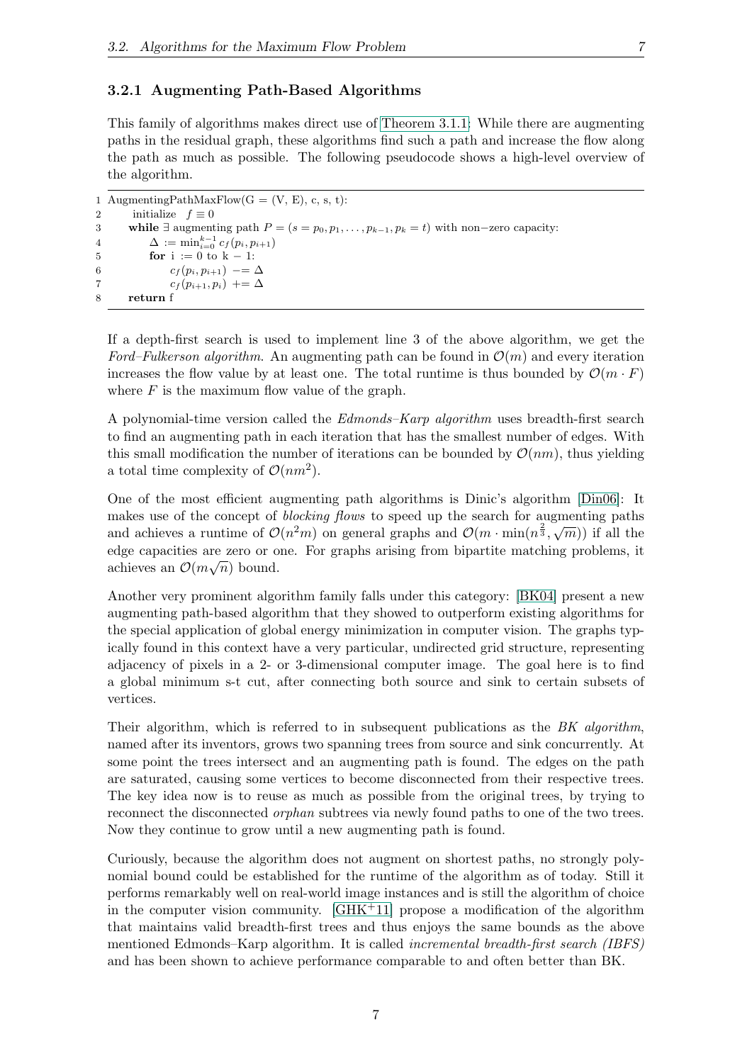### 3.2.1 Augmenting Path-Based Algorithms

This family of algorithms makes direct use of Theorem 3.1.1: While there are augmenting paths in the residual graph, these algorithms find such a path and increase the flow along the path as much as possible. The following pseudocode shows a high-level overview of the algorithm.

```
1 AugmentingPathMaxFlow(G = (V, E), c, s, t):
2     initialize  f ≡ 0
3     while ∃ augmenting path P = (s = p_0, p_1, ..., p_{k-1}, p_k = t) with non−zero capacity:
4         Δ := min_{i=0}^{k-1} c_f(p_i, p_{i+1})
5         for i := 0 to k − 1:
6             c_f(p_i, p_{i+1}) −= Δ
7             c_f(p_{i+1}, p_i) += Δ
8     return f
```

If a depth-first search is used to implement line 3 of the above algorithm, we get the *Ford–Fulkerson algorithm*. An augmenting path can be found in $\mathcal{O}(m)$ and every iteration increases the flow value by at least one. The total runtime is thus bounded by $\mathcal{O}(m \cdot F)$ where $F$ is the maximum flow value of the graph.

A polynomial-time version called the *Edmonds–Karp algorithm* uses breadth-first search to find an augmenting path in each iteration that has the smallest number of edges. With this small modification the number of iterations can be bounded by $\mathcal{O}(nm)$, thus yielding a total time complexity of $\mathcal{O}(nm^2)$.

One of the most efficient augmenting path algorithms is Dinic's algorithm [Din06]: It makes use of the concept of *blocking flows* to speed up the search for augmenting paths and achieves a runtime of $\mathcal{O}(n^2m)$ on general graphs and $\mathcal{O}(m \cdot \min(n^{\frac{2}{3}}, \sqrt{m}))$ if all the edge capacities are zero or one. For graphs arising from bipartite matching problems, it achieves an $\mathcal{O}(m\sqrt{n})$ bound.

Another very prominent algorithm family falls under this category: [BK04] present a new augmenting path-based algorithm that they showed to outperform existing algorithms for the special application of global energy minimization in computer vision. The graphs typically found in this context have a very particular, undirected grid structure, representing adjacency of pixels in a 2- or 3-dimensional computer image. The goal here is to find a global minimum s-t cut, after connecting both source and sink to certain subsets of vertices.

Their algorithm, which is referred to in subsequent publications as the *BK algorithm*, named after its inventors, grows two spanning trees from source and sink concurrently. At some point the trees intersect and an augmenting path is found. The edges on the path are saturated, causing some vertices to become disconnected from their respective trees. The key idea now is to reuse as much as possible from the original trees, by trying to reconnect the disconnected *orphan* subtrees via newly found paths to one of the two trees. Now they continue to grow until a new augmenting path is found.

Curiously, because the algorithm does not augment on shortest paths, no strongly polynomial bound could be established for the runtime of the algorithm as of today. Still it performs remarkably well on real-world image instances and is still the algorithm of choice in the computer vision community. [GHK+11] propose a modification of the algorithm that maintains valid breadth-first trees and thus enjoys the same bounds as the above mentioned Edmonds–Karp algorithm. It is called *incremental breadth-first search (IBFS)* and has been shown to achieve performance comparable to and often better than BK.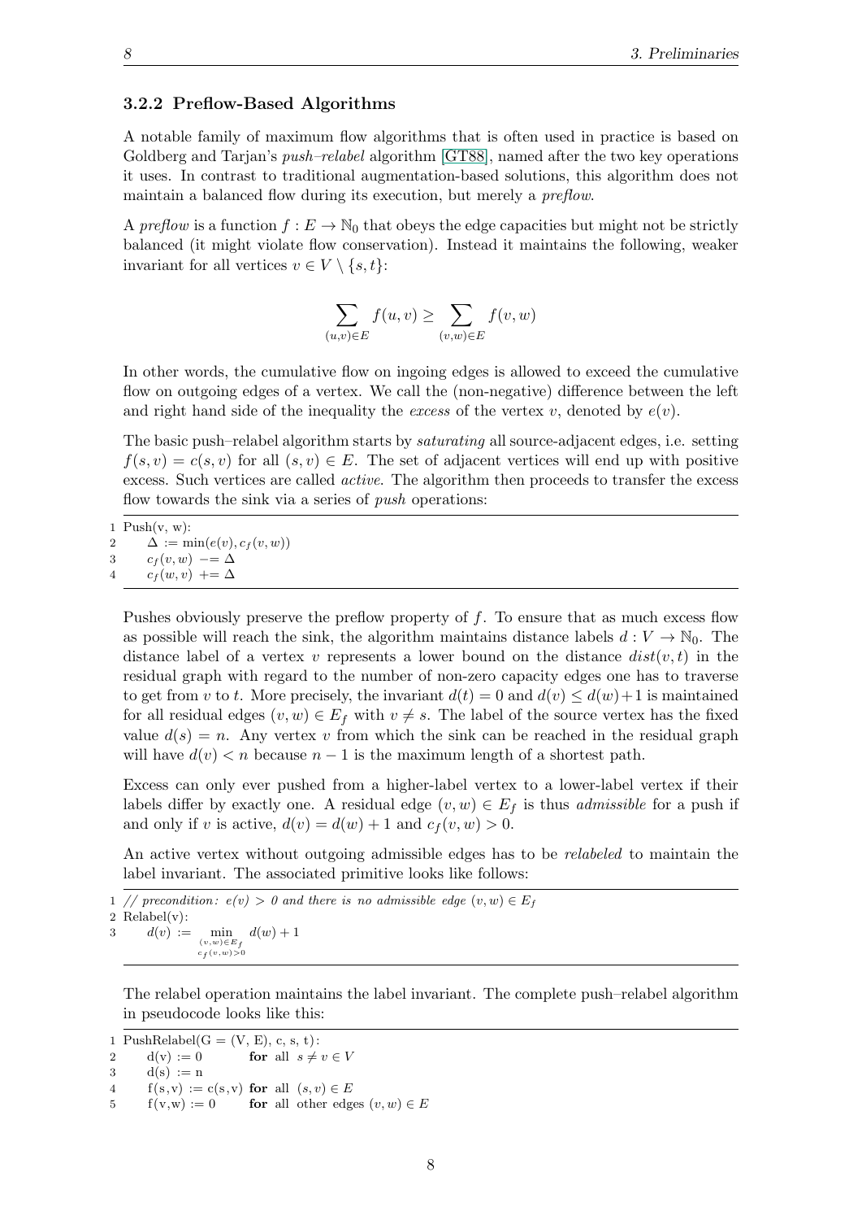### 3.2.2 Preflow-Based Algorithms

A notable family of maximum flow algorithms that is often used in practice is based on Goldberg and Tarjan's *push–relabel* algorithm [GT88], named after the two key operations it uses. In contrast to traditional augmentation-based solutions, this algorithm does not maintain a balanced flow during its execution, but merely a *preflow*.

A *preflow* is a function $f : E \to \mathbb{N}_0$ that obeys the edge capacities but might not be strictly balanced (it might violate flow conservation). Instead it maintains the following, weaker invariant for all vertices $v \in V \setminus \{s, t\}$:

$$\sum_{(u,v)\in E} f(u, v) \geq \sum_{(v,w)\in E} f(v, w)$$

In other words, the cumulative flow on ingoing edges is allowed to exceed the cumulative flow on outgoing edges of a vertex. We call the (non-negative) difference between the left and right hand side of the inequality the *excess* of the vertex $v$, denoted by $e(v)$.

The basic push–relabel algorithm starts by *saturating* all source-adjacent edges, i.e. setting $f(s, v) = c(s, v)$ for all $(s, v) \in E$. The set of adjacent vertices will end up with positive excess. Such vertices are called *active*. The algorithm then proceeds to transfer the excess flow towards the sink via a series of *push* operations:

```
1 Push(v, w):
2     Δ := min(e(v), c_f(v, w))
3     c_f(v, w) −= Δ
4     c_f(w, v) += Δ
```

Pushes obviously preserve the preflow property of $f$. To ensure that as much excess flow as possible will reach the sink, the algorithm maintains distance labels $d : V \to \mathbb{N}_0$. The distance label of a vertex $v$ represents a lower bound on the distance $dist(v, t)$ in the residual graph with regard to the number of non-zero capacity edges one has to traverse to get from $v$ to $t$. More precisely, the invariant $d(t) = 0$ and $d(v) \leq d(w)+1$ is maintained for all residual edges $(v, w) \in E_f$ with $v \neq s$. The label of the source vertex has the fixed value $d(s) = n$. Any vertex $v$ from which the sink can be reached in the residual graph will have $d(v) < n$ because $n - 1$ is the maximum length of a shortest path.

Excess can only ever pushed from a higher-label vertex to a lower-label vertex if their labels differ by exactly one. A residual edge $(v, w) \in E_f$ is thus *admissible* for a push if and only if $v$ is active, $d(v) = d(w) + 1$ and $c_f(v, w) > 0$.

An active vertex without outgoing admissible edges has to be *relabeled* to maintain the label invariant. The associated primitive looks like follows:

```
1 // precondition: e(v) > 0 and there is no admissible edge (v, w) ∈ E_f
2 Relabel(v):
3     d(v) := min_{(v,w) ∈ E_f, c_f(v,w) > 0} d(w) + 1
```

The relabel operation maintains the label invariant. The complete push–relabel algorithm in pseudocode looks like this:

```
1 PushRelabel(G = (V, E), c, s, t):
2     d(v) := 0          for all s ≠ v ∈ V
3     d(s) := n
4     f(s,v) := c(s,v)   for all (s, v) ∈ E
5     f(v,w) := 0        for all other edges (v, w) ∈ E
```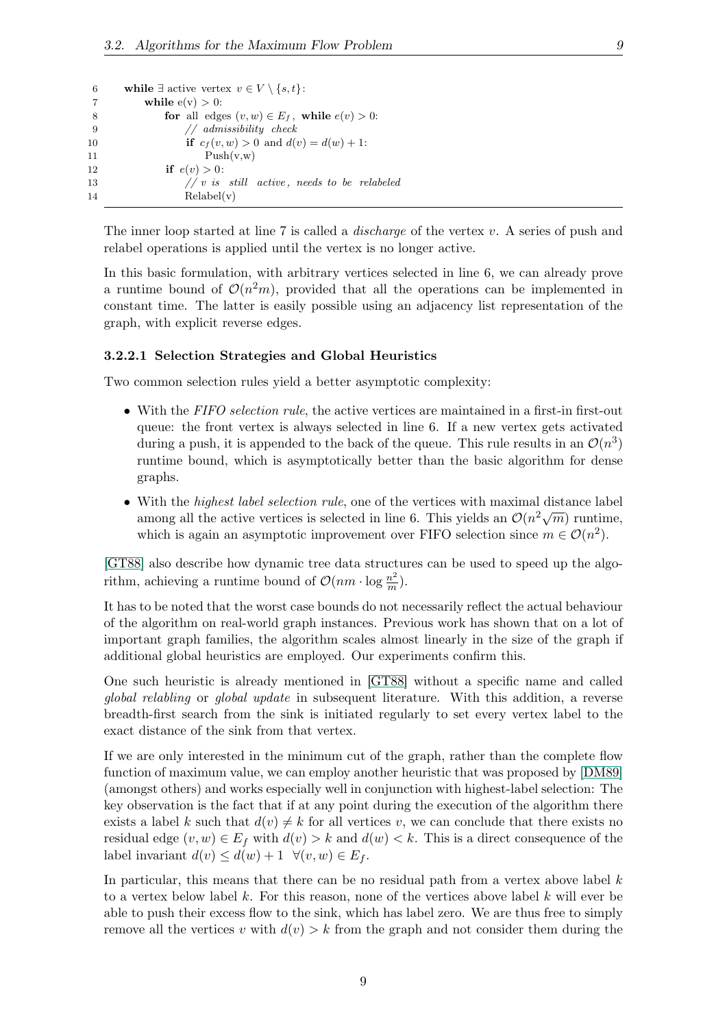```
6      while ∃ active vertex v ∈ V \ {s,t}:
7          while e(v) > 0:
8              for all edges (v,w) ∈ E_f, while e(v) > 0:
9                  // admissibility check
10                 if c_f(v,w) > 0 and d(v) = d(w) + 1:
11                     Push(v,w)
12             if e(v) > 0:
13                 // v is still active, needs to be relabeled
14                 Relabel(v)
```

The inner loop started at line 7 is called a *discharge* of the vertex $v$. A series of push and relabel operations is applied until the vertex is no longer active.

In this basic formulation, with arbitrary vertices selected in line 6, we can already prove a runtime bound of $\mathcal{O}(n^2 m)$, provided that all the operations can be implemented in constant time. The latter is easily possible using an adjacency list representation of the graph, with explicit reverse edges.

#### 3.2.2.1 Selection Strategies and Global Heuristics

Two common selection rules yield a better asymptotic complexity:

- With the *FIFO selection rule*, the active vertices are maintained in a first-in first-out queue: the front vertex is always selected in line 6. If a new vertex gets activated during a push, it is appended to the back of the queue. This rule results in an $\mathcal{O}(n^3)$ runtime bound, which is asymptotically better than the basic algorithm for dense graphs.
- With the *highest label selection rule*, one of the vertices with maximal distance label among all the active vertices is selected in line 6. This yields an $\mathcal{O}(n^2\sqrt{m})$ runtime, which is again an asymptotic improvement over FIFO selection since $m \in \mathcal{O}(n^2)$.

[GT88] also describe how dynamic tree data structures can be used to speed up the algorithm, achieving a runtime bound of $\mathcal{O}(nm \cdot \log \frac{n^2}{m})$.

It has to be noted that the worst case bounds do not necessarily reflect the actual behaviour of the algorithm on real-world graph instances. Previous work has shown that on a lot of important graph families, the algorithm scales almost linearly in the size of the graph if additional global heuristics are employed. Our experiments confirm this.

One such heuristic is already mentioned in [GT88] without a specific name and called *global relabling* or *global update* in subsequent literature. With this addition, a reverse breadth-first search from the sink is initiated regularly to set every vertex label to the exact distance of the sink from that vertex.

If we are only interested in the minimum cut of the graph, rather than the complete flow function of maximum value, we can employ another heuristic that was proposed by [DM89] (amongst others) and works especially well in conjunction with highest-label selection: The key observation is the fact that if at any point during the execution of the algorithm there exists a label $k$ such that $d(v) \neq k$ for all vertices $v$, we can conclude that there exists no residual edge $(v, w) \in E_f$ with $d(v) > k$ and $d(w) < k$. This is a direct consequence of the label invariant $d(v) \leq d(w) + 1 \;\; \forall (v, w) \in E_f$.

In particular, this means that there can be no residual path from a vertex above label $k$ to a vertex below label $k$. For this reason, none of the vertices above label $k$ will ever be able to push their excess flow to the sink, which has label zero. We are thus free to simply remove all the vertices $v$ with $d(v) > k$ from the graph and not consider them during the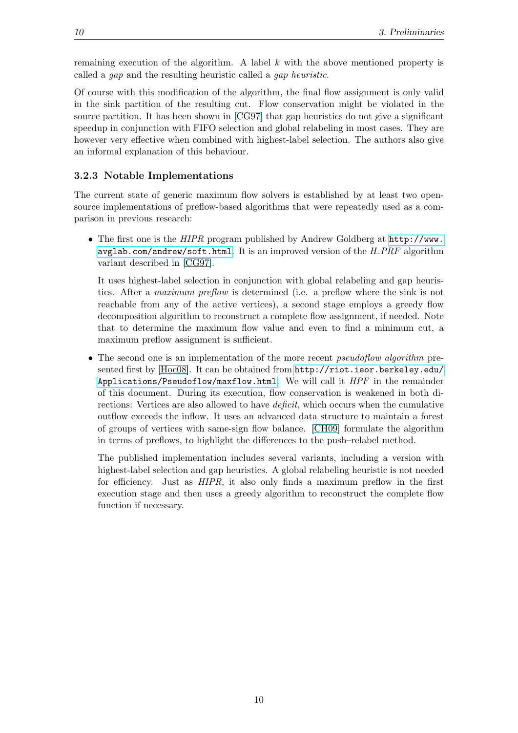remaining execution of the algorithm. A label $k$ with the above mentioned property is called a *gap* and the resulting heuristic called a *gap heuristic*.

Of course with this modification of the algorithm, the final flow assignment is only valid in the sink partition of the resulting cut. Flow conservation might be violated in the source partition. It has been shown in [CG97] that gap heuristics do not give a significant speedup in conjunction with FIFO selection and global relabeling in most cases. They are however very effective when combined with highest-label selection. The authors also give an informal explanation of this behaviour.

### 3.2.3 Notable Implementations

The current state of generic maximum flow solvers is established by at least two open-source implementations of preflow-based algorithms that were repeatedly used as a comparison in previous research:

- The first one is the *HIPR* program published by Andrew Goldberg at `http://www.avglab.com/andrew/soft.html`. It is an improved version of the *H_PRF* algorithm variant described in [CG97].

  It uses highest-label selection in conjunction with global relabeling and gap heuristics. After a *maximum preflow* is determined (i.e. a preflow where the sink is not reachable from any of the active vertices), a second stage employs a greedy flow decomposition algorithm to reconstruct a complete flow assignment, if needed. Note that to determine the maximum flow value and even to find a minimum cut, a maximum preflow assignment is sufficient.

- The second one is an implementation of the more recent *pseudoflow algorithm* presented first by [Hoc08]. It can be obtained from `http://riot.ieor.berkeley.edu/Applications/Pseudoflow/maxflow.html`. We will call it *HPF* in the remainder of this document. During its execution, flow conservation is weakened in both directions: Vertices are also allowed to have *deficit*, which occurs when the cumulative outflow exceeds the inflow. It uses an advanced data structure to maintain a forest of groups of vertices with same-sign flow balance. [CH09] formulate the algorithm in terms of preflows, to highlight the differences to the push–relabel method.

  The published implementation includes several variants, including a version with highest-label selection and gap heuristics. A global relabeling heuristic is not needed for efficiency. Just as *HIPR*, it also only finds a maximum preflow in the first execution stage and then uses a greedy algorithm to reconstruct the complete flow function if necessary.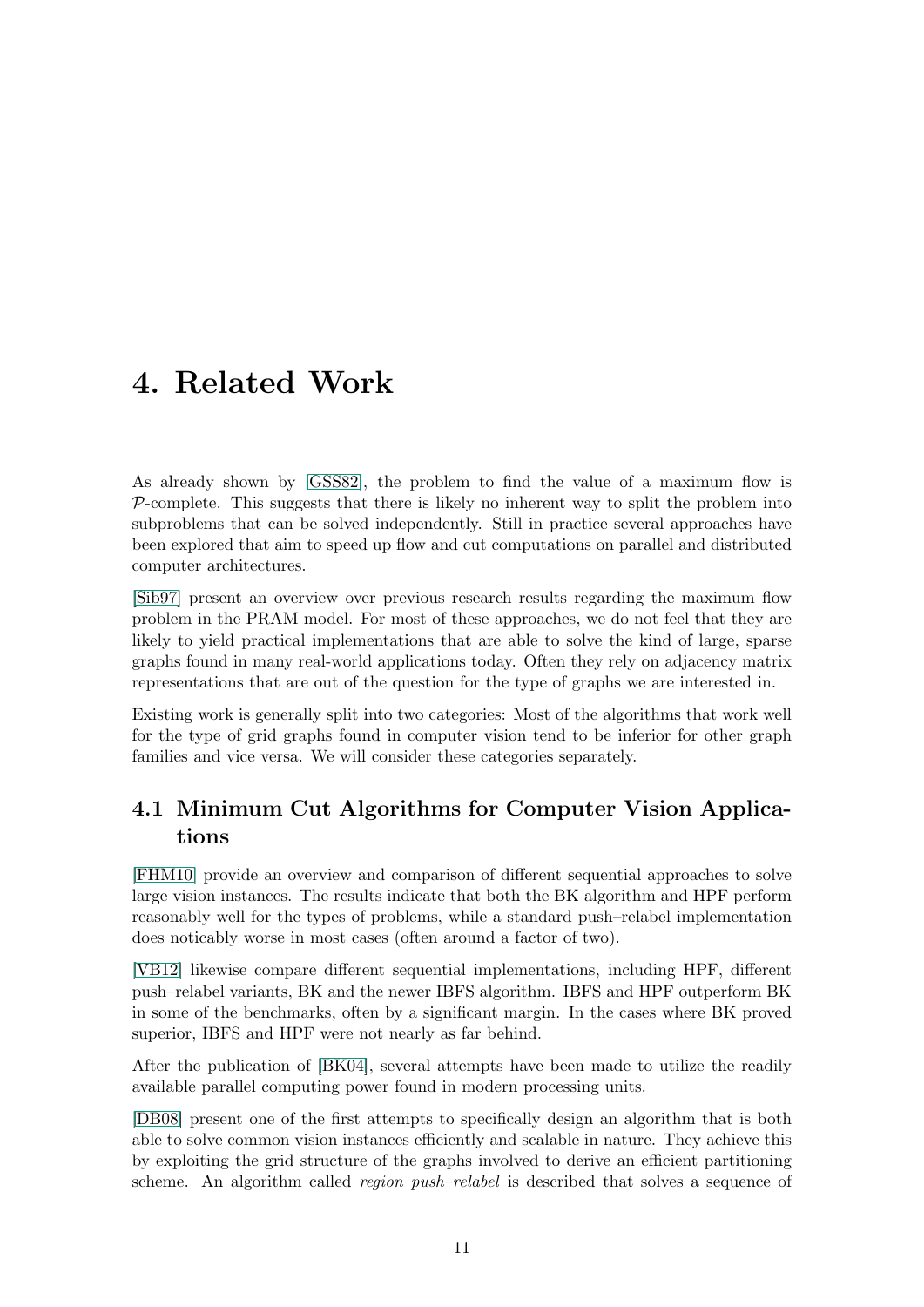# 4. Related Work

As already shown by [GSS82], the problem to find the value of a maximum flow is $\mathcal{P}$-complete. This suggests that there is likely no inherent way to split the problem into subproblems that can be solved independently. Still in practice several approaches have been explored that aim to speed up flow and cut computations on parallel and distributed computer architectures.

[Sib97] present an overview over previous research results regarding the maximum flow problem in the PRAM model. For most of these approaches, we do not feel that they are likely to yield practical implementations that are able to solve the kind of large, sparse graphs found in many real-world applications today. Often they rely on adjacency matrix representations that are out of the question for the type of graphs we are interested in.

Existing work is generally split into two categories: Most of the algorithms that work well for the type of grid graphs found in computer vision tend to be inferior for other graph families and vice versa. We will consider these categories separately.

## 4.1 Minimum Cut Algorithms for Computer Vision Applications

[FHM10] provide an overview and comparison of different sequential approaches to solve large vision instances. The results indicate that both the BK algorithm and HPF perform reasonably well for the types of problems, while a standard push–relabel implementation does noticably worse in most cases (often around a factor of two).

[VB12] likewise compare different sequential implementations, including HPF, different push–relabel variants, BK and the newer IBFS algorithm. IBFS and HPF outperform BK in some of the benchmarks, often by a significant margin. In the cases where BK proved superior, IBFS and HPF were not nearly as far behind.

After the publication of [BK04], several attempts have been made to utilize the readily available parallel computing power found in modern processing units.

[DB08] present one of the first attempts to specifically design an algorithm that is both able to solve common vision instances efficiently and scalable in nature. They achieve this by exploiting the grid structure of the graphs involved to derive an efficient partitioning scheme. An algorithm called *region push–relabel* is described that solves a sequence of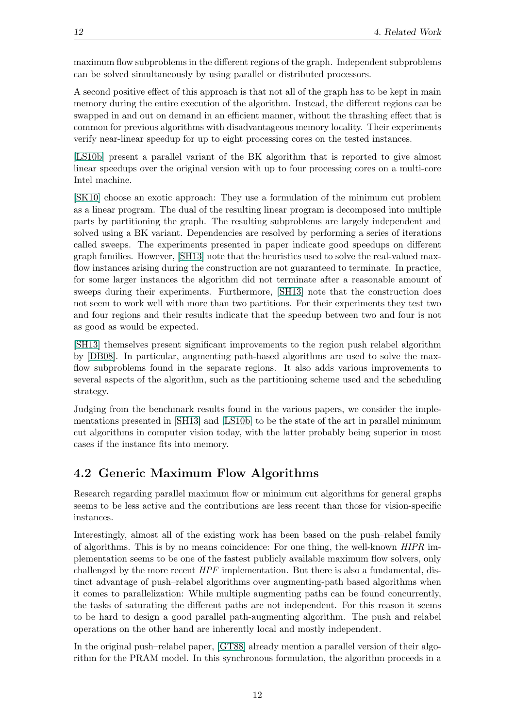maximum flow subproblems in the different regions of the graph. Independent subproblems can be solved simultaneously by using parallel or distributed processors.

A second positive effect of this approach is that not all of the graph has to be kept in main memory during the entire execution of the algorithm. Instead, the different regions can be swapped in and out on demand in an efficient manner, without the thrashing effect that is common for previous algorithms with disadvantageous memory locality. Their experiments verify near-linear speedup for up to eight processing cores on the tested instances.

[LS10b] present a parallel variant of the BK algorithm that is reported to give almost linear speedups over the original version with up to four processing cores on a multi-core Intel machine.

[SK10] choose an exotic approach: They use a formulation of the minimum cut problem as a linear program. The dual of the resulting linear program is decomposed into multiple parts by partitioning the graph. The resulting subproblems are largely independent and solved using a BK variant. Dependencies are resolved by performing a series of iterations called sweeps. The experiments presented in paper indicate good speedups on different graph families. However, [SH13] note that the heuristics used to solve the real-valued max-flow instances arising during the construction are not guaranteed to terminate. In practice, for some larger instances the algorithm did not terminate after a reasonable amount of sweeps during their experiments. Furthermore, [SH13] note that the construction does not seem to work well with more than two partitions. For their experiments they test two and four regions and their results indicate that the speedup between two and four is not as good as would be expected.

[SH13] themselves present significant improvements to the region push relabel algorithm by [DB08]. In particular, augmenting path-based algorithms are used to solve the max-flow subproblems found in the separate regions. It also adds various improvements to several aspects of the algorithm, such as the partitioning scheme used and the scheduling strategy.

Judging from the benchmark results found in the various papers, we consider the implementations presented in [SH13] and [LS10b] to be the state of the art in parallel minimum cut algorithms in computer vision today, with the latter probably being superior in most cases if the instance fits into memory.

## 4.2 Generic Maximum Flow Algorithms

Research regarding parallel maximum flow or minimum cut algorithms for general graphs seems to be less active and the contributions are less recent than those for vision-specific instances.

Interestingly, almost all of the existing work has been based on the push–relabel family of algorithms. This is by no means coincidence: For one thing, the well-known *HIPR* implementation seems to be one of the fastest publicly available maximum flow solvers, only challenged by the more recent *HPF* implementation. But there is also a fundamental, distinct advantage of push–relabel algorithms over augmenting-path based algorithms when it comes to parallelization: While multiple augmenting paths can be found concurrently, the tasks of saturating the different paths are not independent. For this reason it seems to be hard to design a good parallel path-augmenting algorithm. The push and relabel operations on the other hand are inherently local and mostly independent.

In the original push–relabel paper, [GT88] already mention a parallel version of their algorithm for the PRAM model. In this synchronous formulation, the algorithm proceeds in a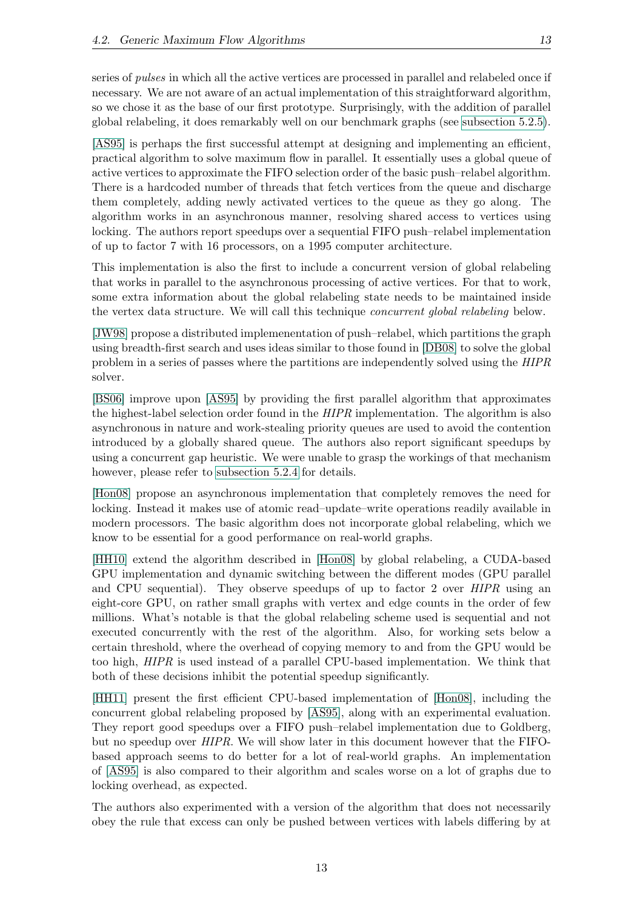series of *pulses* in which all the active vertices are processed in parallel and relabeled once if necessary. We are not aware of an actual implementation of this straightforward algorithm, so we chose it as the base of our first prototype. Surprisingly, with the addition of parallel global relabeling, it does remarkably well on our benchmark graphs (see subsection 5.2.5).

[AS95] is perhaps the first successful attempt at designing and implementing an efficient, practical algorithm to solve maximum flow in parallel. It essentially uses a global queue of active vertices to approximate the FIFO selection order of the basic push–relabel algorithm. There is a hardcoded number of threads that fetch vertices from the queue and discharge them completely, adding newly activated vertices to the queue as they go along. The algorithm works in an asynchronous manner, resolving shared access to vertices using locking. The authors report speedups over a sequential FIFO push–relabel implementation of up to factor 7 with 16 processors, on a 1995 computer architecture.

This implementation is also the first to include a concurrent version of global relabeling that works in parallel to the asynchronous processing of active vertices. For that to work, some extra information about the global relabeling state needs to be maintained inside the vertex data structure. We will call this technique *concurrent global relabeling* below.

[JW98] propose a distributed implemenentation of push–relabel, which partitions the graph using breadth-first search and uses ideas similar to those found in [DB08] to solve the global problem in a series of passes where the partitions are independently solved using the *HIPR* solver.

[BS06] improve upon [AS95] by providing the first parallel algorithm that approximates the highest-label selection order found in the *HIPR* implementation. The algorithm is also asynchronous in nature and work-stealing priority queues are used to avoid the contention introduced by a globally shared queue. The authors also report significant speedups by using a concurrent gap heuristic. We were unable to grasp the workings of that mechanism however, please refer to subsection 5.2.4 for details.

[Hon08] propose an asynchronous implementation that completely removes the need for locking. Instead it makes use of atomic read–update–write operations readily available in modern processors. The basic algorithm does not incorporate global relabeling, which we know to be essential for a good performance on real-world graphs.

[HH10] extend the algorithm described in [Hon08] by global relabeling, a CUDA-based GPU implementation and dynamic switching between the different modes (GPU parallel and CPU sequential). They observe speedups of up to factor 2 over *HIPR* using an eight-core GPU, on rather small graphs with vertex and edge counts in the order of few millions. What's notable is that the global relabeling scheme used is sequential and not executed concurrently with the rest of the algorithm. Also, for working sets below a certain threshold, where the overhead of copying memory to and from the GPU would be too high, *HIPR* is used instead of a parallel CPU-based implementation. We think that both of these decisions inhibit the potential speedup significantly.

[HH11] present the first efficient CPU-based implementation of [Hon08], including the concurrent global relabeling proposed by [AS95], along with an experimental evaluation. They report good speedups over a FIFO push–relabel implementation due to Goldberg, but no speedup over *HIPR*. We will show later in this document however that the FIFO-based approach seems to do better for a lot of real-world graphs. An implementation of [AS95] is also compared to their algorithm and scales worse on a lot of graphs due to locking overhead, as expected.

The authors also experimented with a version of the algorithm that does not necessarily obey the rule that excess can only be pushed between vertices with labels differing by at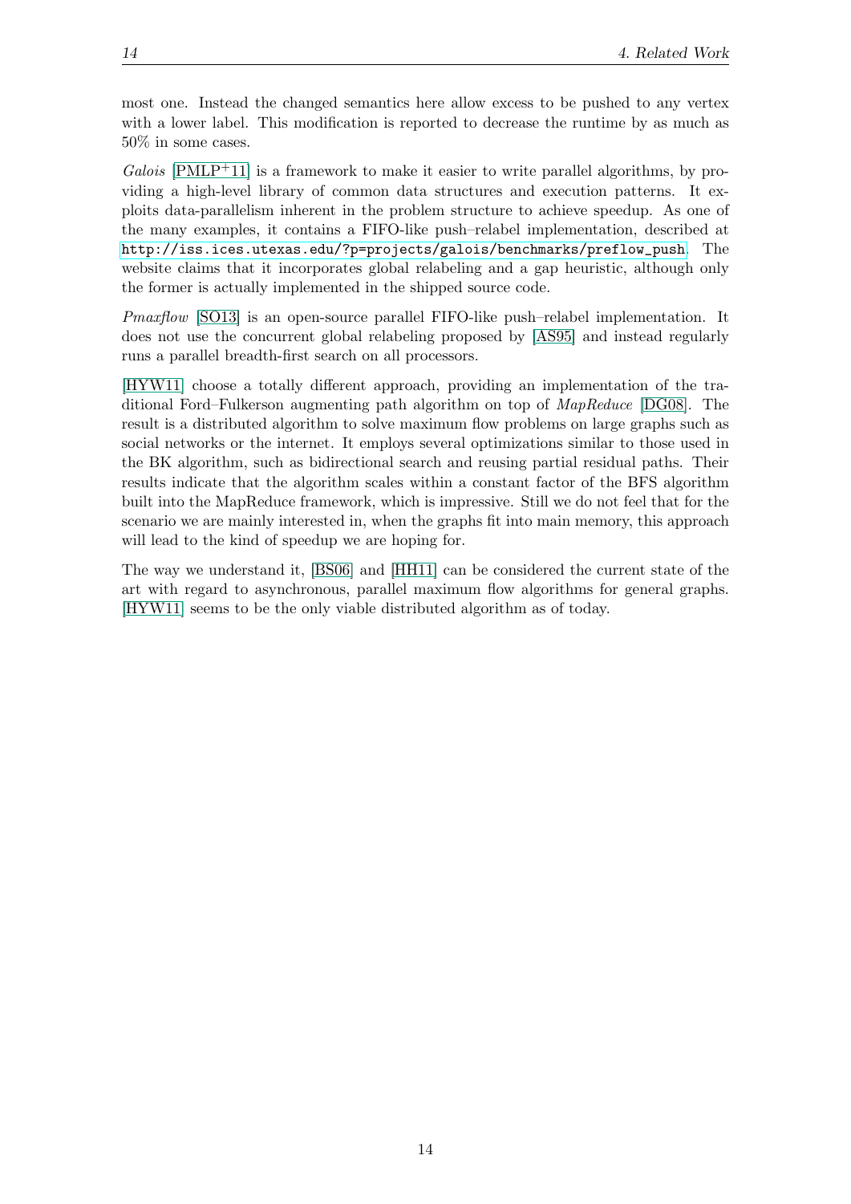most one. Instead the changed semantics here allow excess to be pushed to any vertex with a lower label. This modification is reported to decrease the runtime by as much as 50% in some cases.

*Galois* [PMLP+11] is a framework to make it easier to write parallel algorithms, by providing a high-level library of common data structures and execution patterns. It exploits data-parallelism inherent in the problem structure to achieve speedup. As one of the many examples, it contains a FIFO-like push–relabel implementation, described at http://iss.ices.utexas.edu/?p=projects/galois/benchmarks/preflow_push. The website claims that it incorporates global relabeling and a gap heuristic, although only the former is actually implemented in the shipped source code.

*Pmaxflow* [SO13] is an open-source parallel FIFO-like push–relabel implementation. It does not use the concurrent global relabeling proposed by [AS95] and instead regularly runs a parallel breadth-first search on all processors.

[HYW11] choose a totally different approach, providing an implementation of the traditional Ford–Fulkerson augmenting path algorithm on top of *MapReduce* [DG08]. The result is a distributed algorithm to solve maximum flow problems on large graphs such as social networks or the internet. It employs several optimizations similar to those used in the BK algorithm, such as bidirectional search and reusing partial residual paths. Their results indicate that the algorithm scales within a constant factor of the BFS algorithm built into the MapReduce framework, which is impressive. Still we do not feel that for the scenario we are mainly interested in, when the graphs fit into main memory, this approach will lead to the kind of speedup we are hoping for.

The way we understand it, [BS06] and [HH11] can be considered the current state of the art with regard to asynchronous, parallel maximum flow algorithms for general graphs. [HYW11] seems to be the only viable distributed algorithm as of today.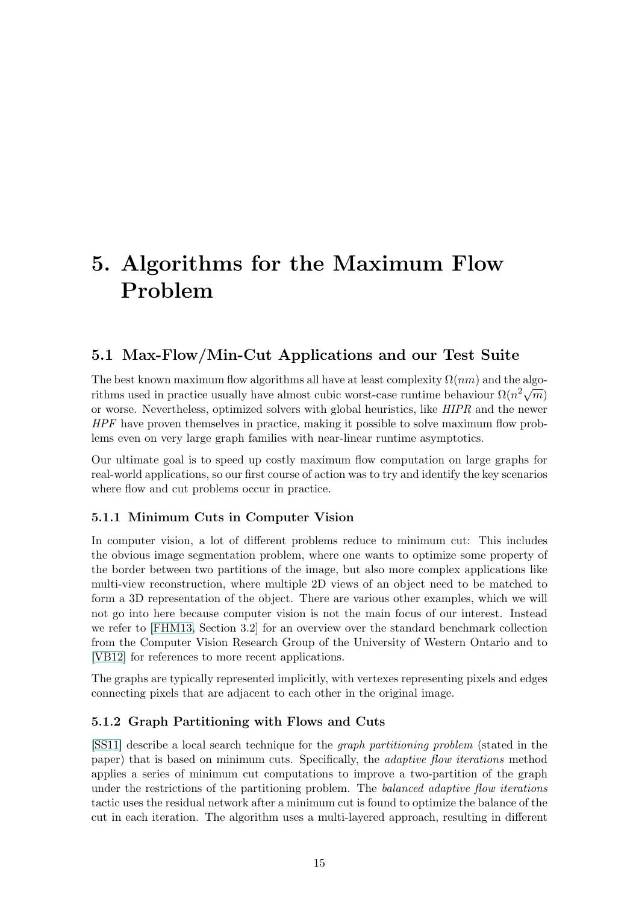# 5. Algorithms for the Maximum Flow Problem

## 5.1 Max-Flow/Min-Cut Applications and our Test Suite

The best known maximum flow algorithms all have at least complexity $\Omega(nm)$ and the algorithms used in practice usually have almost cubic worst-case runtime behaviour $\Omega(n^2\sqrt{m})$ or worse. Nevertheless, optimized solvers with global heuristics, like *HIPR* and the newer *HPF* have proven themselves in practice, making it possible to solve maximum flow problems even on very large graph families with near-linear runtime asymptotics.

Our ultimate goal is to speed up costly maximum flow computation on large graphs for real-world applications, so our first course of action was to try and identify the key scenarios where flow and cut problems occur in practice.

### 5.1.1 Minimum Cuts in Computer Vision

In computer vision, a lot of different problems reduce to minimum cut: This includes the obvious image segmentation problem, where one wants to optimize some property of the border between two partitions of the image, but also more complex applications like multi-view reconstruction, where multiple 2D views of an object need to be matched to form a 3D representation of the object. There are various other examples, which we will not go into here because computer vision is not the main focus of our interest. Instead we refer to [FHM13, Section 3.2] for an overview over the standard benchmark collection from the Computer Vision Research Group of the University of Western Ontario and to [VB12] for references to more recent applications.

The graphs are typically represented implicitly, with vertexes representing pixels and edges connecting pixels that are adjacent to each other in the original image.

### 5.1.2 Graph Partitioning with Flows and Cuts

[SS11] describe a local search technique for the *graph partitioning problem* (stated in the paper) that is based on minimum cuts. Specifically, the *adaptive flow iterations* method applies a series of minimum cut computations to improve a two-partition of the graph under the restrictions of the partitioning problem. The *balanced adaptive flow iterations* tactic uses the residual network after a minimum cut is found to optimize the balance of the cut in each iteration. The algorithm uses a multi-layered approach, resulting in different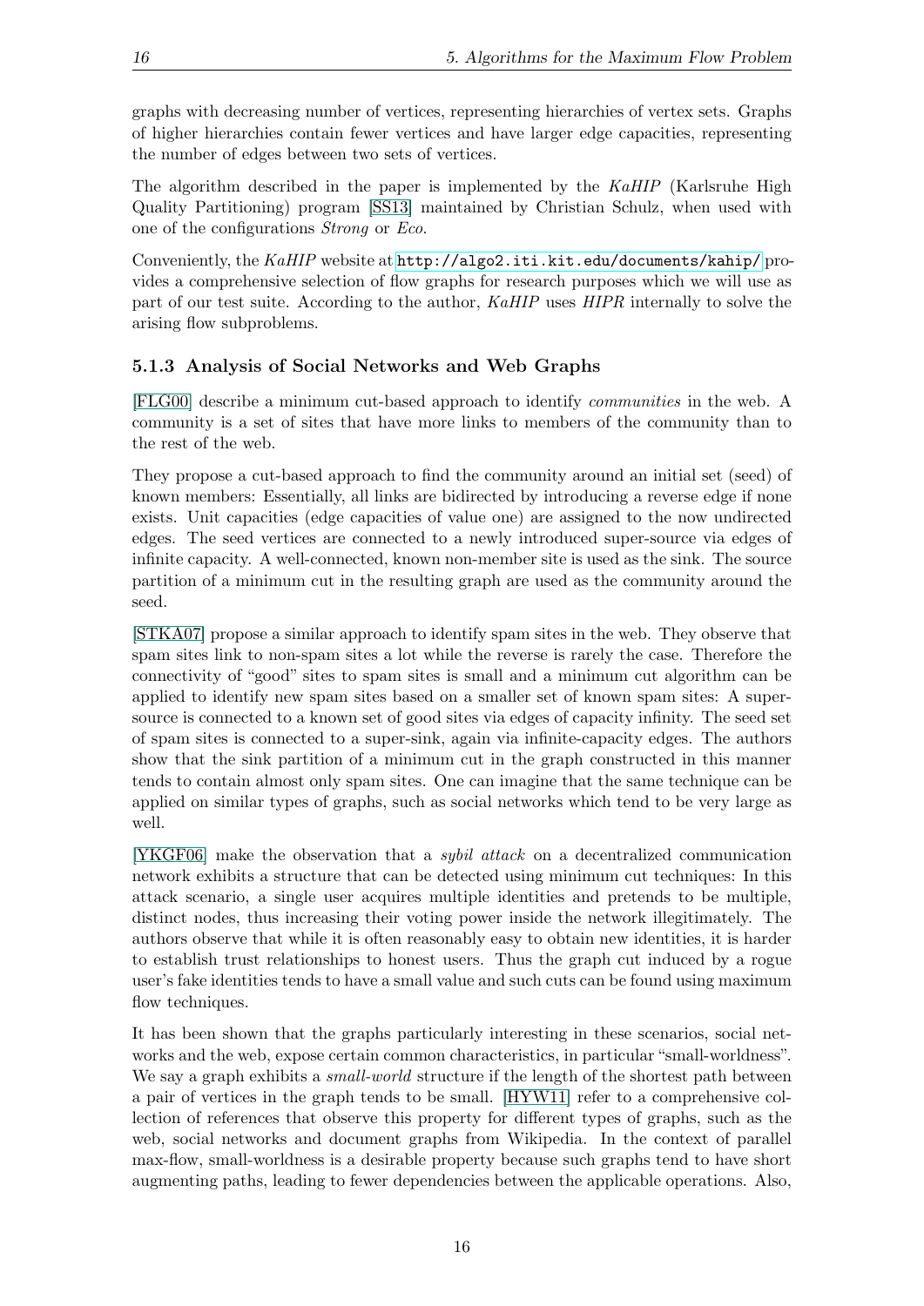graphs with decreasing number of vertices, representing hierarchies of vertex sets. Graphs of higher hierarchies contain fewer vertices and have larger edge capacities, representing the number of edges between two sets of vertices.

The algorithm described in the paper is implemented by the *KaHIP* (Karlsruhe High Quality Partitioning) program [SS13] maintained by Christian Schulz, when used with one of the configurations *Strong* or *Eco*.

Conveniently, the *KaHIP* website at `http://algo2.iti.kit.edu/documents/kahip/` provides a comprehensive selection of flow graphs for research purposes which we will use as part of our test suite. According to the author, *KaHIP* uses *HIPR* internally to solve the arising flow subproblems.

### 5.1.3 Analysis of Social Networks and Web Graphs

[FLG00] describe a minimum cut-based approach to identify *communities* in the web. A community is a set of sites that have more links to members of the community than to the rest of the web.

They propose a cut-based approach to find the community around an initial set (seed) of known members: Essentially, all links are bidirected by introducing a reverse edge if none exists. Unit capacities (edge capacities of value one) are assigned to the now undirected edges. The seed vertices are connected to a newly introduced super-source via edges of infinite capacity. A well-connected, known non-member site is used as the sink. The source partition of a minimum cut in the resulting graph are used as the community around the seed.

[STKA07] propose a similar approach to identify spam sites in the web. They observe that spam sites link to non-spam sites a lot while the reverse is rarely the case. Therefore the connectivity of "good" sites to spam sites is small and a minimum cut algorithm can be applied to identify new spam sites based on a smaller set of known spam sites: A super-source is connected to a known set of good sites via edges of capacity infinity. The seed set of spam sites is connected to a super-sink, again via infinite-capacity edges. The authors show that the sink partition of a minimum cut in the graph constructed in this manner tends to contain almost only spam sites. One can imagine that the same technique can be applied on similar types of graphs, such as social networks which tend to be very large as well.

[YKGF06] make the observation that a *sybil attack* on a decentralized communication network exhibits a structure that can be detected using minimum cut techniques: In this attack scenario, a single user acquires multiple identities and pretends to be multiple, distinct nodes, thus increasing their voting power inside the network illegitimately. The authors observe that while it is often reasonably easy to obtain new identities, it is harder to establish trust relationships to honest users. Thus the graph cut induced by a rogue user's fake identities tends to have a small value and such cuts can be found using maximum flow techniques.

It has been shown that the graphs particularly interesting in these scenarios, social networks and the web, expose certain common characteristics, in particular "small-worldness". We say a graph exhibits a *small-world* structure if the length of the shortest path between a pair of vertices in the graph tends to be small. [HYW11] refer to a comprehensive collection of references that observe this property for different types of graphs, such as the web, social networks and document graphs from Wikipedia. In the context of parallel max-flow, small-worldness is a desirable property because such graphs tend to have short augmenting paths, leading to fewer dependencies between the applicable operations. Also,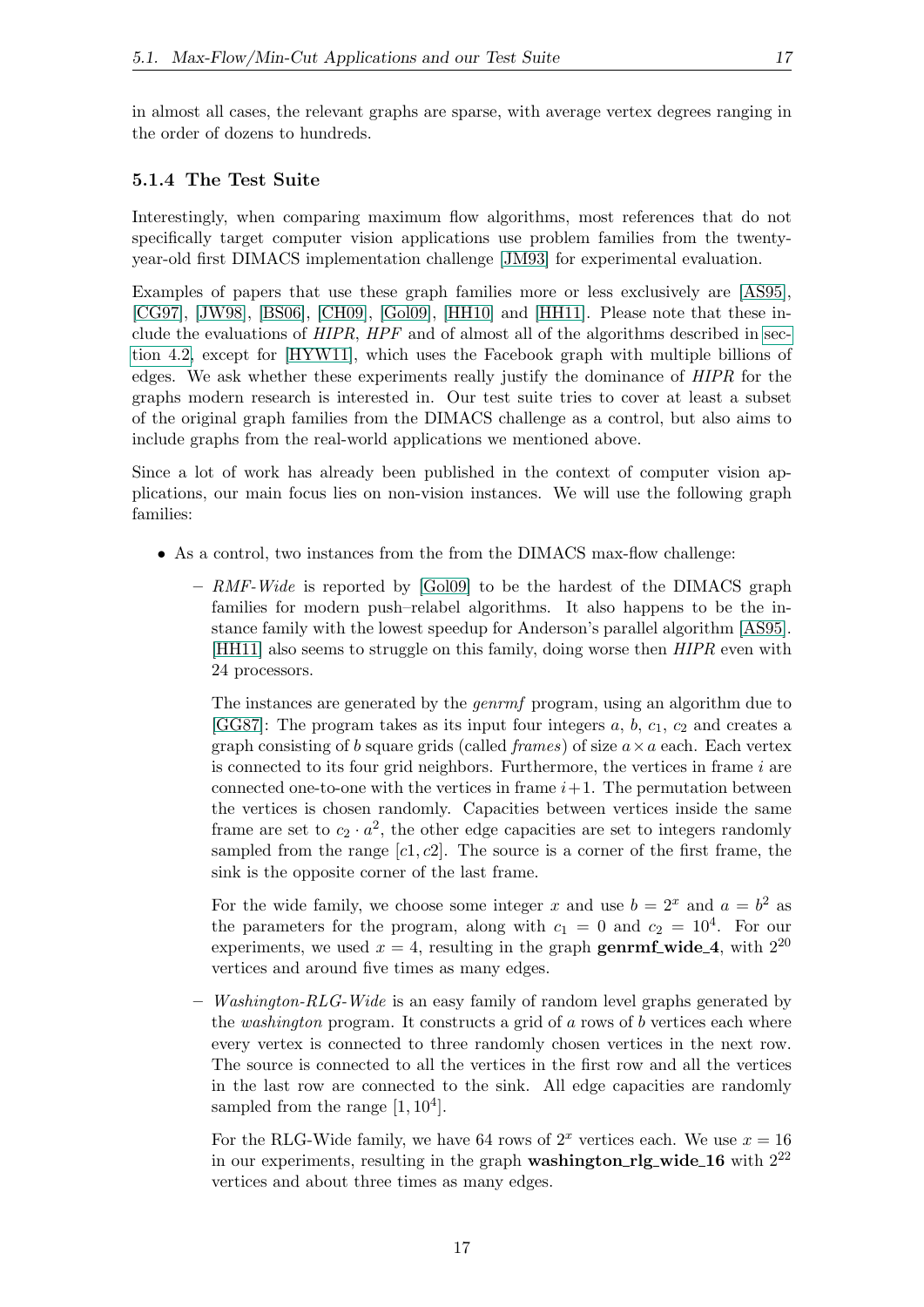in almost all cases, the relevant graphs are sparse, with average vertex degrees ranging in the order of dozens to hundreds.

### 5.1.4 The Test Suite

Interestingly, when comparing maximum flow algorithms, most references that do not specifically target computer vision applications use problem families from the twenty-year-old first DIMACS implementation challenge [JM93] for experimental evaluation.

Examples of papers that use these graph families more or less exclusively are [AS95], [CG97], [JW98], [BS06], [CH09], [Gol09], [HH10] and [HH11]. Please note that these include the evaluations of *HIPR*, *HPF* and of almost all of the algorithms described in section 4.2, except for [HYW11], which uses the Facebook graph with multiple billions of edges. We ask whether these experiments really justify the dominance of *HIPR* for the graphs modern research is interested in. Our test suite tries to cover at least a subset of the original graph families from the DIMACS challenge as a control, but also aims to include graphs from the real-world applications we mentioned above.

Since a lot of work has already been published in the context of computer vision applications, our main focus lies on non-vision instances. We will use the following graph families:

- As a control, two instances from the from the DIMACS max-flow challenge:
  - *RMF-Wide* is reported by [Gol09] to be the hardest of the DIMACS graph families for modern push–relabel algorithms. It also happens to be the instance family with the lowest speedup for Anderson's parallel algorithm [AS95]. [HH11] also seems to struggle on this family, doing worse then *HIPR* even with 24 processors.

    The instances are generated by the *genrmf* program, using an algorithm due to [GG87]: The program takes as its input four integers $a$, $b$, $c_1$, $c_2$ and creates a graph consisting of $b$ square grids (called *frames*) of size $a \times a$ each. Each vertex is connected to its four grid neighbors. Furthermore, the vertices in frame $i$ are connected one-to-one with the vertices in frame $i+1$. The permutation between the vertices is chosen randomly. Capacities between vertices inside the same frame are set to $c_2 \cdot a^2$, the other edge capacities are set to integers randomly sampled from the range $[c1, c2]$. The source is a corner of the first frame, the sink is the opposite corner of the last frame.

    For the wide family, we choose some integer $x$ and use $b = 2^x$ and $a = b^2$ as the parameters for the program, along with $c_1 = 0$ and $c_2 = 10^4$. For our experiments, we used $x = 4$, resulting in the graph **genrmf_wide_4**, with $2^{20}$ vertices and around five times as many edges.
  - *Washington-RLG-Wide* is an easy family of random level graphs generated by the *washington* program. It constructs a grid of $a$ rows of $b$ vertices each where every vertex is connected to three randomly chosen vertices in the next row. The source is connected to all the vertices in the first row and all the vertices in the last row are connected to the sink. All edge capacities are randomly sampled from the range $[1, 10^4]$.

    For the RLG-Wide family, we have 64 rows of $2^x$ vertices each. We use $x = 16$ in our experiments, resulting in the graph **washington_rlg_wide_16** with $2^{22}$ vertices and about three times as many edges.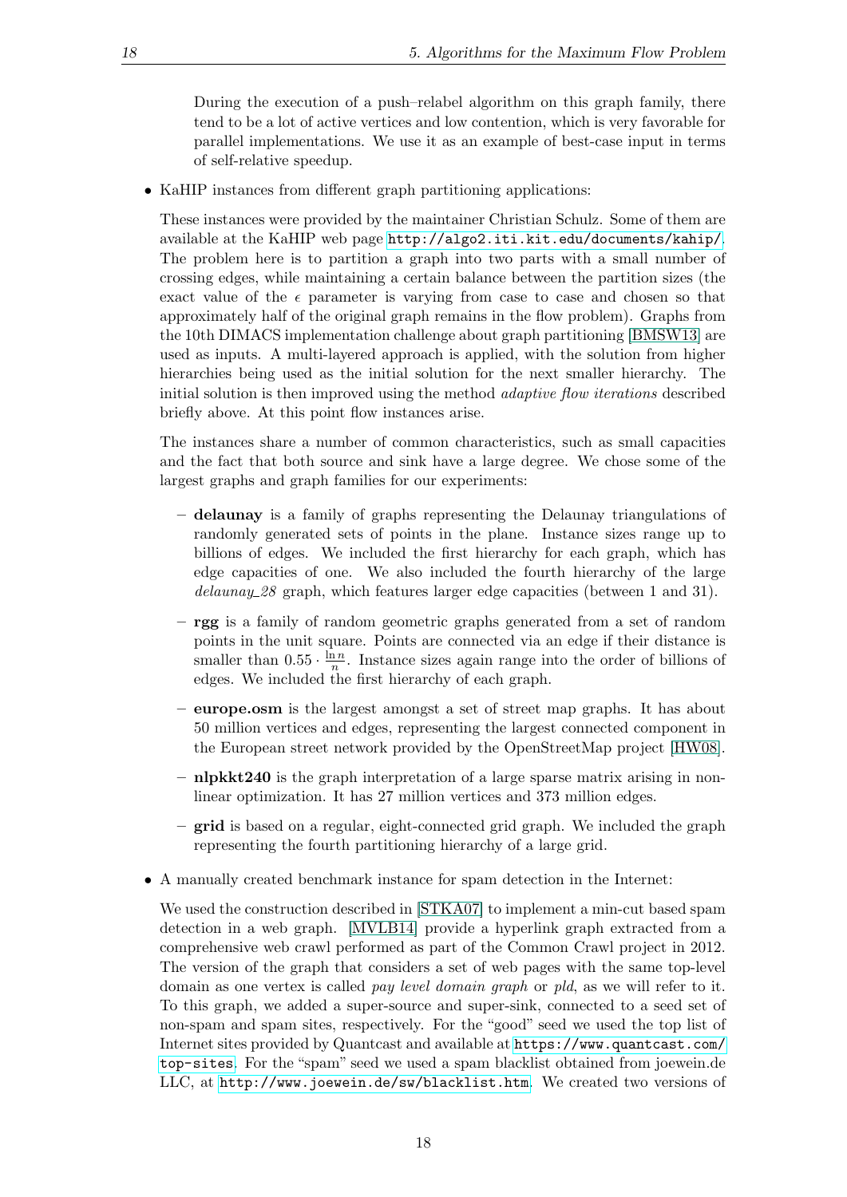During the execution of a push–relabel algorithm on this graph family, there tend to be a lot of active vertices and low contention, which is very favorable for parallel implementations. We use it as an example of best-case input in terms of self-relative speedup.

- KaHIP instances from different graph partitioning applications:

  These instances were provided by the maintainer Christian Schulz. Some of them are available at the KaHIP web page http://algo2.iti.kit.edu/documents/kahip/. The problem here is to partition a graph into two parts with a small number of crossing edges, while maintaining a certain balance between the partition sizes (the exact value of the $\epsilon$ parameter is varying from case to case and chosen so that approximately half of the original graph remains in the flow problem). Graphs from the 10th DIMACS implementation challenge about graph partitioning [BMSW13] are used as inputs. A multi-layered approach is applied, with the solution from higher hierarchies being used as the initial solution for the next smaller hierarchy. The initial solution is then improved using the method *adaptive flow iterations* described briefly above. At this point flow instances arise.

  The instances share a number of common characteristics, such as small capacities and the fact that both source and sink have a large degree. We chose some of the largest graphs and graph families for our experiments:

  - **delaunay** is a family of graphs representing the Delaunay triangulations of randomly generated sets of points in the plane. Instance sizes range up to billions of edges. We included the first hierarchy for each graph, which has edge capacities of one. We also included the fourth hierarchy of the large *delaunay_28* graph, which features larger edge capacities (between 1 and 31).
  - **rgg** is a family of random geometric graphs generated from a set of random points in the unit square. Points are connected via an edge if their distance is smaller than $0.55 \cdot \frac{\ln n}{n}$. Instance sizes again range into the order of billions of edges. We included the first hierarchy of each graph.
  - **europe.osm** is the largest amongst a set of street map graphs. It has about 50 million vertices and edges, representing the largest connected component in the European street network provided by the OpenStreetMap project [HW08].
  - **nlpkkt240** is the graph interpretation of a large sparse matrix arising in nonlinear optimization. It has 27 million vertices and 373 million edges.
  - **grid** is based on a regular, eight-connected grid graph. We included the graph representing the fourth partitioning hierarchy of a large grid.

- A manually created benchmark instance for spam detection in the Internet:

  We used the construction described in [STKA07] to implement a min-cut based spam detection in a web graph. [MVLB14] provide a hyperlink graph extracted from a comprehensive web crawl performed as part of the Common Crawl project in 2012. The version of the graph that considers a set of web pages with the same top-level domain as one vertex is called *pay level domain graph* or *pld*, as we will refer to it. To this graph, we added a super-source and super-sink, connected to a seed set of non-spam and spam sites, respectively. For the "good" seed we used the top list of Internet sites provided by Quantcast and available at https://www.quantcast.com/top-sites. For the "spam" seed we used a spam blacklist obtained from joewein.de LLC, at http://www.joewein.de/sw/blacklist.htm. We created two versions of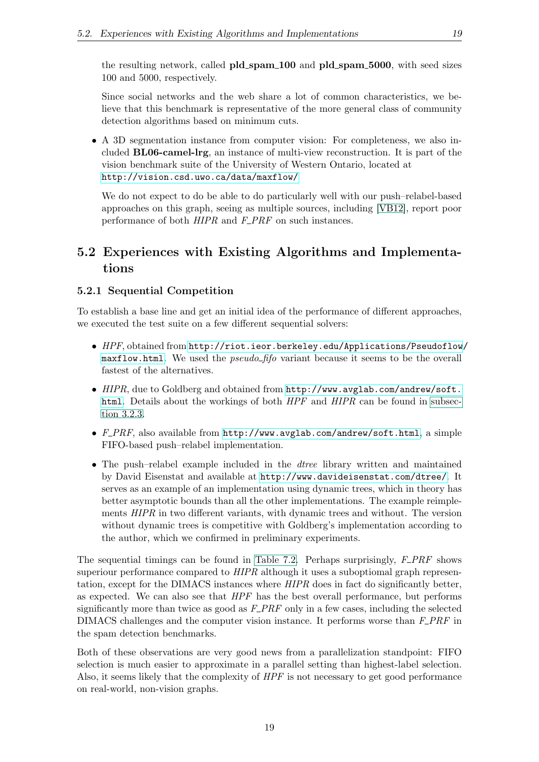the resulting network, called **pld_spam_100** and **pld_spam_5000**, with seed sizes 100 and 5000, respectively.

Since social networks and the web share a lot of common characteristics, we believe that this benchmark is representative of the more general class of community detection algorithms based on minimum cuts.

- A 3D segmentation instance from computer vision: For completeness, we also included **BL06-camel-lrg**, an instance of multi-view reconstruction. It is part of the vision benchmark suite of the University of Western Ontario, located at http://vision.csd.uwo.ca/data/maxflow/

  We do not expect to do be able to do particularly well with our push–relabel-based approaches on this graph, seeing as multiple sources, including [VB12], report poor performance of both *HIPR* and *F_PRF* on such instances.

## 5.2 Experiences with Existing Algorithms and Implementations

### 5.2.1 Sequential Competition

To establish a base line and get an initial idea of the performance of different approaches, we executed the test suite on a few different sequential solvers:

- *HPF*, obtained from http://riot.ieor.berkeley.edu/Applications/Pseudoflow/maxflow.html. We used the *pseudo_fifo* variant because it seems to be the overall fastest of the alternatives.
- *HIPR*, due to Goldberg and obtained from http://www.avglab.com/andrew/soft.html. Details about the workings of both *HPF* and *HIPR* can be found in subsection 3.2.3.
- *F_PRF*, also available from http://www.avglab.com/andrew/soft.html, a simple FIFO-based push–relabel implementation.
- The push–relabel example included in the *dtree* library written and maintained by David Eisenstat and available at http://www.davideisenstat.com/dtree/. It serves as an example of an implementation using dynamic trees, which in theory has better asymptotic bounds than all the other implementations. The example reimplements *HIPR* in two different variants, with dynamic trees and without. The version without dynamic trees is competitive with Goldberg's implementation according to the author, which we confirmed in preliminary experiments.

The sequential timings can be found in Table 7.2. Perhaps surprisingly, *F_PRF* shows superiour performance compared to *HIPR* although it uses a suboptimal graph representation, except for the DIMACS instances where *HIPR* does in fact do significantly better, as expected. We can also see that *HPF* has the best overall performance, but performs significantly more than twice as good as *F_PRF* only in a few cases, including the selected DIMACS challenges and the computer vision instance. It performs worse than *F_PRF* in the spam detection benchmarks.

Both of these observations are very good news from a parallelization standpoint: FIFO selection is much easier to approximate in a parallel setting than highest-label selection. Also, it seems likely that the complexity of *HPF* is not necessary to get good performance on real-world, non-vision graphs.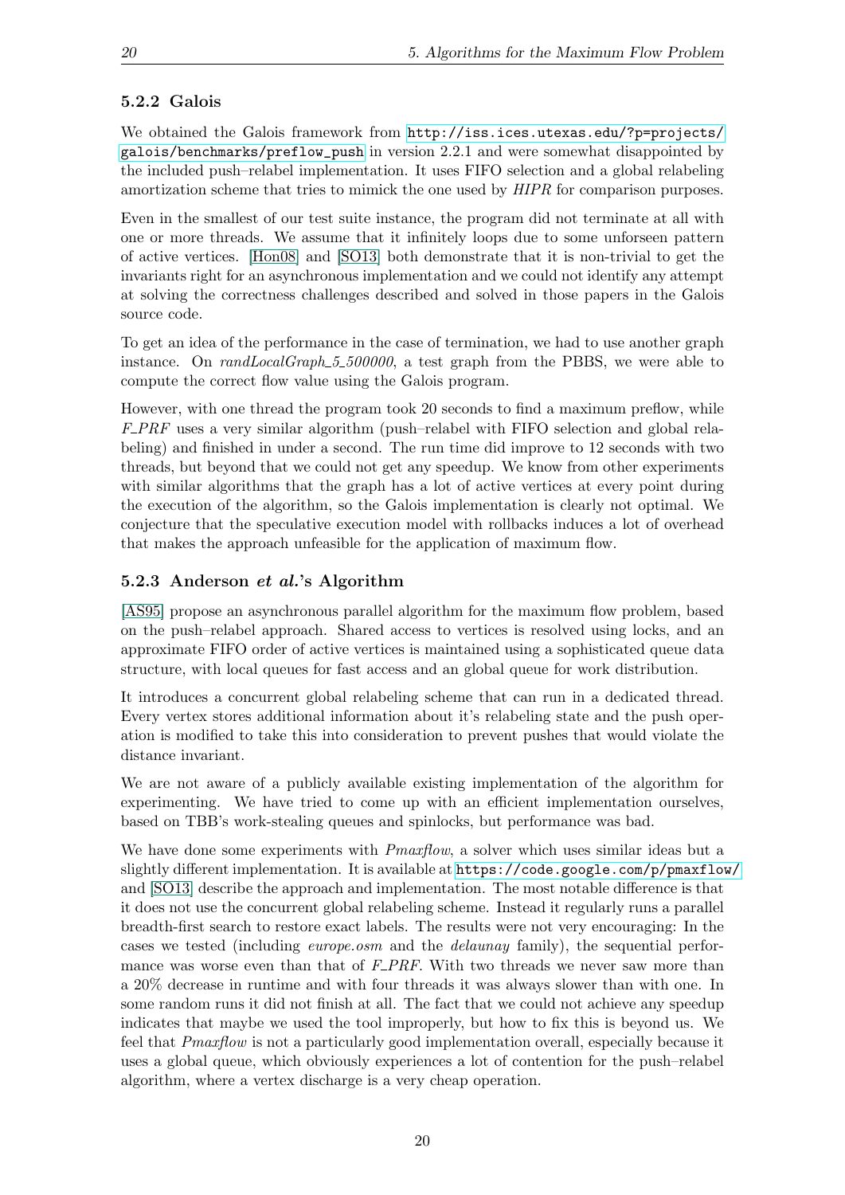### 5.2.2 Galois

We obtained the Galois framework from http://iss.ices.utexas.edu/?p=projects/galois/benchmarks/preflow_push in version 2.2.1 and were somewhat disappointed by the included push–relabel implementation. It uses FIFO selection and a global relabeling amortization scheme that tries to mimick the one used by *HIPR* for comparison purposes.

Even in the smallest of our test suite instance, the program did not terminate at all with one or more threads. We assume that it infinitely loops due to some unforseen pattern of active vertices. [Hon08] and [SO13] both demonstrate that it is non-trivial to get the invariants right for an asynchronous implementation and we could not identify any attempt at solving the correctness challenges described and solved in those papers in the Galois source code.

To get an idea of the performance in the case of termination, we had to use another graph instance. On *randLocalGraph_5_500000*, a test graph from the PBBS, we were able to compute the correct flow value using the Galois program.

However, with one thread the program took 20 seconds to find a maximum preflow, while *F_PRF* uses a very similar algorithm (push–relabel with FIFO selection and global relabeling) and finished in under a second. The run time did improve to 12 seconds with two threads, but beyond that we could not get any speedup. We know from other experiments with similar algorithms that the graph has a lot of active vertices at every point during the execution of the algorithm, so the Galois implementation is clearly not optimal. We conjecture that the speculative execution model with rollbacks induces a lot of overhead that makes the approach unfeasible for the application of maximum flow.

### 5.2.3 Anderson *et al.*'s Algorithm

[AS95] propose an asynchronous parallel algorithm for the maximum flow problem, based on the push–relabel approach. Shared access to vertices is resolved using locks, and an approximate FIFO order of active vertices is maintained using a sophisticated queue data structure, with local queues for fast access and an global queue for work distribution.

It introduces a concurrent global relabeling scheme that can run in a dedicated thread. Every vertex stores additional information about it's relabeling state and the push operation is modified to take this into consideration to prevent pushes that would violate the distance invariant.

We are not aware of a publicly available existing implementation of the algorithm for experimenting. We have tried to come up with an efficient implementation ourselves, based on TBB's work-stealing queues and spinlocks, but performance was bad.

We have done some experiments with *Pmaxflow*, a solver which uses similar ideas but a slightly different implementation. It is available at https://code.google.com/p/pmaxflow/ and [SO13] describe the approach and implementation. The most notable difference is that it does not use the concurrent global relabeling scheme. Instead it regularly runs a parallel breadth-first search to restore exact labels. The results were not very encouraging: In the cases we tested (including *europe.osm* and the *delaunay* family), the sequential performance was worse even than that of *F_PRF*. With two threads we never saw more than a 20% decrease in runtime and with four threads it was always slower than with one. In some random runs it did not finish at all. The fact that we could not achieve any speedup indicates that maybe we used the tool improperly, but how to fix this is beyond us. We feel that *Pmaxflow* is not a particularly good implementation overall, especially because it uses a global queue, which obviously experiences a lot of contention for the push–relabel algorithm, where a vertex discharge is a very cheap operation.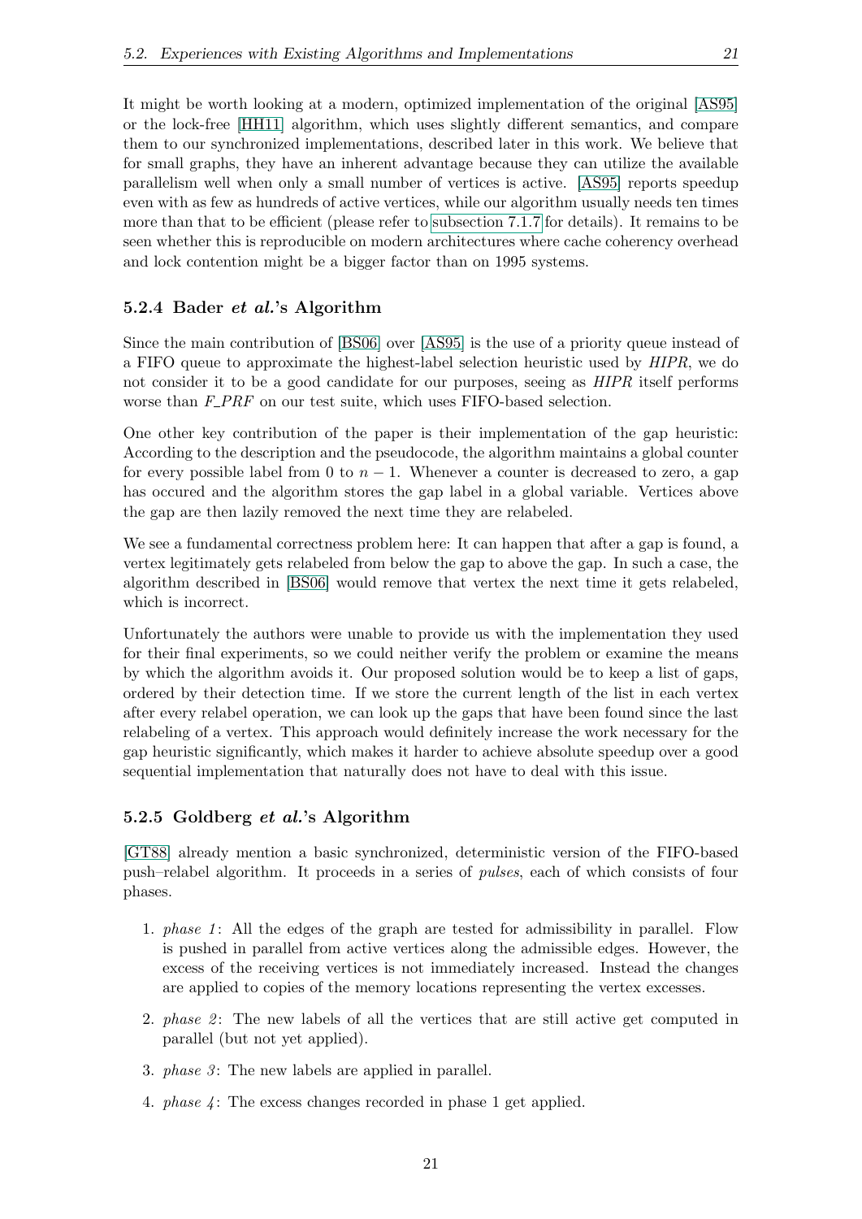It might be worth looking at a modern, optimized implementation of the original [AS95] or the lock-free [HH11] algorithm, which uses slightly different semantics, and compare them to our synchronized implementations, described later in this work. We believe that for small graphs, they have an inherent advantage because they can utilize the available parallelism well when only a small number of vertices is active. [AS95] reports speedup even with as few as hundreds of active vertices, while our algorithm usually needs ten times more than that to be efficient (please refer to subsection 7.1.7 for details). It remains to be seen whether this is reproducible on modern architectures where cache coherency overhead and lock contention might be a bigger factor than on 1995 systems.

### 5.2.4 Bader *et al.*'s Algorithm

Since the main contribution of [BS06] over [AS95] is the use of a priority queue instead of a FIFO queue to approximate the highest-label selection heuristic used by *HIPR*, we do not consider it to be a good candidate for our purposes, seeing as *HIPR* itself performs worse than *F_PRF* on our test suite, which uses FIFO-based selection.

One other key contribution of the paper is their implementation of the gap heuristic: According to the description and the pseudocode, the algorithm maintains a global counter for every possible label from 0 to $n - 1$. Whenever a counter is decreased to zero, a gap has occured and the algorithm stores the gap label in a global variable. Vertices above the gap are then lazily removed the next time they are relabeled.

We see a fundamental correctness problem here: It can happen that after a gap is found, a vertex legitimately gets relabeled from below the gap to above the gap. In such a case, the algorithm described in [BS06] would remove that vertex the next time it gets relabeled, which is incorrect.

Unfortunately the authors were unable to provide us with the implementation they used for their final experiments, so we could neither verify the problem or examine the means by which the algorithm avoids it. Our proposed solution would be to keep a list of gaps, ordered by their detection time. If we store the current length of the list in each vertex after every relabel operation, we can look up the gaps that have been found since the last relabeling of a vertex. This approach would definitely increase the work necessary for the gap heuristic significantly, which makes it harder to achieve absolute speedup over a good sequential implementation that naturally does not have to deal with this issue.

### 5.2.5 Goldberg *et al.*'s Algorithm

[GT88] already mention a basic synchronized, deterministic version of the FIFO-based push–relabel algorithm. It proceeds in a series of *pulses*, each of which consists of four phases.

1. *phase 1*: All the edges of the graph are tested for admissibility in parallel. Flow is pushed in parallel from active vertices along the admissible edges. However, the excess of the receiving vertices is not immediately increased. Instead the changes are applied to copies of the memory locations representing the vertex excesses.
2. *phase 2*: The new labels of all the vertices that are still active get computed in parallel (but not yet applied).
3. *phase 3*: The new labels are applied in parallel.
4. *phase 4*: The excess changes recorded in phase 1 get applied.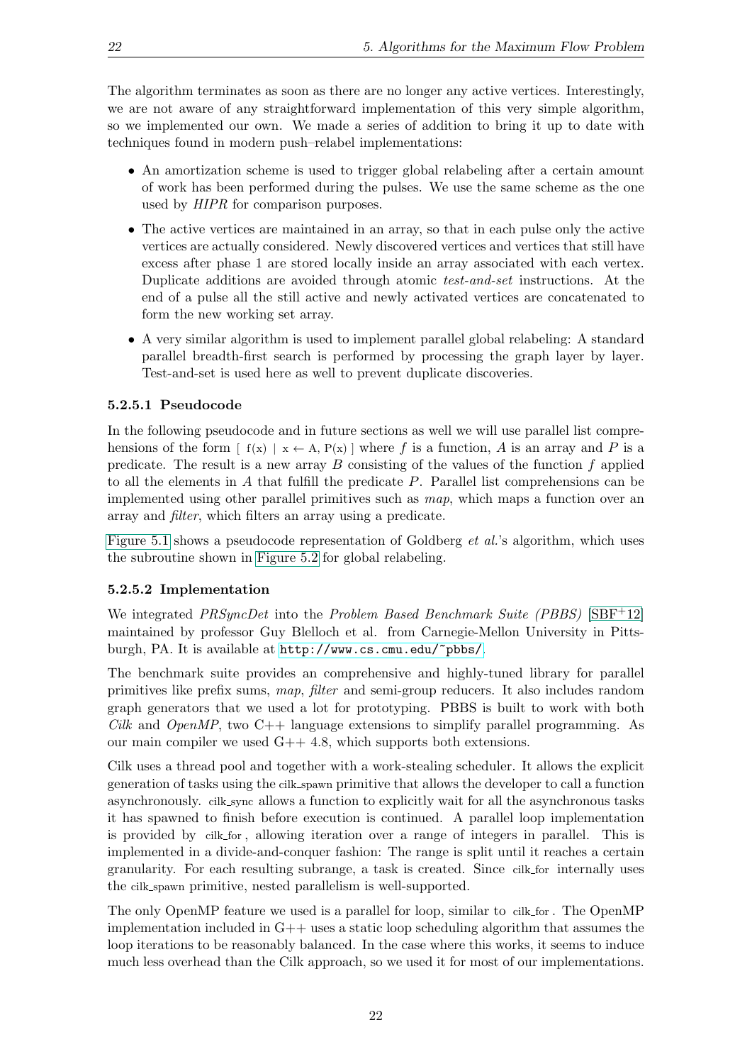The algorithm terminates as soon as there are no longer any active vertices. Interestingly, we are not aware of any straightforward implementation of this very simple algorithm, so we implemented our own. We made a series of addition to bring it up to date with techniques found in modern push–relabel implementations:

- An amortization scheme is used to trigger global relabeling after a certain amount of work has been performed during the pulses. We use the same scheme as the one used by *HIPR* for comparison purposes.
- The active vertices are maintained in an array, so that in each pulse only the active vertices are actually considered. Newly discovered vertices and vertices that still have excess after phase 1 are stored locally inside an array associated with each vertex. Duplicate additions are avoided through atomic *test-and-set* instructions. At the end of a pulse all the still active and newly activated vertices are concatenated to form the new working set array.
- A very similar algorithm is used to implement parallel global relabeling: A standard parallel breadth-first search is performed by processing the graph layer by layer. Test-and-set is used here as well to prevent duplicate discoveries.

#### 5.2.5.1 Pseudocode

In the following pseudocode and in future sections as well we will use parallel list comprehensions of the form $[\ f(x)\ |\ x \leftarrow A,\ P(x)\ ]$ where $f$ is a function, $A$ is an array and $P$ is a predicate. The result is a new array $B$ consisting of the values of the function $f$ applied to all the elements in $A$ that fulfill the predicate $P$. Parallel list comprehensions can be implemented using other parallel primitives such as *map*, which maps a function over an array and *filter*, which filters an array using a predicate.

Figure 5.1 shows a pseudocode representation of Goldberg *et al.*'s algorithm, which uses the subroutine shown in Figure 5.2 for global relabeling.

#### 5.2.5.2 Implementation

We integrated *PRSyncDet* into the *Problem Based Benchmark Suite (PBBS)* [SBF+12] maintained by professor Guy Blelloch et al. from Carnegie-Mellon University in Pittsburgh, PA. It is available at http://www.cs.cmu.edu/~pbbs/.

The benchmark suite provides an comprehensive and highly-tuned library for parallel primitives like prefix sums, *map*, *filter* and semi-group reducers. It also includes random graph generators that we used a lot for prototyping. PBBS is built to work with both *Cilk* and *OpenMP*, two C++ language extensions to simplify parallel programming. As our main compiler we used G++ 4.8, which supports both extensions.

Cilk uses a thread pool and together with a work-stealing scheduler. It allows the explicit generation of tasks using the cilk_spawn primitive that allows the developer to call a function asynchronously. cilk_sync allows a function to explicitly wait for all the asynchronous tasks it has spawned to finish before execution is continued. A parallel loop implementation is provided by cilk_for, allowing iteration over a range of integers in parallel. This is implemented in a divide-and-conquer fashion: The range is split until it reaches a certain granularity. For each resulting subrange, a task is created. Since cilk_for internally uses the cilk_spawn primitive, nested parallelism is well-supported.

The only OpenMP feature we used is a parallel for loop, similar to cilk_for. The OpenMP implementation included in G++ uses a static loop scheduling algorithm that assumes the loop iterations to be reasonably balanced. In the case where this works, it seems to induce much less overhead than the Cilk approach, so we used it for most of our implementations.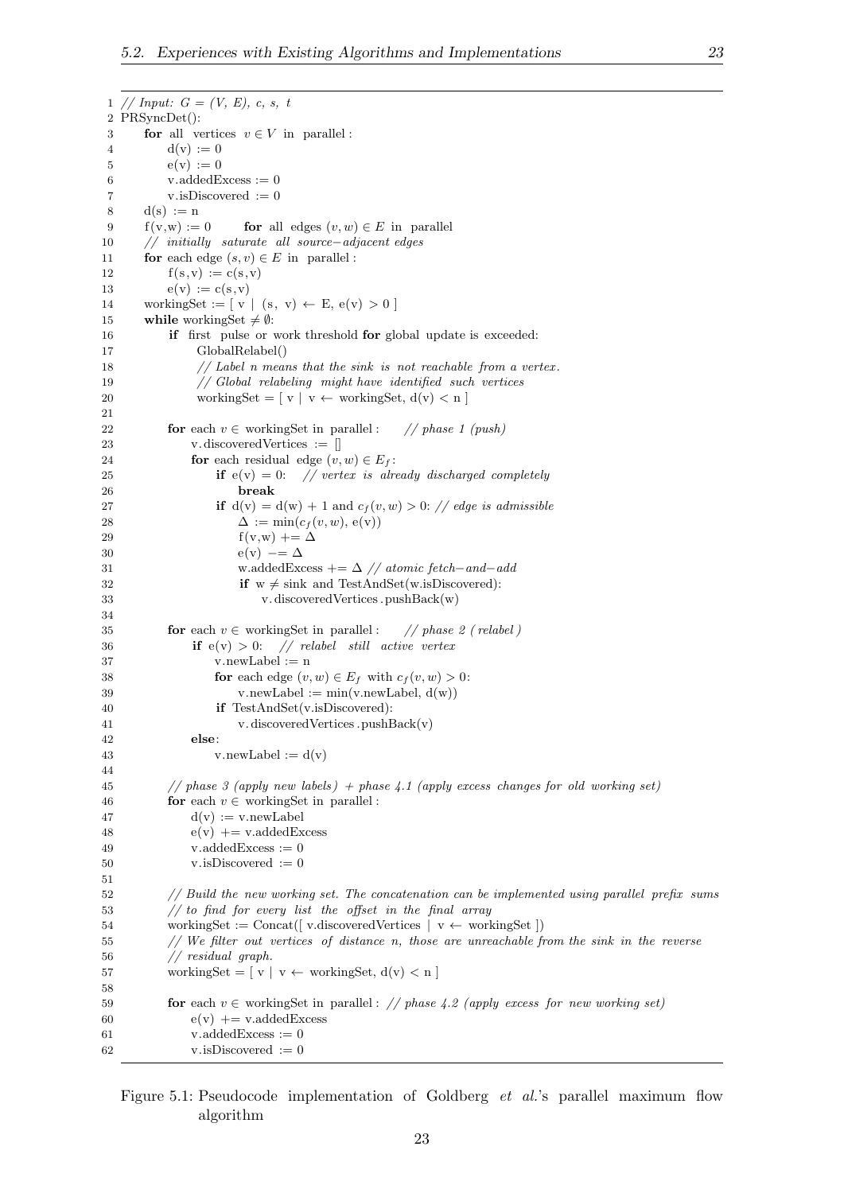```
1  // Input: G = (V, E), c, s, t
2  PRSyncDet():
3      for all vertices v ∈ V in parallel:
4          d(v) := 0
5          e(v) := 0
6          v.addedExcess := 0
7          v.isDiscovered := 0
8      d(s) := n
9      f(v,w) := 0        for all edges (v,w) ∈ E in parallel
10     // initially saturate all source−adjacent edges
11     for each edge (s,v) ∈ E in parallel:
12         f(s,v) := c(s,v)
13         e(v) := c(s,v)
14     workingSet := [ v | (s, v) ← E, e(v) > 0 ]
15     while workingSet ≠ ∅:
16         if first pulse or work threshold for global update is exceeded:
17             GlobalRelabel()
18             // Label n means that the sink is not reachable from a vertex.
19             // Global relabeling might have identified such vertices
20             workingSet = [ v | v ← workingSet, d(v) < n ]
21
22         for each v ∈ workingSet in parallel:      // phase 1 (push)
23             v.discoveredVertices := []
24             for each residual edge (v,w) ∈ E_f:
25                 if e(v) = 0:   // vertex is already discharged completely
26                     break
27                 if d(v) = d(w) + 1 and c_f(v,w) > 0: // edge is admissible
28                     Δ := min(c_f(v,w), e(v))
29                     f(v,w) += Δ
30                     e(v) −= Δ
31                     w.addedExcess += Δ // atomic fetch−and−add
32                     if w ≠ sink and TestAndSet(w.isDiscovered):
33                         v.discoveredVertices.pushBack(w)
34
35         for each v ∈ workingSet in parallel:      // phase 2 (relabel)
36             if e(v) > 0:   // relabel still active vertex
37                 v.newLabel := n
38                 for each edge (v,w) ∈ E_f with c_f(v,w) > 0:
39                     v.newLabel := min(v.newLabel, d(w))
40                 if TestAndSet(v.isDiscovered):
41                     v.discoveredVertices.pushBack(v)
42             else:
43                 v.newLabel := d(v)
44
45         // phase 3 (apply new labels) + phase 4.1 (apply excess changes for old working set)
46         for each v ∈ workingSet in parallel:
47             d(v) := v.newLabel
48             e(v) += v.addedExcess
49             v.addedExcess := 0
50             v.isDiscovered := 0
51
52         // Build the new working set. The concatenation can be implemented using parallel prefix sums
53         // to find for every list the offset in the final array
54         workingSet := Concat([ v.discoveredVertices | v ← workingSet ])
55         // We filter out vertices of distance n, those are unreachable from the sink in the reverse
56         // residual graph.
57         workingSet = [ v | v ← workingSet, d(v) < n ]
58
59         for each v ∈ workingSet in parallel: // phase 4.2 (apply excess for new working set)
60             e(v) += v.addedExcess
61             v.addedExcess := 0
62             v.isDiscovered := 0
```

Figure 5.1: Pseudocode implementation of Goldberg *et al.*'s parallel maximum flow algorithm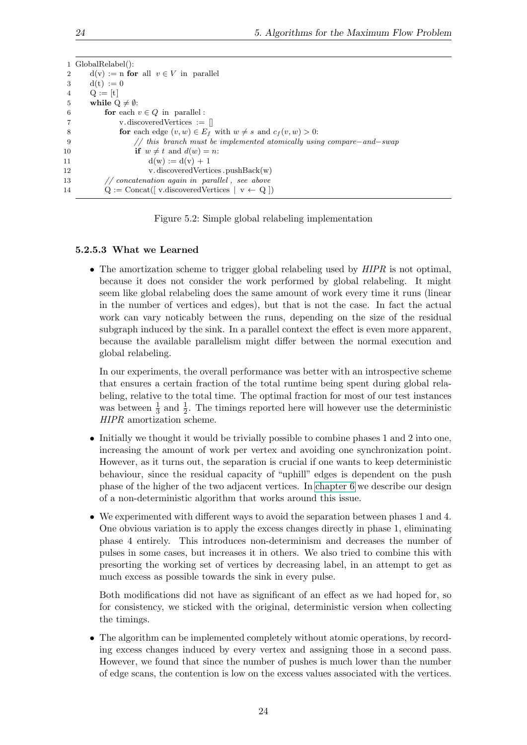```
1  GlobalRelabel():
2      d(v) := n for all v ∈ V in parallel
3      d(t) := 0
4      Q := [t]
5      while Q ≠ ∅:
6          for each v ∈ Q in parallel:
7              v.discoveredVertices := []
8              for each edge (v,w) ∈ E_f with w ≠ s and c_f(v,w) > 0:
9                  // this branch must be implemented atomically using compare−and−swap
10                 if w ≠ t and d(w) = n:
11                     d(w) := d(v) + 1
12                     v.discoveredVertices.pushBack(w)
13         // concatenation again in parallel, see above
14         Q := Concat([ v.discoveredVertices | v ← Q ])
```

Figure 5.2: Simple global relabeling implementation

#### 5.2.5.3 What we Learned

- The amortization scheme to trigger global relabeling used by *HIPR* is not optimal, because it does not consider the work performed by global relabeling. It might seem like global relabeling does the same amount of work every time it runs (linear in the number of vertices and edges), but that is not the case. In fact the actual work can vary noticably between the runs, depending on the size of the residual subgraph induced by the sink. In a parallel context the effect is even more apparent, because the available parallelism might differ between the normal execution and global relabeling.

  In our experiments, the overall performance was better with an introspective scheme that ensures a certain fraction of the total runtime being spent during global relabeling, relative to the total time. The optimal fraction for most of our test instances was between $\frac{1}{3}$ and $\frac{1}{2}$. The timings reported here will however use the deterministic *HIPR* amortization scheme.

- Initially we thought it would be trivially possible to combine phases 1 and 2 into one, increasing the amount of work per vertex and avoiding one synchronization point. However, as it turns out, the separation is crucial if one wants to keep deterministic behaviour, since the residual capacity of "uphill" edges is dependent on the push phase of the higher of the two adjacent vertices. In chapter 6 we describe our design of a non-deterministic algorithm that works around this issue.

- We experimented with different ways to avoid the separation between phases 1 and 4. One obvious variation is to apply the excess changes directly in phase 1, eliminating phase 4 entirely. This introduces non-determinism and decreases the number of pulses in some cases, but increases it in others. We also tried to combine this with presorting the working set of vertices by decreasing label, in an attempt to get as much excess as possible towards the sink in every pulse.

  Both modifications did not have as significant of an effect as we had hoped for, so for consistency, we sticked with the original, deterministic version when collecting the timings.

- The algorithm can be implemented completely without atomic operations, by recording excess changes induced by every vertex and assigning those in a second pass. However, we found that since the number of pushes is much lower than the number of edge scans, the contention is low on the excess values associated with the vertices.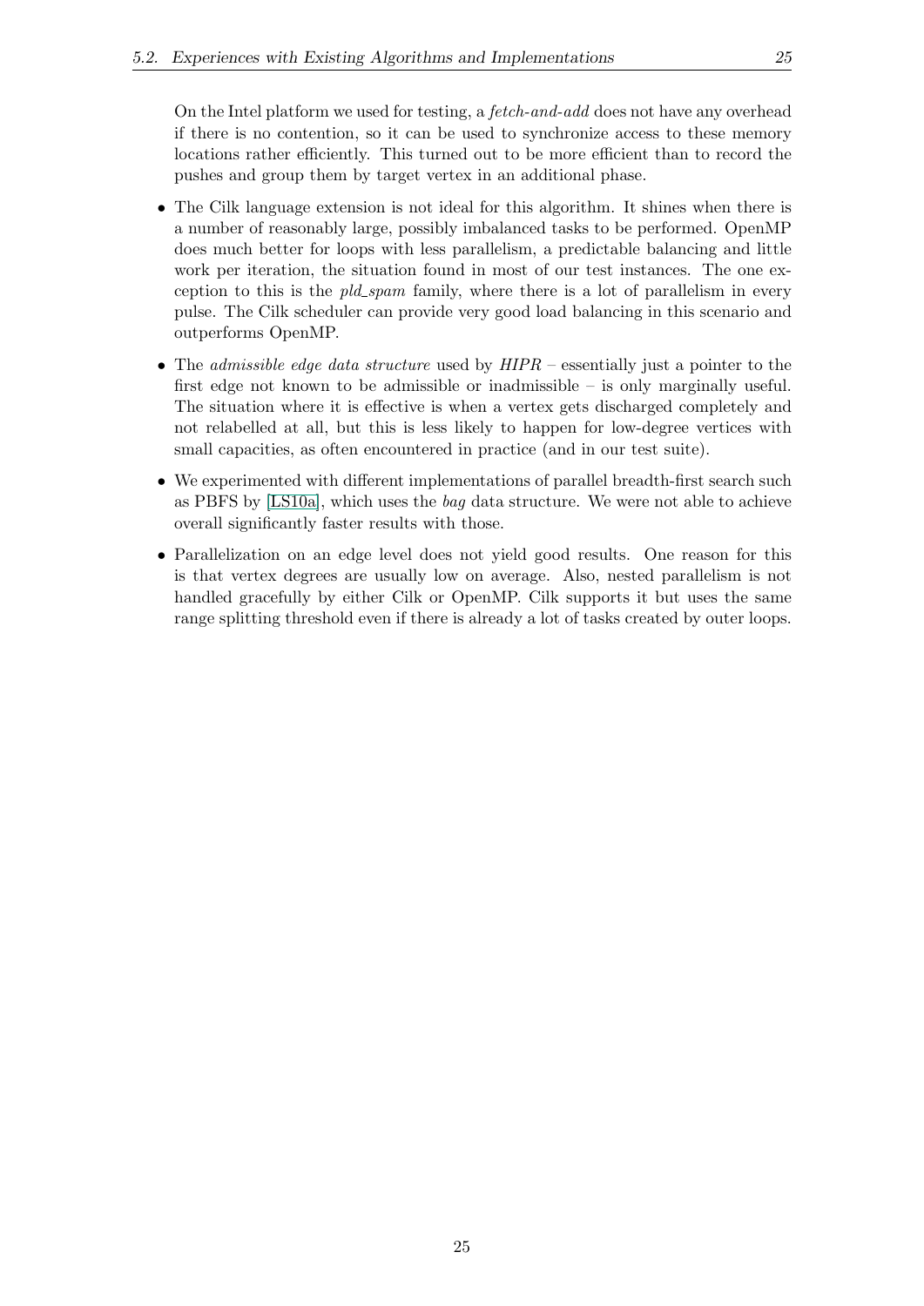On the Intel platform we used for testing, a *fetch-and-add* does not have any overhead if there is no contention, so it can be used to synchronize access to these memory locations rather efficiently. This turned out to be more efficient than to record the pushes and group them by target vertex in an additional phase.

- The Cilk language extension is not ideal for this algorithm. It shines when there is a number of reasonably large, possibly imbalanced tasks to be performed. OpenMP does much better for loops with less parallelism, a predictable balancing and little work per iteration, the situation found in most of our test instances. The one exception to this is the *pld_spam* family, where there is a lot of parallelism in every pulse. The Cilk scheduler can provide very good load balancing in this scenario and outperforms OpenMP.
- The *admissible edge data structure* used by *HIPR* – essentially just a pointer to the first edge not known to be admissible or inadmissible – is only marginally useful. The situation where it is effective is when a vertex gets discharged completely and not relabelled at all, but this is less likely to happen for low-degree vertices with small capacities, as often encountered in practice (and in our test suite).
- We experimented with different implementations of parallel breadth-first search such as PBFS by [LS10a], which uses the *bag* data structure. We were not able to achieve overall significantly faster results with those.
- Parallelization on an edge level does not yield good results. One reason for this is that vertex degrees are usually low on average. Also, nested parallelism is not handled gracefully by either Cilk or OpenMP. Cilk supports it but uses the same range splitting threshold even if there is already a lot of tasks created by outer loops.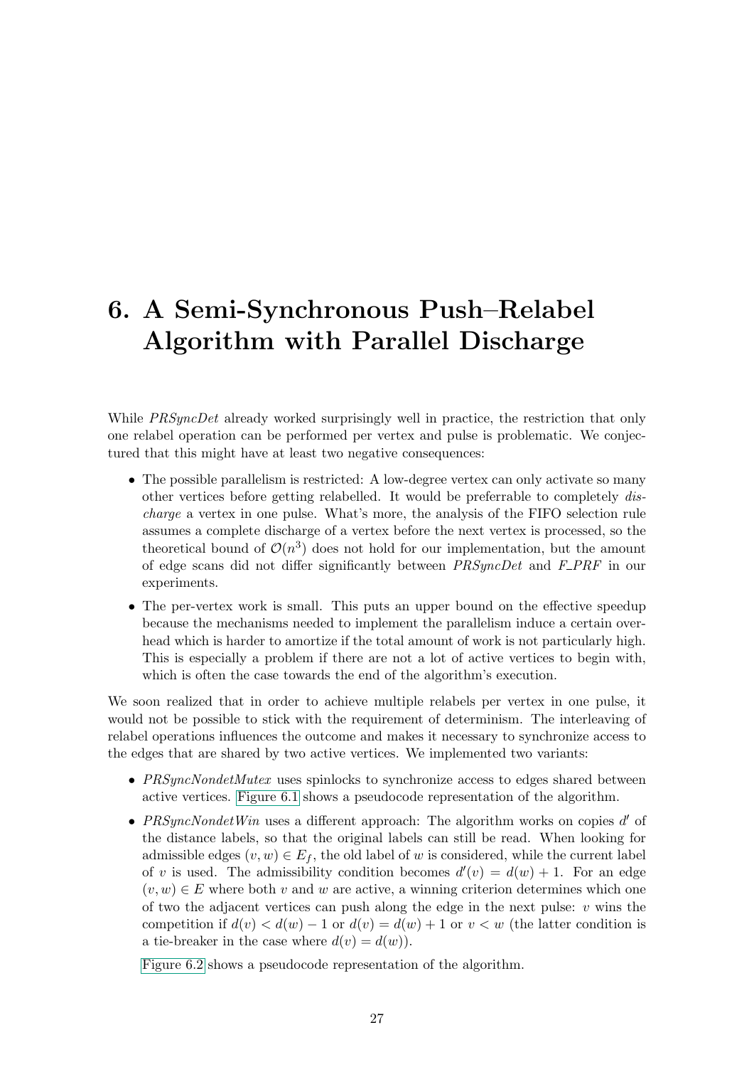# 6. A Semi-Synchronous Push–Relabel Algorithm with Parallel Discharge

While *PRSyncDet* already worked surprisingly well in practice, the restriction that only one relabel operation can be performed per vertex and pulse is problematic. We conjectured that this might have at least two negative consequences:

- The possible parallelism is restricted: A low-degree vertex can only activate so many other vertices before getting relabelled. It would be preferrable to completely *discharge* a vertex in one pulse. What's more, the analysis of the FIFO selection rule assumes a complete discharge of a vertex before the next vertex is processed, so the theoretical bound of $\mathcal{O}(n^3)$ does not hold for our implementation, but the amount of edge scans did not differ significantly between *PRSyncDet* and *F_PRF* in our experiments.
- The per-vertex work is small. This puts an upper bound on the effective speedup because the mechanisms needed to implement the parallelism induce a certain overhead which is harder to amortize if the total amount of work is not particularly high. This is especially a problem if there are not a lot of active vertices to begin with, which is often the case towards the end of the algorithm's execution.

We soon realized that in order to achieve multiple relabels per vertex in one pulse, it would not be possible to stick with the requirement of determinism. The interleaving of relabel operations influences the outcome and makes it necessary to synchronize access to the edges that are shared by two active vertices. We implemented two variants:

- *PRSyncNondetMutex* uses spinlocks to synchronize access to edges shared between active vertices. Figure 6.1 shows a pseudocode representation of the algorithm.
- *PRSyncNondetWin* uses a different approach: The algorithm works on copies $d'$ of the distance labels, so that the original labels can still be read. When looking for admissible edges $(v, w) \in E_f$, the old label of $w$ is considered, while the current label of $v$ is used. The admissibility condition becomes $d'(v) = d(w) + 1$. For an edge $(v, w) \in E$ where both $v$ and $w$ are active, a winning criterion determines which one of two the adjacent vertices can push along the edge in the next pulse: $v$ wins the competition if $d(v) < d(w) - 1$ or $d(v) = d(w) + 1$ or $v < w$ (the latter condition is a tie-breaker in the case where $d(v) = d(w)$).

  Figure 6.2 shows a pseudocode representation of the algorithm.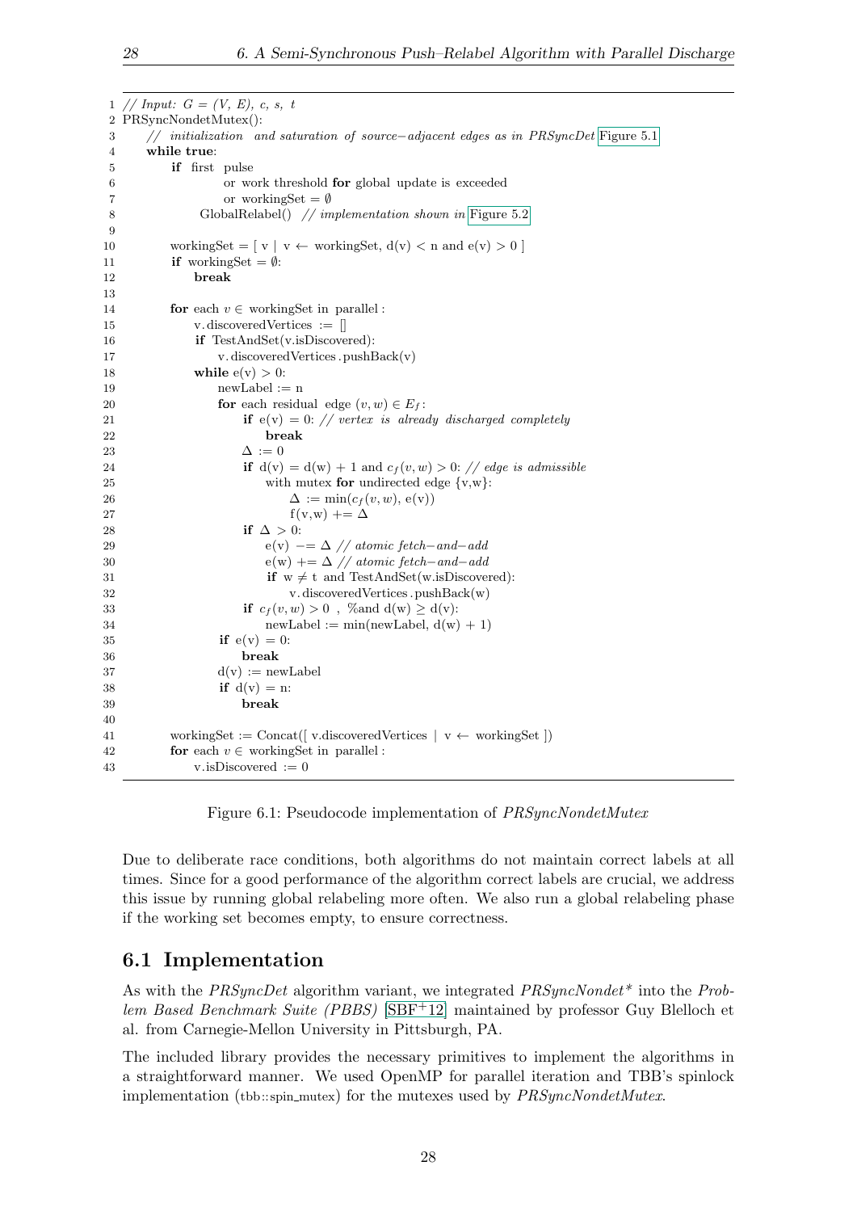```
1  // Input: G = (V, E), c, s, t
2  PRSyncNondetMutex():
3      // initialization and saturation of source−adjacent edges as in PRSyncDet Figure 5.1
4      while true:
5          if first pulse
6                  or work threshold for global update is exceeded
7                  or workingSet = ∅
8              GlobalRelabel()  // implementation shown in Figure 5.2
9
10         workingSet = [ v | v ← workingSet, d(v) < n and e(v) > 0 ]
11         if workingSet = ∅:
12             break
13
14         for each v ∈ workingSet in parallel:
15             v.discoveredVertices := []
16             if TestAndSet(v.isDiscovered):
17                 v.discoveredVertices.pushBack(v)
18             while e(v) > 0:
19                 newLabel := n
20                 for each residual edge (v,w) ∈ E_f:
21                     if e(v) = 0: // vertex is already discharged completely
22                         break
23                     Δ := 0
24                     if d(v) = d(w) + 1 and c_f(v,w) > 0: // edge is admissible
25                         with mutex for undirected edge {v,w}:
26                             Δ := min(c_f(v,w), e(v))
27                             f(v,w) += Δ
28                     if Δ > 0:
29                         e(v) −= Δ // atomic fetch−and−add
30                         e(w) += Δ // atomic fetch−and−add
31                         if w ≠ t and TestAndSet(w.isDiscovered):
32                             v.discoveredVertices.pushBack(w)
33                     if c_f(v,w) > 0 , %and d(w) ≥ d(v):
34                         newLabel := min(newLabel, d(w) + 1)
35                 if e(v) = 0:
36                     break
37                 d(v) := newLabel
38                 if d(v) = n:
39                     break
40
41         workingSet := Concat([ v.discoveredVertices | v ← workingSet ])
42         for each v ∈ workingSet in parallel:
43             v.isDiscovered := 0
```

Figure 6.1: Pseudocode implementation of *PRSyncNondetMutex*

Due to deliberate race conditions, both algorithms do not maintain correct labels at all times. Since for a good performance of the algorithm correct labels are crucial, we address this issue by running global relabeling more often. We also run a global relabeling phase if the working set becomes empty, to ensure correctness.

## 6.1 Implementation

As with the *PRSyncDet* algorithm variant, we integrated *PRSyncNondet** into the *Problem Based Benchmark Suite (PBBS)* [SBF+12] maintained by professor Guy Blelloch et al. from Carnegie-Mellon University in Pittsburgh, PA.

The included library provides the necessary primitives to implement the algorithms in a straightforward manner. We used OpenMP for parallel iteration and TBB's spinlock implementation (tbb::spin_mutex) for the mutexes used by *PRSyncNondetMutex*.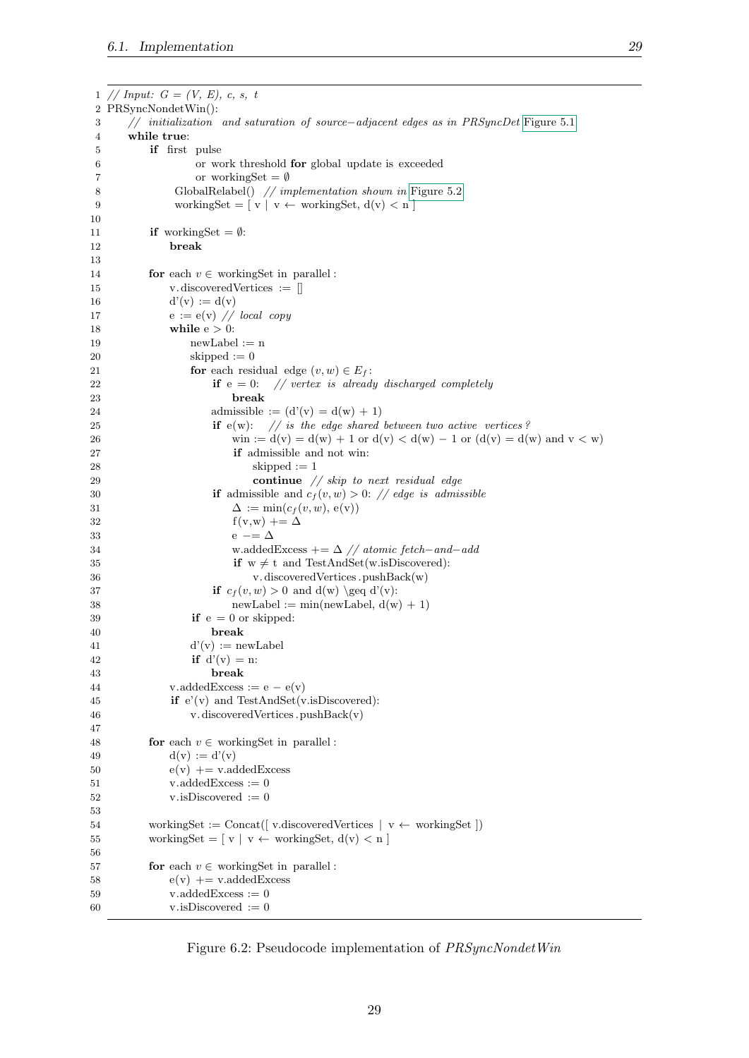```
1  // Input: G = (V, E), c, s, t
2  PRSyncNondetWin():
3      // initialization and saturation of source-adjacent edges as in PRSyncDet Figure 5.1
4      while true:
5          if first pulse
6                  or work threshold for global update is exceeded
7                  or workingSet = ∅
8              GlobalRelabel() // implementation shown in Figure 5.2
9              workingSet = [ v | v ← workingSet, d(v) < n ]
10
11         if workingSet = ∅:
12             break
13
14         for each v ∈ workingSet in parallel:
15             v.discoveredVertices := []
16             d'(v) := d(v)
17             e := e(v) // local copy
18             while e > 0:
19                 newLabel := n
20                 skipped := 0
21                 for each residual edge (v,w) ∈ E_f:
22                     if e = 0:   // vertex is already discharged completely
23                         break
24                     admissible := (d'(v) = d(w) + 1)
25                     if e(w):   // is the edge shared between two active vertices?
26                         win := d(v) = d(w) + 1 or d(v) < d(w) − 1 or (d(v) = d(w) and v < w)
27                         if admissible and not win:
28                             skipped := 1
29                             continue // skip to next residual edge
30                     if admissible and c_f(v,w) > 0: // edge is admissible
31                         Δ := min(c_f(v,w), e(v))
32                         f(v,w) += Δ
33                         e −= Δ
34                         w.addedExcess += Δ // atomic fetch−and−add
35                         if w ≠ t and TestAndSet(w.isDiscovered):
36                             v.discoveredVertices.pushBack(w)
37                     if c_f(v,w) > 0 and d(w) \geq d'(v):
38                         newLabel := min(newLabel, d(w) + 1)
39                 if e = 0 or skipped:
40                     break
41                 d'(v) := newLabel
42                 if d'(v) = n:
43                     break
44             v.addedExcess := e − e(v)
45             if e'(v) and TestAndSet(v.isDiscovered):
46                 v.discoveredVertices.pushBack(v)
47
48         for each v ∈ workingSet in parallel:
49             d(v) := d'(v)
50             e(v) += v.addedExcess
51             v.addedExcess := 0
52             v.isDiscovered := 0
53
54         workingSet := Concat([ v.discoveredVertices | v ← workingSet ])
55         workingSet = [ v | v ← workingSet, d(v) < n ]
56
57         for each v ∈ workingSet in parallel:
58             e(v) += v.addedExcess
59             v.addedExcess := 0
60             v.isDiscovered := 0
```

Figure 6.2: Pseudocode implementation of *PRSyncNondetWin*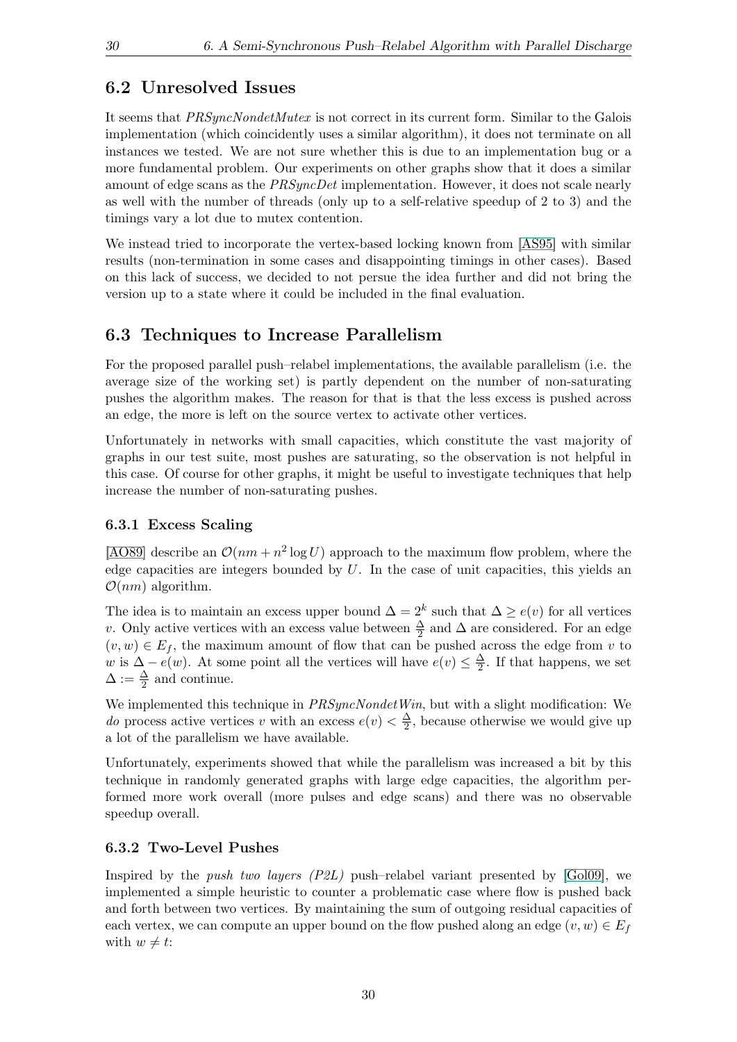## 6.2 Unresolved Issues

It seems that *PRSyncNondetMutex* is not correct in its current form. Similar to the Galois implementation (which coincidently uses a similar algorithm), it does not terminate on all instances we tested. We are not sure whether this is due to an implementation bug or a more fundamental problem. Our experiments on other graphs show that it does a similar amount of edge scans as the *PRSyncDet* implementation. However, it does not scale nearly as well with the number of threads (only up to a self-relative speedup of 2 to 3) and the timings vary a lot due to mutex contention.

We instead tried to incorporate the vertex-based locking known from [AS95] with similar results (non-termination in some cases and disappointing timings in other cases). Based on this lack of success, we decided to not persue the idea further and did not bring the version up to a state where it could be included in the final evaluation.

## 6.3 Techniques to Increase Parallelism

For the proposed parallel push–relabel implementations, the available parallelism (i.e. the average size of the working set) is partly dependent on the number of non-saturating pushes the algorithm makes. The reason for that is that the less excess is pushed across an edge, the more is left on the source vertex to activate other vertices.

Unfortunately in networks with small capacities, which constitute the vast majority of graphs in our test suite, most pushes are saturating, so the observation is not helpful in this case. Of course for other graphs, it might be useful to investigate techniques that help increase the number of non-saturating pushes.

### 6.3.1 Excess Scaling

[AO89] describe an $\mathcal{O}(nm + n^2 \log U)$ approach to the maximum flow problem, where the edge capacities are integers bounded by $U$. In the case of unit capacities, this yields an $\mathcal{O}(nm)$ algorithm.

The idea is to maintain an excess upper bound $\Delta = 2^k$ such that $\Delta \geq e(v)$ for all vertices $v$. Only active vertices with an excess value between $\frac{\Delta}{2}$ and $\Delta$ are considered. For an edge $(v, w) \in E_f$, the maximum amount of flow that can be pushed across the edge from $v$ to $w$ is $\Delta - e(w)$. At some point all the vertices will have $e(v) \leq \frac{\Delta}{2}$. If that happens, we set $\Delta := \frac{\Delta}{2}$ and continue.

We implemented this technique in *PRSyncNondetWin*, but with a slight modification: We *do* process active vertices $v$ with an excess $e(v) < \frac{\Delta}{2}$, because otherwise we would give up a lot of the parallelism we have available.

Unfortunately, experiments showed that while the parallelism was increased a bit by this technique in randomly generated graphs with large edge capacities, the algorithm performed more work overall (more pulses and edge scans) and there was no observable speedup overall.

### 6.3.2 Two-Level Pushes

Inspired by the *push two layers (P2L)* push–relabel variant presented by [Gol09], we implemented a simple heuristic to counter a problematic case where flow is pushed back and forth between two vertices. By maintaining the sum of outgoing residual capacities of each vertex, we can compute an upper bound on the flow pushed along an edge $(v, w) \in E_f$ with $w \neq t$: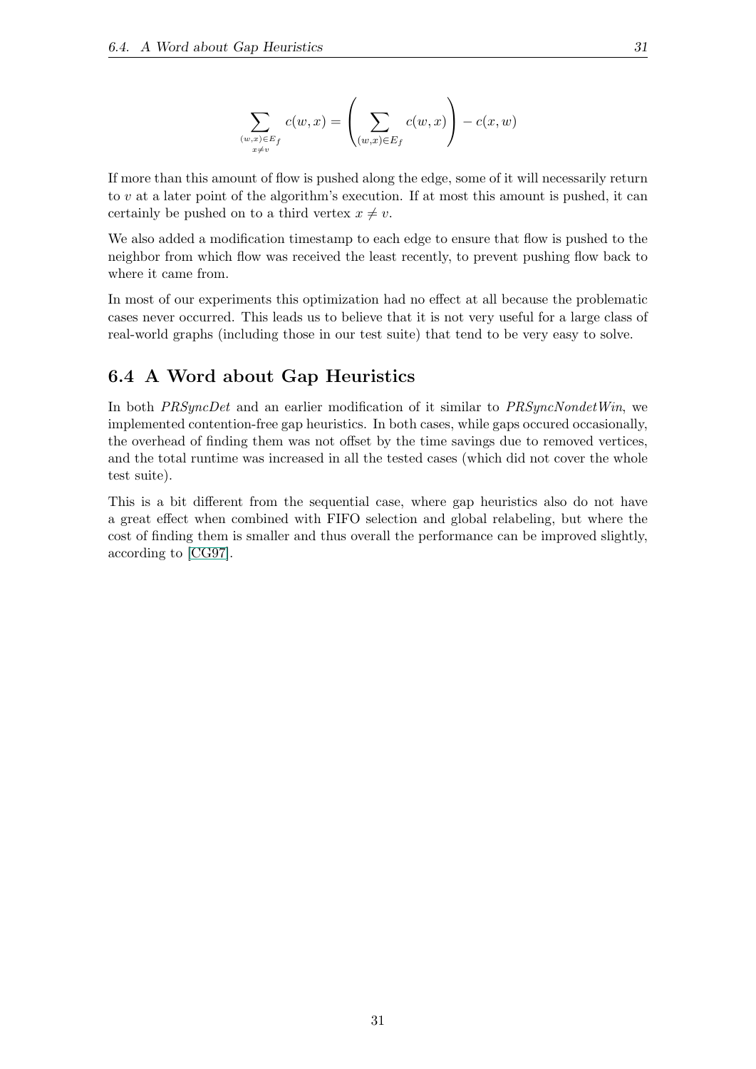$$\sum_{\substack{(w,x)\in E_f \\ x\neq v}} c(w,x) = \left( \sum_{(w,x)\in E_f} c(w,x) \right) - c(x,w)$$

If more than this amount of flow is pushed along the edge, some of it will necessarily return to $v$ at a later point of the algorithm's execution. If at most this amount is pushed, it can certainly be pushed on to a third vertex $x \neq v$.

We also added a modification timestamp to each edge to ensure that flow is pushed to the neighbor from which flow was received the least recently, to prevent pushing flow back to where it came from.

In most of our experiments this optimization had no effect at all because the problematic cases never occurred. This leads us to believe that it is not very useful for a large class of real-world graphs (including those in our test suite) that tend to be very easy to solve.

## 6.4 A Word about Gap Heuristics

In both *PRSyncDet* and an earlier modification of it similar to *PRSyncNondetWin*, we implemented contention-free gap heuristics. In both cases, while gaps occured occasionally, the overhead of finding them was not offset by the time savings due to removed vertices, and the total runtime was increased in all the tested cases (which did not cover the whole test suite).

This is a bit different from the sequential case, where gap heuristics also do not have a great effect when combined with FIFO selection and global relabeling, but where the cost of finding them is smaller and thus overall the performance can be improved slightly, according to [CG97].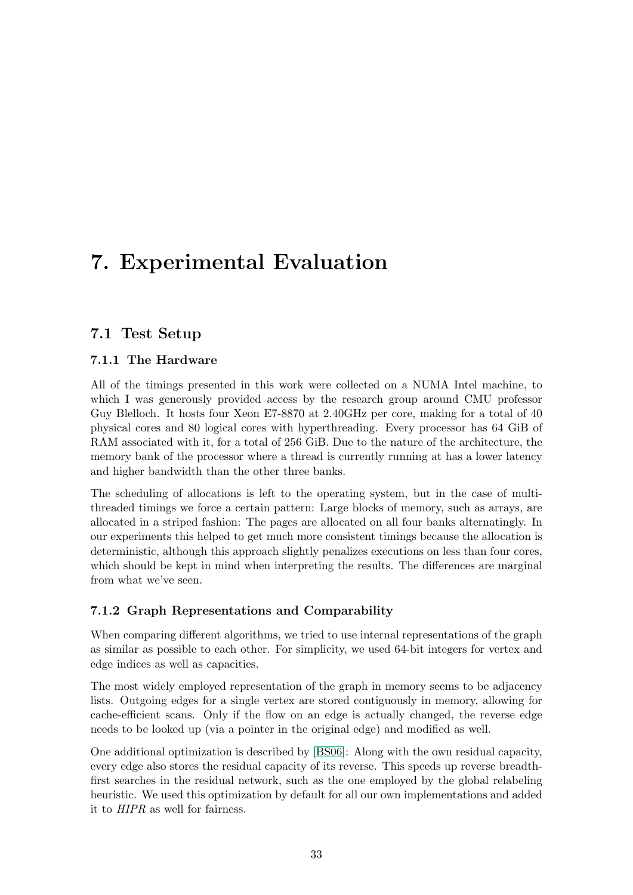# 7. Experimental Evaluation

## 7.1 Test Setup

### 7.1.1 The Hardware

All of the timings presented in this work were collected on a NUMA Intel machine, to which I was generously provided access by the research group around CMU professor Guy Blelloch. It hosts four Xeon E7-8870 at 2.40GHz per core, making for a total of 40 physical cores and 80 logical cores with hyperthreading. Every processor has 64 GiB of RAM associated with it, for a total of 256 GiB. Due to the nature of the architecture, the memory bank of the processor where a thread is currently running at has a lower latency and higher bandwidth than the other three banks.

The scheduling of allocations is left to the operating system, but in the case of multi-threaded timings we force a certain pattern: Large blocks of memory, such as arrays, are allocated in a striped fashion: The pages are allocated on all four banks alternatingly. In our experiments this helped to get much more consistent timings because the allocation is deterministic, although this approach slightly penalizes executions on less than four cores, which should be kept in mind when interpreting the results. The differences are marginal from what we've seen.

### 7.1.2 Graph Representations and Comparability

When comparing different algorithms, we tried to use internal representations of the graph as similar as possible to each other. For simplicity, we used 64-bit integers for vertex and edge indices as well as capacities.

The most widely employed representation of the graph in memory seems to be adjacency lists. Outgoing edges for a single vertex are stored contiguously in memory, allowing for cache-efficient scans. Only if the flow on an edge is actually changed, the reverse edge needs to be looked up (via a pointer in the original edge) and modified as well.

One additional optimization is described by [BS06]: Along with the own residual capacity, every edge also stores the residual capacity of its reverse. This speeds up reverse breadth-first searches in the residual network, such as the one employed by the global relabeling heuristic. We used this optimization by default for all our own implementations and added it to *HIPR* as well for fairness.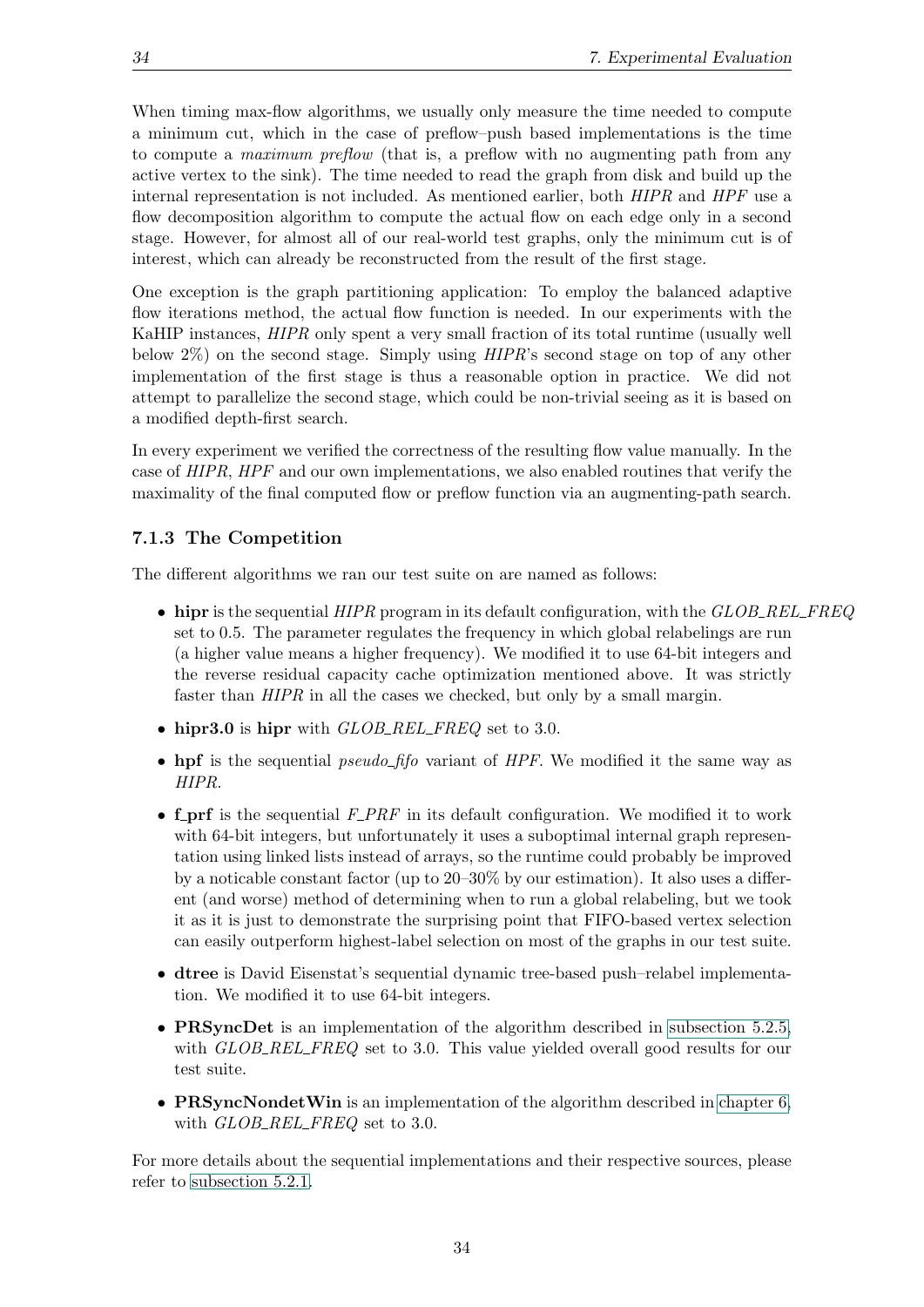When timing max-flow algorithms, we usually only measure the time needed to compute a minimum cut, which in the case of preflow–push based implementations is the time to compute a *maximum preflow* (that is, a preflow with no augmenting path from any active vertex to the sink). The time needed to read the graph from disk and build up the internal representation is not included. As mentioned earlier, both *HIPR* and *HPF* use a flow decomposition algorithm to compute the actual flow on each edge only in a second stage. However, for almost all of our real-world test graphs, only the minimum cut is of interest, which can already be reconstructed from the result of the first stage.

One exception is the graph partitioning application: To employ the balanced adaptive flow iterations method, the actual flow function is needed. In our experiments with the KaHIP instances, *HIPR* only spent a very small fraction of its total runtime (usually well below 2%) on the second stage. Simply using *HIPR*'s second stage on top of any other implementation of the first stage is thus a reasonable option in practice. We did not attempt to parallelize the second stage, which could be non-trivial seeing as it is based on a modified depth-first search.

In every experiment we verified the correctness of the resulting flow value manually. In the case of *HIPR*, *HPF* and our own implementations, we also enabled routines that verify the maximality of the final computed flow or preflow function via an augmenting-path search.

### 7.1.3 The Competition

The different algorithms we ran our test suite on are named as follows:

- **hipr** is the sequential *HIPR* program in its default configuration, with the *GLOB_REL_FREQ* set to 0.5. The parameter regulates the frequency in which global relabelings are run (a higher value means a higher frequency). We modified it to use 64-bit integers and the reverse residual capacity cache optimization mentioned above. It was strictly faster than *HIPR* in all the cases we checked, but only by a small margin.
- **hipr3.0** is **hipr** with *GLOB_REL_FREQ* set to 3.0.
- **hpf** is the sequential *pseudo_fifo* variant of *HPF*. We modified it the same way as *HIPR*.
- **f_prf** is the sequential *F_PRF* in its default configuration. We modified it to work with 64-bit integers, but unfortunately it uses a suboptimal internal graph representation using linked lists instead of arrays, so the runtime could probably be improved by a noticable constant factor (up to 20–30% by our estimation). It also uses a different (and worse) method of determining when to run a global relabeling, but we took it as it is just to demonstrate the surprising point that FIFO-based vertex selection can easily outperform highest-label selection on most of the graphs in our test suite.
- **dtree** is David Eisenstat's sequential dynamic tree-based push–relabel implementation. We modified it to use 64-bit integers.
- **PRSyncDet** is an implementation of the algorithm described in subsection 5.2.5, with *GLOB_REL_FREQ* set to 3.0. This value yielded overall good results for our test suite.
- **PRSyncNondetWin** is an implementation of the algorithm described in chapter 6, with *GLOB_REL_FREQ* set to 3.0.

For more details about the sequential implementations and their respective sources, please refer to subsection 5.2.1.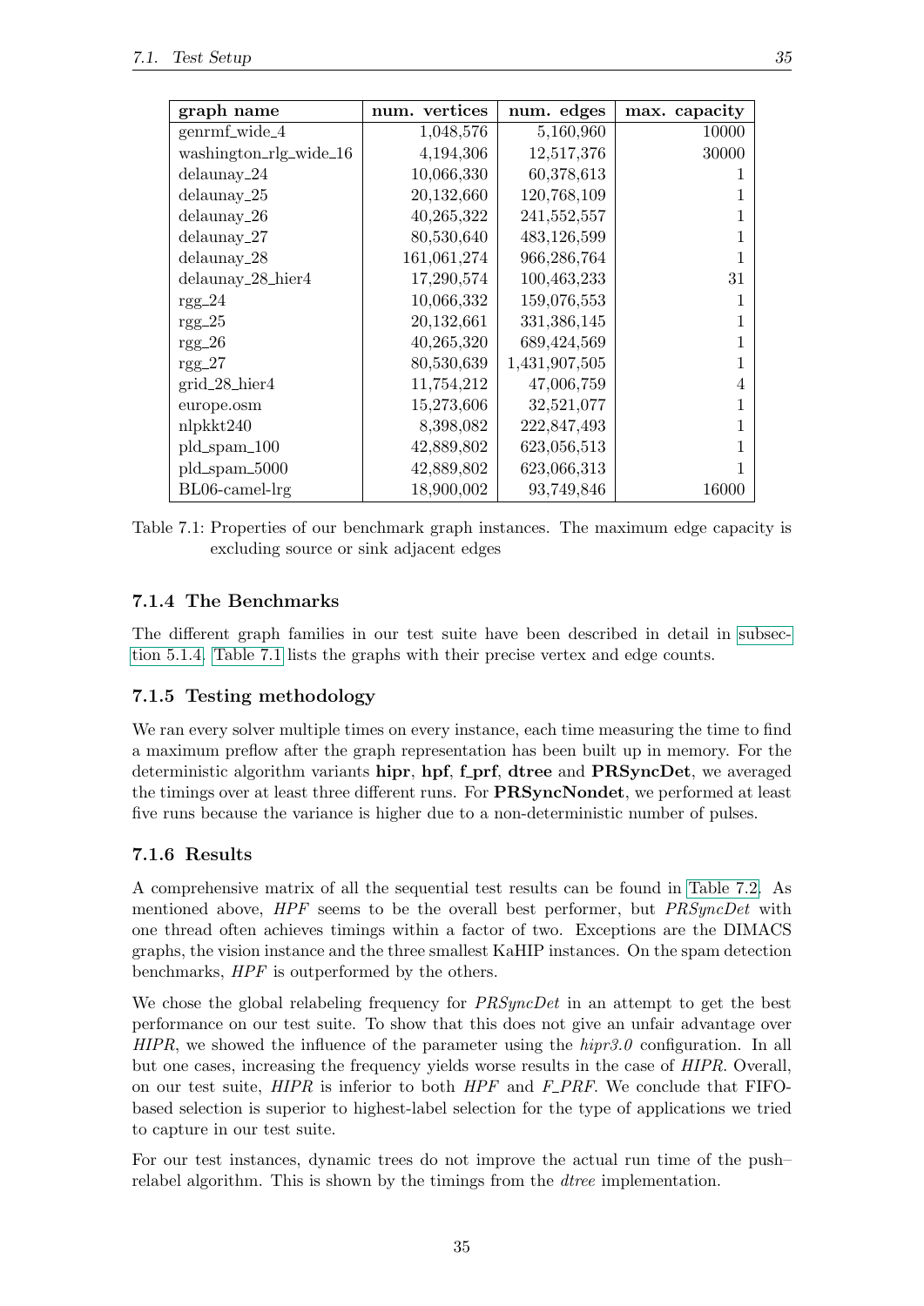| graph name | num. vertices | num. edges | max. capacity |
|---|---|---|---|
| genrmf_wide_4 | 1,048,576 | 5,160,960 | 10000 |
| washington_rlg_wide_16 | 4,194,306 | 12,517,376 | 30000 |
| delaunay_24 | 10,066,330 | 60,378,613 | 1 |
| delaunay_25 | 20,132,660 | 120,768,109 | 1 |
| delaunay_26 | 40,265,322 | 241,552,557 | 1 |
| delaunay_27 | 80,530,640 | 483,126,599 | 1 |
| delaunay_28 | 161,061,274 | 966,286,764 | 1 |
| delaunay_28_hier4 | 17,290,574 | 100,463,233 | 31 |
| rgg_24 | 10,066,332 | 159,076,553 | 1 |
| rgg_25 | 20,132,661 | 331,386,145 | 1 |
| rgg_26 | 40,265,320 | 689,424,569 | 1 |
| rgg_27 | 80,530,639 | 1,431,907,505 | 1 |
| grid_28_hier4 | 11,754,212 | 47,006,759 | 4 |
| europe.osm | 15,273,606 | 32,521,077 | 1 |
| nlpkkt240 | 8,398,082 | 222,847,493 | 1 |
| pld_spam_100 | 42,889,802 | 623,056,513 | 1 |
| pld_spam_5000 | 42,889,802 | 623,066,313 | 1 |
| BL06-camel-lrg | 18,900,002 | 93,749,846 | 16000 |

Table 7.1: Properties of our benchmark graph instances. The maximum edge capacity is excluding source or sink adjacent edges

### 7.1.4 The Benchmarks

The different graph families in our test suite have been described in detail in subsection 5.1.4. Table 7.1 lists the graphs with their precise vertex and edge counts.

### 7.1.5 Testing methodology

We ran every solver multiple times on every instance, each time measuring the time to find a maximum preflow after the graph representation has been built up in memory. For the deterministic algorithm variants **hipr**, **hpf**, **f_prf**, **dtree** and **PRSyncDet**, we averaged the timings over at least three different runs. For **PRSyncNondet**, we performed at least five runs because the variance is higher due to a non-deterministic number of pulses.

### 7.1.6 Results

A comprehensive matrix of all the sequential test results can be found in Table 7.2. As mentioned above, *HPF* seems to be the overall best performer, but *PRSyncDet* with one thread often achieves timings within a factor of two. Exceptions are the DIMACS graphs, the vision instance and the three smallest KaHIP instances. On the spam detection benchmarks, *HPF* is outperformed by the others.

We chose the global relabeling frequency for *PRSyncDet* in an attempt to get the best performance on our test suite. To show that this does not give an unfair advantage over *HIPR*, we showed the influence of the parameter using the *hipr3.0* configuration. In all but one cases, increasing the frequency yields worse results in the case of *HIPR*. Overall, on our test suite, *HIPR* is inferior to both *HPF* and *F_PRF*. We conclude that FIFO-based selection is superior to highest-label selection for the type of applications we tried to capture in our test suite.

For our test instances, dynamic trees do not improve the actual run time of the push–relabel algorithm. This is shown by the timings from the *dtree* implementation.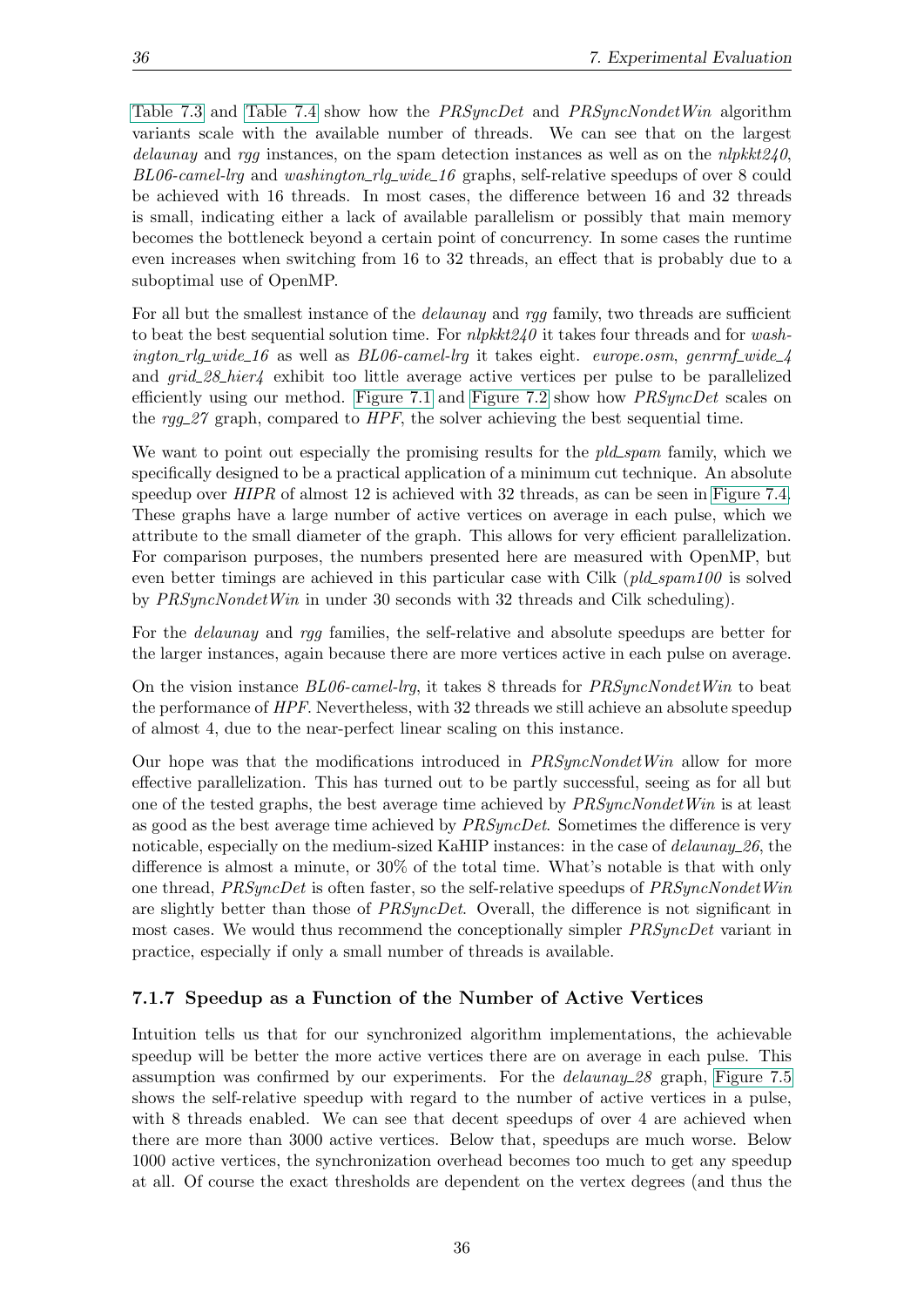Table 7.3 and Table 7.4 show how the *PRSyncDet* and *PRSyncNondetWin* algorithm variants scale with the available number of threads. We can see that on the largest *delaunay* and *rgg* instances, on the spam detection instances as well as on the *nlpkkt240*, *BL06-camel-lrg* and *washington_rlg_wide_16* graphs, self-relative speedups of over 8 could be achieved with 16 threads. In most cases, the difference between 16 and 32 threads is small, indicating either a lack of available parallelism or possibly that main memory becomes the bottleneck beyond a certain point of concurrency. In some cases the runtime even increases when switching from 16 to 32 threads, an effect that is probably due to a suboptimal use of OpenMP.

For all but the smallest instance of the *delaunay* and *rgg* family, two threads are sufficient to beat the best sequential solution time. For *nlpkkt240* it takes four threads and for *washington_rlg_wide_16* as well as *BL06-camel-lrg* it takes eight. *europe.osm*, *genrmf_wide_4* and *grid_28_hier4* exhibit too little average active vertices per pulse to be parallelized efficiently using our method. Figure 7.1 and Figure 7.2 show how *PRSyncDet* scales on the *rgg_27* graph, compared to *HPF*, the solver achieving the best sequential time.

We want to point out especially the promising results for the *pld_spam* family, which we specifically designed to be a practical application of a minimum cut technique. An absolute speedup over *HIPR* of almost 12 is achieved with 32 threads, as can be seen in Figure 7.4. These graphs have a large number of active vertices on average in each pulse, which we attribute to the small diameter of the graph. This allows for very efficient parallelization. For comparison purposes, the numbers presented here are measured with OpenMP, but even better timings are achieved in this particular case with Cilk (*pld_spam100* is solved by *PRSyncNondetWin* in under 30 seconds with 32 threads and Cilk scheduling).

For the *delaunay* and *rgg* families, the self-relative and absolute speedups are better for the larger instances, again because there are more vertices active in each pulse on average.

On the vision instance *BL06-camel-lrg*, it takes 8 threads for *PRSyncNondetWin* to beat the performance of *HPF*. Nevertheless, with 32 threads we still achieve an absolute speedup of almost 4, due to the near-perfect linear scaling on this instance.

Our hope was that the modifications introduced in *PRSyncNondetWin* allow for more effective parallelization. This has turned out to be partly successful, seeing as for all but one of the tested graphs, the best average time achieved by *PRSyncNondetWin* is at least as good as the best average time achieved by *PRSyncDet*. Sometimes the difference is very noticable, especially on the medium-sized KaHIP instances: in the case of *delaunay_26*, the difference is almost a minute, or 30% of the total time. What's notable is that with only one thread, *PRSyncDet* is often faster, so the self-relative speedups of *PRSyncNondetWin* are slightly better than those of *PRSyncDet*. Overall, the difference is not significant in most cases. We would thus recommend the conceptionally simpler *PRSyncDet* variant in practice, especially if only a small number of threads is available.

### 7.1.7 Speedup as a Function of the Number of Active Vertices

Intuition tells us that for our synchronized algorithm implementations, the achievable speedup will be better the more active vertices there are on average in each pulse. This assumption was confirmed by our experiments. For the *delaunay_28* graph, Figure 7.5 shows the self-relative speedup with regard to the number of active vertices in a pulse, with 8 threads enabled. We can see that decent speedups of over 4 are achieved when there are more than 3000 active vertices. Below that, speedups are much worse. Below 1000 active vertices, the synchronization overhead becomes too much to get any speedup at all. Of course the exact thresholds are dependent on the vertex degrees (and thus the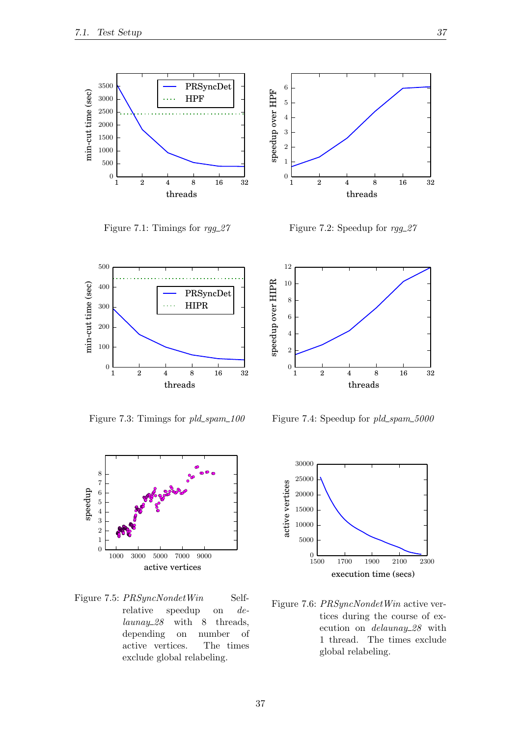Figure 7.1: Timings for *rgg_27*

Figure 7.2: Speedup for *rgg_27*

Figure 7.3: Timings for *pld_spam_100*

Figure 7.4: Speedup for *pld_spam_5000*

Figure 7.5: *PRSyncNondetWin* Self-relative speedup on *delaunay_28* with 8 threads, depending on number of active vertices. The times exclude global relabeling.

Figure 7.6: *PRSyncNondetWin* active vertices during the course of execution on *delaunay_28* with 1 thread. The times exclude global relabeling.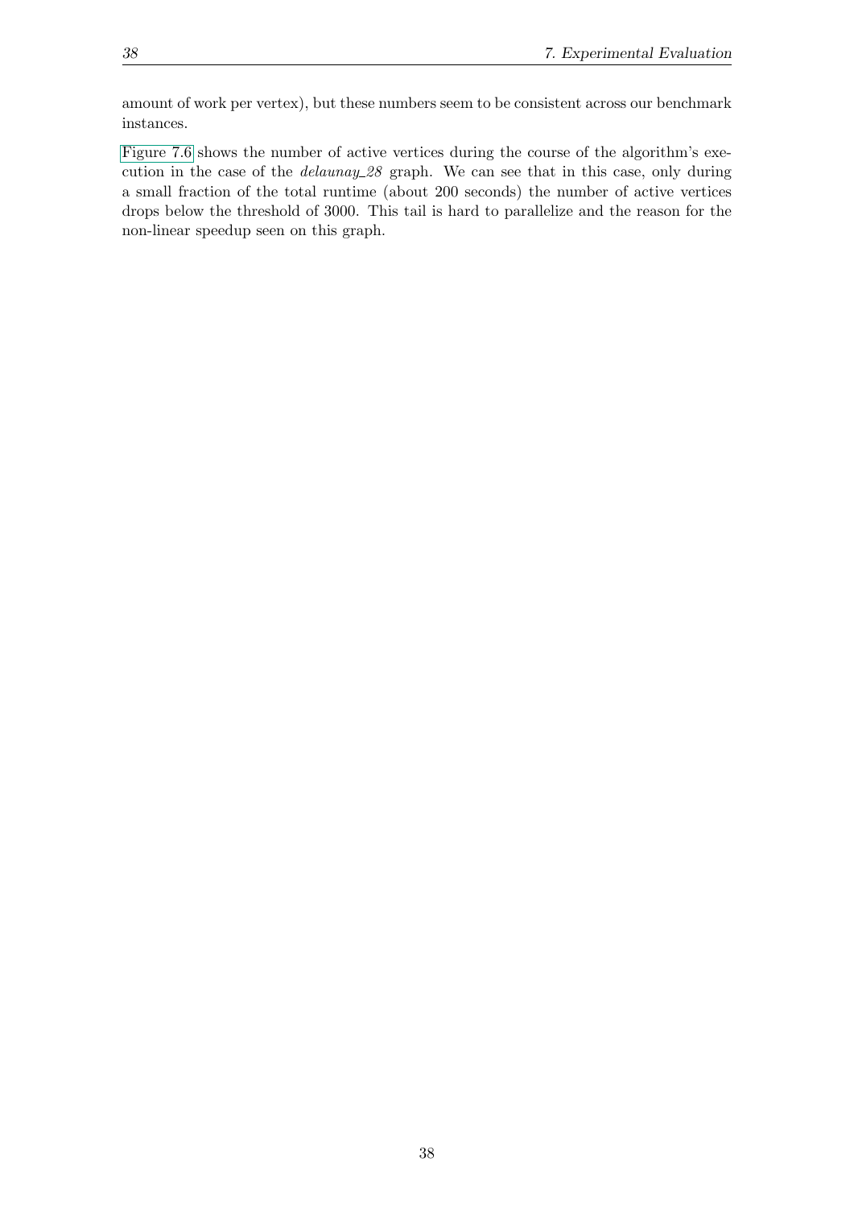amount of work per vertex), but these numbers seem to be consistent across our benchmark instances.

Figure 7.6 shows the number of active vertices during the course of the algorithm's execution in the case of the *delaunay_28* graph. We can see that in this case, only during a small fraction of the total runtime (about 200 seconds) the number of active vertices drops below the threshold of 3000. This tail is hard to parallelize and the reason for the non-linear speedup seen on this graph.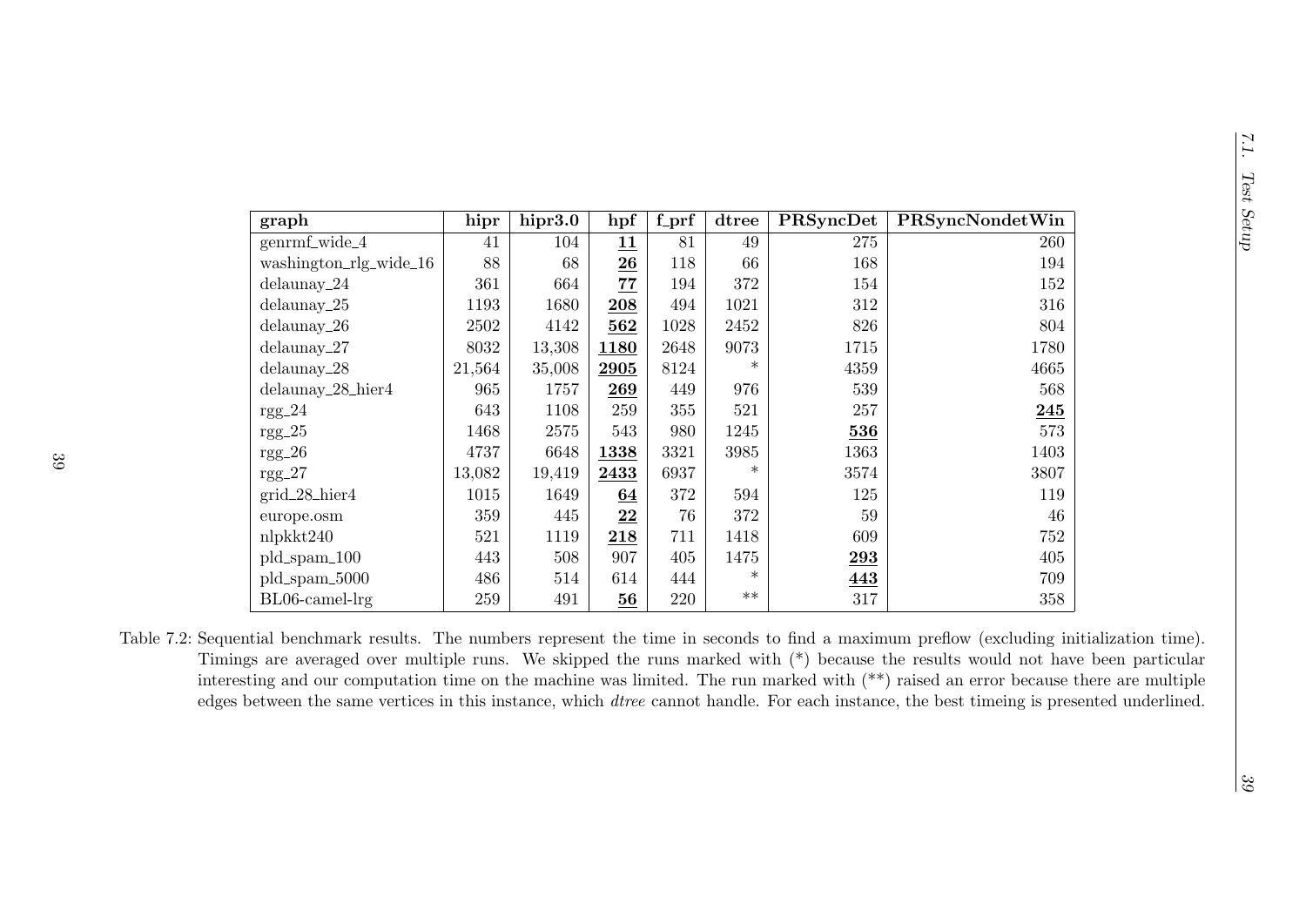| graph | hipr | hipr3.0 | hpf | f_prf | dtree | PRSyncDet | PRSyncNondetWin |
|---|---|---|---|---|---|---|---|
| genrmf_wide_4 | 41 | 104 | **11** | 81 | 49 | 275 | 260 |
| washington_rlg_wide_16 | 88 | 68 | **26** | 118 | 66 | 168 | 194 |
| delaunay_24 | 361 | 664 | **77** | 194 | 372 | 154 | 152 |
| delaunay_25 | 1193 | 1680 | **208** | 494 | 1021 | 312 | 316 |
| delaunay_26 | 2502 | 4142 | **562** | 1028 | 2452 | 826 | 804 |
| delaunay_27 | 8032 | 13,308 | **1180** | 2648 | 9073 | 1715 | 1780 |
| delaunay_28 | 21,564 | 35,008 | **2905** | 8124 | * | 4359 | 4665 |
| delaunay_28_hier4 | 965 | 1757 | **269** | 449 | 976 | 539 | 568 |
| rgg_24 | 643 | 1108 | 259 | 355 | 521 | 257 | **245** |
| rgg_25 | 1468 | 2575 | 543 | 980 | 1245 | **536** | 573 |
| rgg_26 | 4737 | 6648 | **1338** | 3321 | 3985 | 1363 | 1403 |
| rgg_27 | 13,082 | 19,419 | **2433** | 6937 | * | 3574 | 3807 |
| grid_28_hier4 | 1015 | 1649 | **64** | 372 | 594 | 125 | 119 |
| europe.osm | 359 | 445 | **22** | 76 | 372 | 59 | 46 |
| nlpkkt240 | 521 | 1119 | **218** | 711 | 1418 | 609 | 752 |
| pld_spam_100 | 443 | 508 | 907 | 405 | 1475 | **293** | 405 |
| pld_spam_5000 | 486 | 514 | 614 | 444 | * | **443** | 709 |
| BL06-camel-lrg | 259 | 491 | **56** | 220 | ** | 317 | 358 |

Table 7.2: Sequential benchmark results. The numbers represent the time in seconds to find a maximum preflow (excluding initialization time). Timings are averaged over multiple runs. We skipped the runs marked with (*) because the results would not have been particular interesting and our computation time on the machine was limited. The run marked with (**) raised an error because there are multiple edges between the same vertices in this instance, which *dtree* cannot handle. For each instance, the best timeing is presented underlined.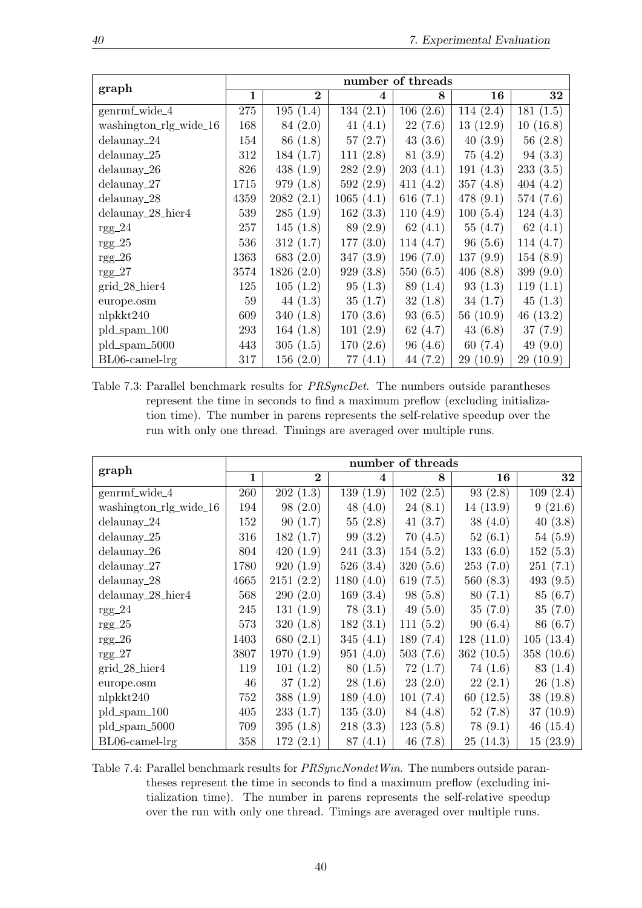| graph | number of threads | | | | | |
|---|---|---|---|---|---|---|
| | **1** | **2** | **4** | **8** | **16** | **32** |
| genrmf_wide_4 | 275 | 195 (1.4) | 134 (2.1) | 106 (2.6) | 114 (2.4) | 181 (1.5) |
| washington_rlg_wide_16 | 168 | 84 (2.0) | 41 (4.1) | 22 (7.6) | 13 (12.9) | 10 (16.8) |
| delaunay_24 | 154 | 86 (1.8) | 57 (2.7) | 43 (3.6) | 40 (3.9) | 56 (2.8) |
| delaunay_25 | 312 | 184 (1.7) | 111 (2.8) | 81 (3.9) | 75 (4.2) | 94 (3.3) |
| delaunay_26 | 826 | 438 (1.9) | 282 (2.9) | 203 (4.1) | 191 (4.3) | 233 (3.5) |
| delaunay_27 | 1715 | 979 (1.8) | 592 (2.9) | 411 (4.2) | 357 (4.8) | 404 (4.2) |
| delaunay_28 | 4359 | 2082 (2.1) | 1065 (4.1) | 616 (7.1) | 478 (9.1) | 574 (7.6) |
| delaunay_28_hier4 | 539 | 285 (1.9) | 162 (3.3) | 110 (4.9) | 100 (5.4) | 124 (4.3) |
| rgg_24 | 257 | 145 (1.8) | 89 (2.9) | 62 (4.1) | 55 (4.7) | 62 (4.1) |
| rgg_25 | 536 | 312 (1.7) | 177 (3.0) | 114 (4.7) | 96 (5.6) | 114 (4.7) |
| rgg_26 | 1363 | 683 (2.0) | 347 (3.9) | 196 (7.0) | 137 (9.9) | 154 (8.9) |
| rgg_27 | 3574 | 1826 (2.0) | 929 (3.8) | 550 (6.5) | 406 (8.8) | 399 (9.0) |
| grid_28_hier4 | 125 | 105 (1.2) | 95 (1.3) | 89 (1.4) | 93 (1.3) | 119 (1.1) |
| europe.osm | 59 | 44 (1.3) | 35 (1.7) | 32 (1.8) | 34 (1.7) | 45 (1.3) |
| nlpkkt240 | 609 | 340 (1.8) | 170 (3.6) | 93 (6.5) | 56 (10.9) | 46 (13.2) |
| pld_spam_100 | 293 | 164 (1.8) | 101 (2.9) | 62 (4.7) | 43 (6.8) | 37 (7.9) |
| pld_spam_5000 | 443 | 305 (1.5) | 170 (2.6) | 96 (4.6) | 60 (7.4) | 49 (9.0) |
| BL06-camel-lrg | 317 | 156 (2.0) | 77 (4.1) | 44 (7.2) | 29 (10.9) | 29 (10.9) |

Table 7.3: Parallel benchmark results for *PRSyncDet*. The numbers outside parantheses represent the time in seconds to find a maximum preflow (excluding initialization time). The number in parens represents the self-relative speedup over the run with only one thread. Timings are averaged over multiple runs.

| graph | number of threads | | | | | |
|---|---|---|---|---|---|---|
| | **1** | **2** | **4** | **8** | **16** | **32** |
| genrmf_wide_4 | 260 | 202 (1.3) | 139 (1.9) | 102 (2.5) | 93 (2.8) | 109 (2.4) |
| washington_rlg_wide_16 | 194 | 98 (2.0) | 48 (4.0) | 24 (8.1) | 14 (13.9) | 9 (21.6) |
| delaunay_24 | 152 | 90 (1.7) | 55 (2.8) | 41 (3.7) | 38 (4.0) | 40 (3.8) |
| delaunay_25 | 316 | 182 (1.7) | 99 (3.2) | 70 (4.5) | 52 (6.1) | 54 (5.9) |
| delaunay_26 | 804 | 420 (1.9) | 241 (3.3) | 154 (5.2) | 133 (6.0) | 152 (5.3) |
| delaunay_27 | 1780 | 920 (1.9) | 526 (3.4) | 320 (5.6) | 253 (7.0) | 251 (7.1) |
| delaunay_28 | 4665 | 2151 (2.2) | 1180 (4.0) | 619 (7.5) | 560 (8.3) | 493 (9.5) |
| delaunay_28_hier4 | 568 | 290 (2.0) | 169 (3.4) | 98 (5.8) | 80 (7.1) | 85 (6.7) |
| rgg_24 | 245 | 131 (1.9) | 78 (3.1) | 49 (5.0) | 35 (7.0) | 35 (7.0) |
| rgg_25 | 573 | 320 (1.8) | 182 (3.1) | 111 (5.2) | 90 (6.4) | 86 (6.7) |
| rgg_26 | 1403 | 680 (2.1) | 345 (4.1) | 189 (7.4) | 128 (11.0) | 105 (13.4) |
| rgg_27 | 3807 | 1970 (1.9) | 951 (4.0) | 503 (7.6) | 362 (10.5) | 358 (10.6) |
| grid_28_hier4 | 119 | 101 (1.2) | 80 (1.5) | 72 (1.7) | 74 (1.6) | 83 (1.4) |
| europe.osm | 46 | 37 (1.2) | 28 (1.6) | 23 (2.0) | 22 (2.1) | 26 (1.8) |
| nlpkkt240 | 752 | 388 (1.9) | 189 (4.0) | 101 (7.4) | 60 (12.5) | 38 (19.8) |
| pld_spam_100 | 405 | 233 (1.7) | 135 (3.0) | 84 (4.8) | 52 (7.8) | 37 (10.9) |
| pld_spam_5000 | 709 | 395 (1.8) | 218 (3.3) | 123 (5.8) | 78 (9.1) | 46 (15.4) |
| BL06-camel-lrg | 358 | 172 (2.1) | 87 (4.1) | 46 (7.8) | 25 (14.3) | 15 (23.9) |

Table 7.4: Parallel benchmark results for *PRSyncNondetWin*. The numbers outside parantheses represent the time in seconds to find a maximum preflow (excluding initialization time). The number in parens represents the self-relative speedup over the run with only one thread. Timings are averaged over multiple runs.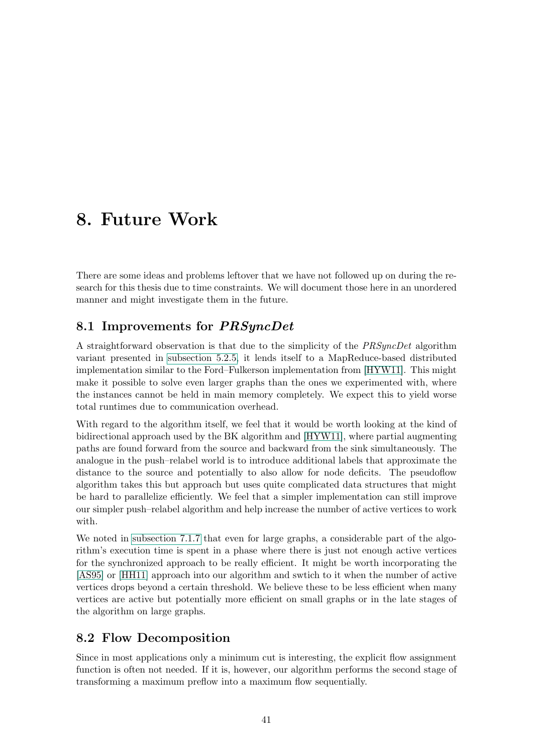# 8. Future Work

There are some ideas and problems leftover that we have not followed up on during the research for this thesis due to time constraints. We will document those here in an unordered manner and might investigate them in the future.

## 8.1 Improvements for *PRSyncDet*

A straightforward observation is that due to the simplicity of the *PRSyncDet* algorithm variant presented in subsection 5.2.5, it lends itself to a MapReduce-based distributed implementation similar to the Ford–Fulkerson implementation from [HYW11]. This might make it possible to solve even larger graphs than the ones we experimented with, where the instances cannot be held in main memory completely. We expect this to yield worse total runtimes due to communication overhead.

With regard to the algorithm itself, we feel that it would be worth looking at the kind of bidirectional approach used by the BK algorithm and [HYW11], where partial augmenting paths are found forward from the source and backward from the sink simultaneously. The analogue in the push–relabel world is to introduce additional labels that approximate the distance to the source and potentially to also allow for node deficits. The pseudoflow algorithm takes this but approach but uses quite complicated data structures that might be hard to parallelize efficiently. We feel that a simpler implementation can still improve our simpler push–relabel algorithm and help increase the number of active vertices to work with.

We noted in subsection 7.1.7 that even for large graphs, a considerable part of the algorithm's execution time is spent in a phase where there is just not enough active vertices for the synchronized approach to be really efficient. It might be worth incorporating the [AS95] or [HH11] approach into our algorithm and swtich to it when the number of active vertices drops beyond a certain threshold. We believe these to be less efficient when many vertices are active but potentially more efficient on small graphs or in the late stages of the algorithm on large graphs.

## 8.2 Flow Decomposition

Since in most applications only a minimum cut is interesting, the explicit flow assignment function is often not needed. If it is, however, our algorithm performs the second stage of transforming a maximum preflow into a maximum flow sequentially.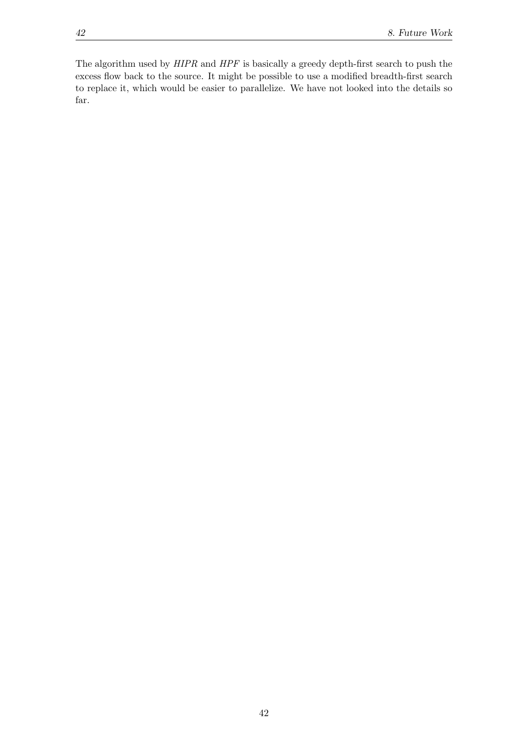The algorithm used by *HIPR* and *HPF* is basically a greedy depth-first search to push the excess flow back to the source. It might be possible to use a modified breadth-first search to replace it, which would be easier to parallelize. We have not looked into the details so far.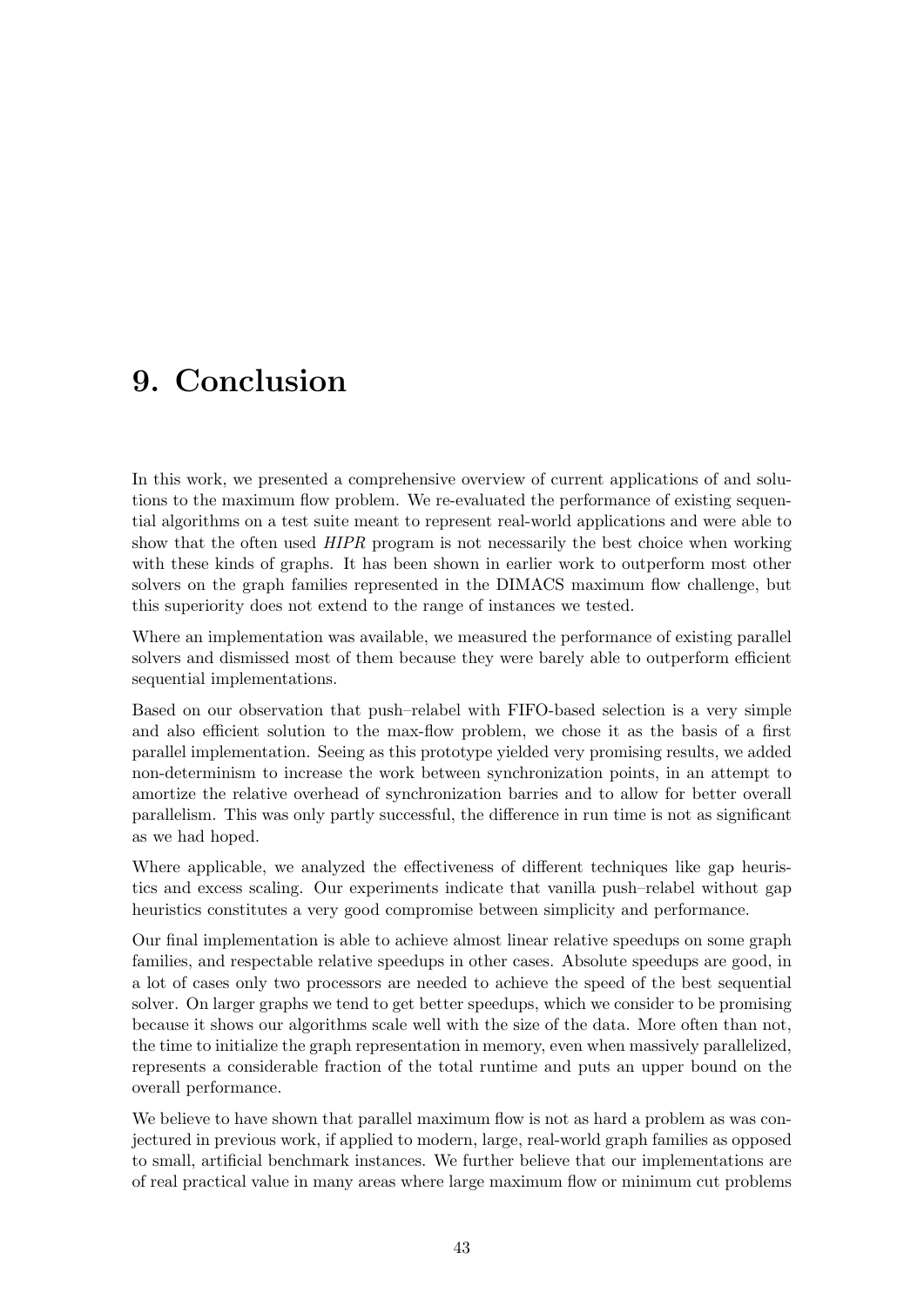# 9. Conclusion

In this work, we presented a comprehensive overview of current applications of and solutions to the maximum flow problem. We re-evaluated the performance of existing sequential algorithms on a test suite meant to represent real-world applications and were able to show that the often used *HIPR* program is not necessarily the best choice when working with these kinds of graphs. It has been shown in earlier work to outperform most other solvers on the graph families represented in the DIMACS maximum flow challenge, but this superiority does not extend to the range of instances we tested.

Where an implementation was available, we measured the performance of existing parallel solvers and dismissed most of them because they were barely able to outperform efficient sequential implementations.

Based on our observation that push–relabel with FIFO-based selection is a very simple and also efficient solution to the max-flow problem, we chose it as the basis of a first parallel implementation. Seeing as this prototype yielded very promising results, we added non-determinism to increase the work between synchronization points, in an attempt to amortize the relative overhead of synchronization barries and to allow for better overall parallelism. This was only partly successful, the difference in run time is not as significant as we had hoped.

Where applicable, we analyzed the effectiveness of different techniques like gap heuristics and excess scaling. Our experiments indicate that vanilla push–relabel without gap heuristics constitutes a very good compromise between simplicity and performance.

Our final implementation is able to achieve almost linear relative speedups on some graph families, and respectable relative speedups in other cases. Absolute speedups are good, in a lot of cases only two processors are needed to achieve the speed of the best sequential solver. On larger graphs we tend to get better speedups, which we consider to be promising because it shows our algorithms scale well with the size of the data. More often than not, the time to initialize the graph representation in memory, even when massively parallelized, represents a considerable fraction of the total runtime and puts an upper bound on the overall performance.

We believe to have shown that parallel maximum flow is not as hard a problem as was conjectured in previous work, if applied to modern, large, real-world graph families as opposed to small, artificial benchmark instances. We further believe that our implementations are of real practical value in many areas where large maximum flow or minimum cut problems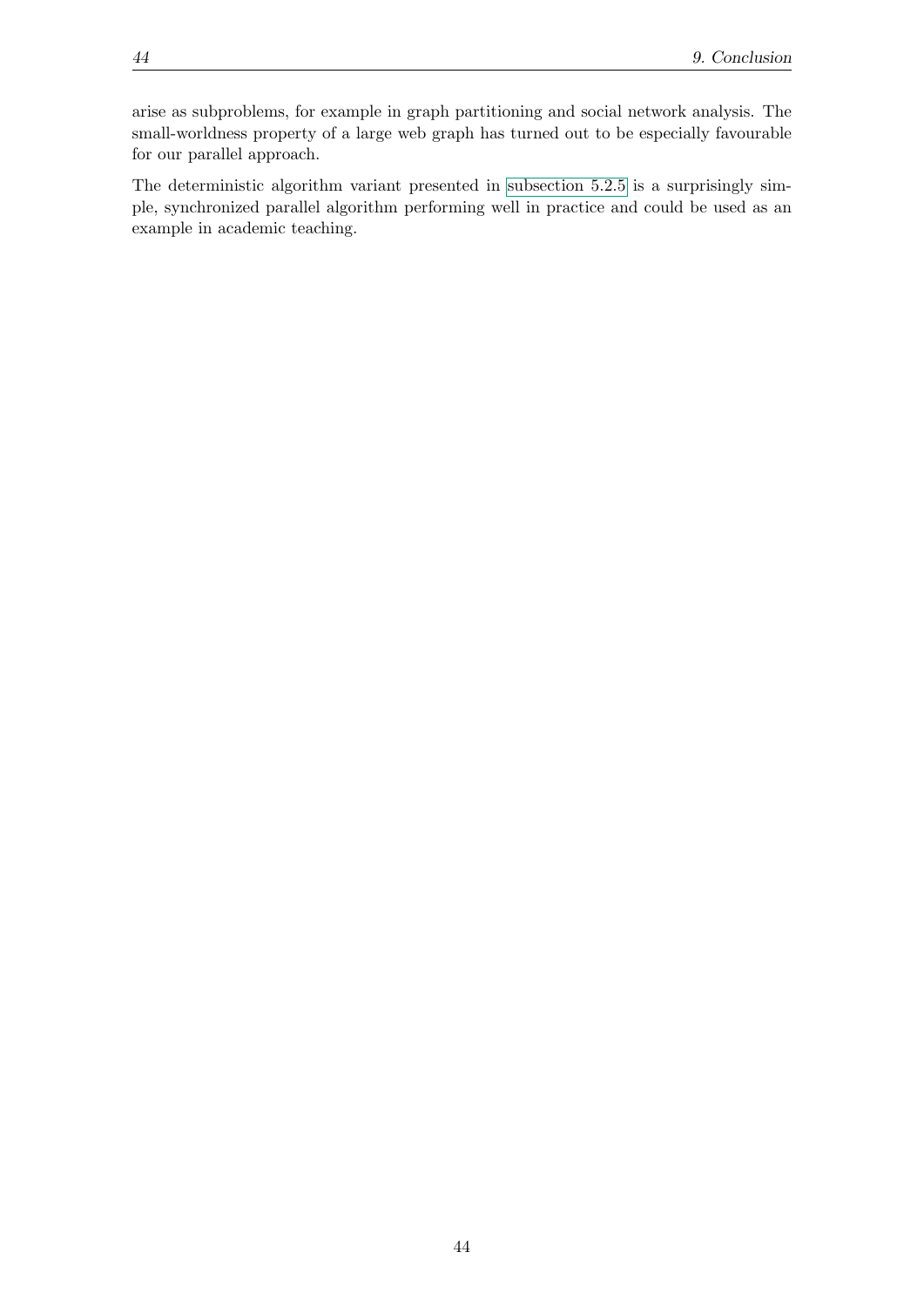arise as subproblems, for example in graph partitioning and social network analysis. The small-worldness property of a large web graph has turned out to be especially favourable for our parallel approach.

The deterministic algorithm variant presented in subsection 5.2.5 is a surprisingly simple, synchronized parallel algorithm performing well in practice and could be used as an example in academic teaching.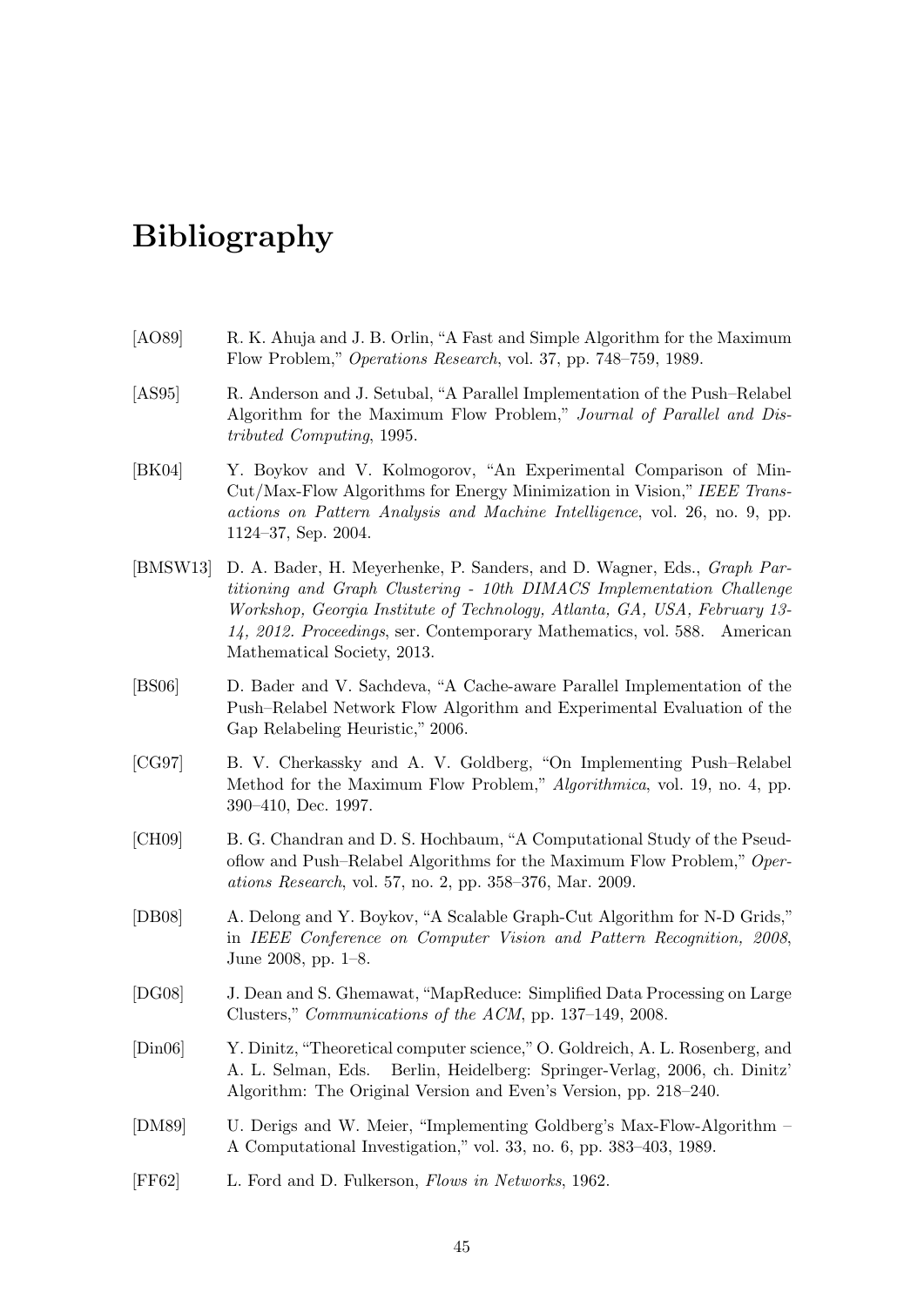# Bibliography

[AO89] R. K. Ahuja and J. B. Orlin, "A Fast and Simple Algorithm for the Maximum Flow Problem," *Operations Research*, vol. 37, pp. 748–759, 1989.

[AS95] R. Anderson and J. Setubal, "A Parallel Implementation of the Push–Relabel Algorithm for the Maximum Flow Problem," *Journal of Parallel and Distributed Computing*, 1995.

[BK04] Y. Boykov and V. Kolmogorov, "An Experimental Comparison of Min-Cut/Max-Flow Algorithms for Energy Minimization in Vision," *IEEE Transactions on Pattern Analysis and Machine Intelligence*, vol. 26, no. 9, pp. 1124–37, Sep. 2004.

[BMSW13] D. A. Bader, H. Meyerhenke, P. Sanders, and D. Wagner, Eds., *Graph Partitioning and Graph Clustering - 10th DIMACS Implementation Challenge Workshop, Georgia Institute of Technology, Atlanta, GA, USA, February 13-14, 2012. Proceedings*, ser. Contemporary Mathematics, vol. 588. American Mathematical Society, 2013.

[BS06] D. Bader and V. Sachdeva, "A Cache-aware Parallel Implementation of the Push–Relabel Network Flow Algorithm and Experimental Evaluation of the Gap Relabeling Heuristic," 2006.

[CG97] B. V. Cherkassky and A. V. Goldberg, "On Implementing Push–Relabel Method for the Maximum Flow Problem," *Algorithmica*, vol. 19, no. 4, pp. 390–410, Dec. 1997.

[CH09] B. G. Chandran and D. S. Hochbaum, "A Computational Study of the Pseudoflow and Push–Relabel Algorithms for the Maximum Flow Problem," *Operations Research*, vol. 57, no. 2, pp. 358–376, Mar. 2009.

[DB08] A. Delong and Y. Boykov, "A Scalable Graph-Cut Algorithm for N-D Grids," in *IEEE Conference on Computer Vision and Pattern Recognition, 2008*, June 2008, pp. 1–8.

[DG08] J. Dean and S. Ghemawat, "MapReduce: Simplified Data Processing on Large Clusters," *Communications of the ACM*, pp. 137–149, 2008.

[Din06] Y. Dinitz, "Theoretical computer science," O. Goldreich, A. L. Rosenberg, and A. L. Selman, Eds. Berlin, Heidelberg: Springer-Verlag, 2006, ch. Dinitz' Algorithm: The Original Version and Even's Version, pp. 218–240.

[DM89] U. Derigs and W. Meier, "Implementing Goldberg's Max-Flow-Algorithm – A Computational Investigation," vol. 33, no. 6, pp. 383–403, 1989.

[FF62] L. Ford and D. Fulkerson, *Flows in Networks*, 1962.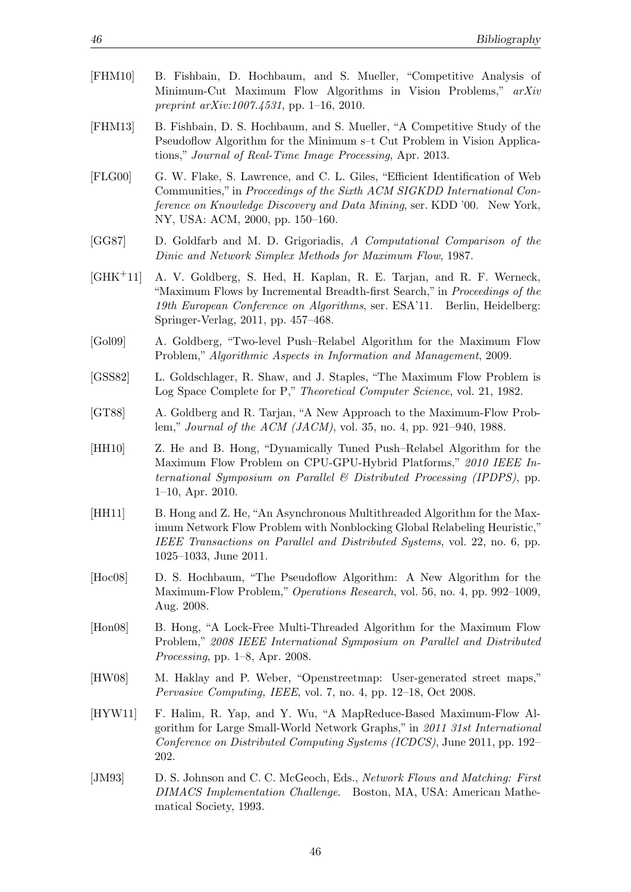[FHM10] B. Fishbain, D. Hochbaum, and S. Mueller, "Competitive Analysis of Minimum-Cut Maximum Flow Algorithms in Vision Problems," *arXiv preprint arXiv:1007.4531*, pp. 1–16, 2010.

[FHM13] B. Fishbain, D. S. Hochbaum, and S. Mueller, "A Competitive Study of the Pseudoflow Algorithm for the Minimum s–t Cut Problem in Vision Applications," *Journal of Real-Time Image Processing*, Apr. 2013.

[FLG00] G. W. Flake, S. Lawrence, and C. L. Giles, "Efficient Identification of Web Communities," in *Proceedings of the Sixth ACM SIGKDD International Conference on Knowledge Discovery and Data Mining*, ser. KDD '00. New York, NY, USA: ACM, 2000, pp. 150–160.

[GG87] D. Goldfarb and M. D. Grigoriadis, *A Computational Comparison of the Dinic and Network Simplex Methods for Maximum Flow*, 1987.

[GHK+11] A. V. Goldberg, S. Hed, H. Kaplan, R. E. Tarjan, and R. F. Werneck, "Maximum Flows by Incremental Breadth-first Search," in *Proceedings of the 19th European Conference on Algorithms*, ser. ESA'11. Berlin, Heidelberg: Springer-Verlag, 2011, pp. 457–468.

[Gol09] A. Goldberg, "Two-level Push–Relabel Algorithm for the Maximum Flow Problem," *Algorithmic Aspects in Information and Management*, 2009.

[GSS82] L. Goldschlager, R. Shaw, and J. Staples, "The Maximum Flow Problem is Log Space Complete for P," *Theoretical Computer Science*, vol. 21, 1982.

[GT88] A. Goldberg and R. Tarjan, "A New Approach to the Maximum-Flow Problem," *Journal of the ACM (JACM)*, vol. 35, no. 4, pp. 921–940, 1988.

[HH10] Z. He and B. Hong, "Dynamically Tuned Push–Relabel Algorithm for the Maximum Flow Problem on CPU-GPU-Hybrid Platforms," *2010 IEEE International Symposium on Parallel & Distributed Processing (IPDPS)*, pp. 1–10, Apr. 2010.

[HH11] B. Hong and Z. He, "An Asynchronous Multithreaded Algorithm for the Maximum Network Flow Problem with Nonblocking Global Relabeling Heuristic," *IEEE Transactions on Parallel and Distributed Systems*, vol. 22, no. 6, pp. 1025–1033, June 2011.

[Hoc08] D. S. Hochbaum, "The Pseudoflow Algorithm: A New Algorithm for the Maximum-Flow Problem," *Operations Research*, vol. 56, no. 4, pp. 992–1009, Aug. 2008.

[Hon08] B. Hong, "A Lock-Free Multi-Threaded Algorithm for the Maximum Flow Problem," *2008 IEEE International Symposium on Parallel and Distributed Processing*, pp. 1–8, Apr. 2008.

[HW08] M. Haklay and P. Weber, "Openstreetmap: User-generated street maps," *Pervasive Computing, IEEE*, vol. 7, no. 4, pp. 12–18, Oct 2008.

[HYW11] F. Halim, R. Yap, and Y. Wu, "A MapReduce-Based Maximum-Flow Algorithm for Large Small-World Network Graphs," in *2011 31st International Conference on Distributed Computing Systems (ICDCS)*, June 2011, pp. 192–202.

[JM93] D. S. Johnson and C. C. McGeoch, Eds., *Network Flows and Matching: First DIMACS Implementation Challenge*. Boston, MA, USA: American Mathematical Society, 1993.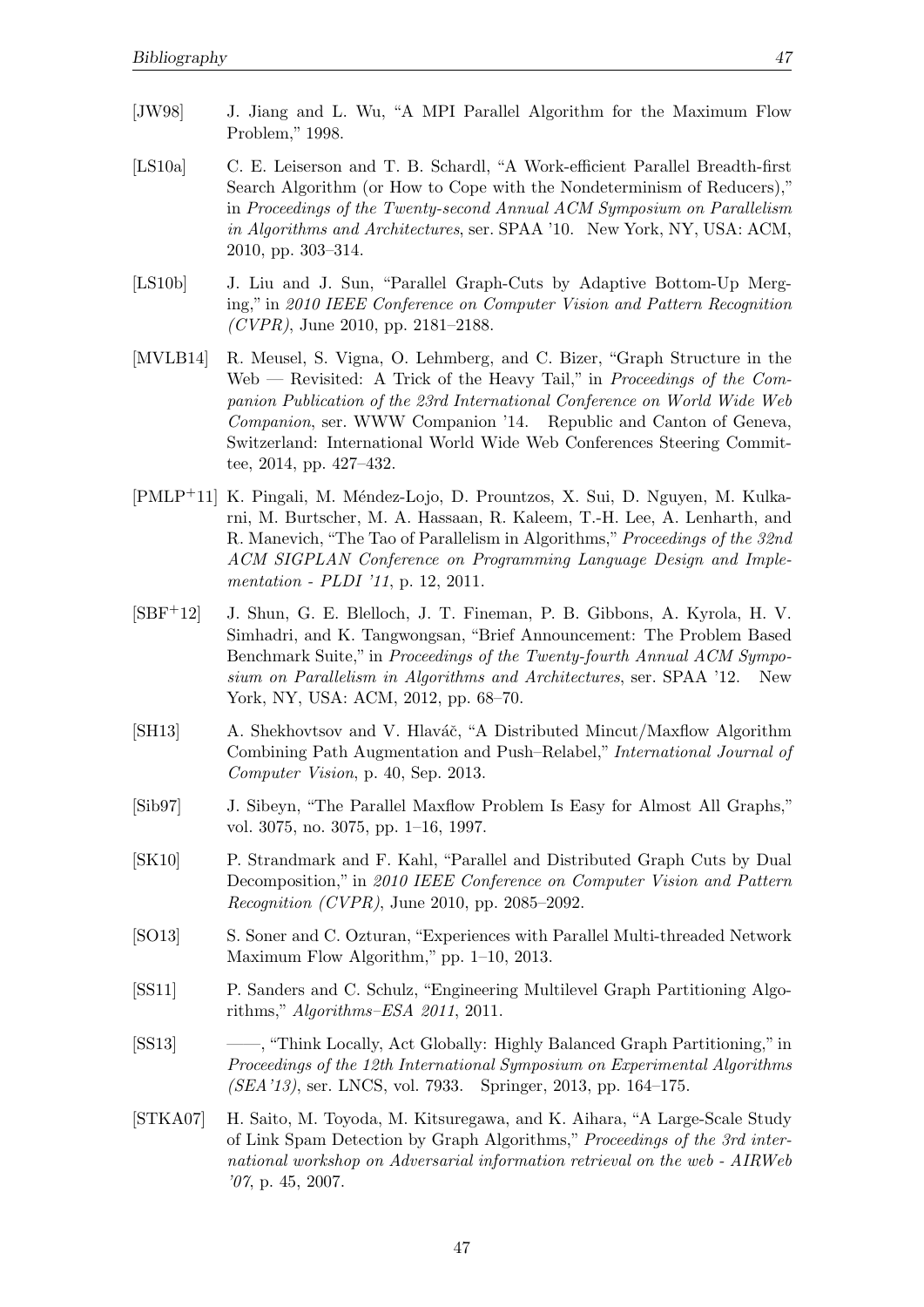[JW98] J. Jiang and L. Wu, "A MPI Parallel Algorithm for the Maximum Flow Problem," 1998.

[LS10a] C. E. Leiserson and T. B. Schardl, "A Work-efficient Parallel Breadth-first Search Algorithm (or How to Cope with the Nondeterminism of Reducers)," in *Proceedings of the Twenty-second Annual ACM Symposium on Parallelism in Algorithms and Architectures*, ser. SPAA '10. New York, NY, USA: ACM, 2010, pp. 303–314.

[LS10b] J. Liu and J. Sun, "Parallel Graph-Cuts by Adaptive Bottom-Up Merging," in *2010 IEEE Conference on Computer Vision and Pattern Recognition (CVPR)*, June 2010, pp. 2181–2188.

[MVLB14] R. Meusel, S. Vigna, O. Lehmberg, and C. Bizer, "Graph Structure in the Web — Revisited: A Trick of the Heavy Tail," in *Proceedings of the Companion Publication of the 23rd International Conference on World Wide Web Companion*, ser. WWW Companion '14. Republic and Canton of Geneva, Switzerland: International World Wide Web Conferences Steering Committee, 2014, pp. 427–432.

[PMLP+11] K. Pingali, M. Méndez-Lojo, D. Prountzos, X. Sui, D. Nguyen, M. Kulkarni, M. Burtscher, M. A. Hassaan, R. Kaleem, T.-H. Lee, A. Lenharth, and R. Manevich, "The Tao of Parallelism in Algorithms," *Proceedings of the 32nd ACM SIGPLAN Conference on Programming Language Design and Implementation - PLDI '11*, p. 12, 2011.

[SBF+12] J. Shun, G. E. Blelloch, J. T. Fineman, P. B. Gibbons, A. Kyrola, H. V. Simhadri, and K. Tangwongsan, "Brief Announcement: The Problem Based Benchmark Suite," in *Proceedings of the Twenty-fourth Annual ACM Symposium on Parallelism in Algorithms and Architectures*, ser. SPAA '12. New York, NY, USA: ACM, 2012, pp. 68–70.

[SH13] A. Shekhovtsov and V. Hlaváč, "A Distributed Mincut/Maxflow Algorithm Combining Path Augmentation and Push–Relabel," *International Journal of Computer Vision*, p. 40, Sep. 2013.

[Sib97] J. Sibeyn, "The Parallel Maxflow Problem Is Easy for Almost All Graphs," vol. 3075, no. 3075, pp. 1–16, 1997.

[SK10] P. Strandmark and F. Kahl, "Parallel and Distributed Graph Cuts by Dual Decomposition," in *2010 IEEE Conference on Computer Vision and Pattern Recognition (CVPR)*, June 2010, pp. 2085–2092.

[SO13] S. Soner and C. Ozturan, "Experiences with Parallel Multi-threaded Network Maximum Flow Algorithm," pp. 1–10, 2013.

[SS11] P. Sanders and C. Schulz, "Engineering Multilevel Graph Partitioning Algorithms," *Algorithms–ESA 2011*, 2011.

[SS13] ——, "Think Locally, Act Globally: Highly Balanced Graph Partitioning," in *Proceedings of the 12th International Symposium on Experimental Algorithms (SEA'13)*, ser. LNCS, vol. 7933. Springer, 2013, pp. 164–175.

[STKA07] H. Saito, M. Toyoda, M. Kitsuregawa, and K. Aihara, "A Large-Scale Study of Link Spam Detection by Graph Algorithms," *Proceedings of the 3rd international workshop on Adversarial information retrieval on the web - AIRWeb '07*, p. 45, 2007.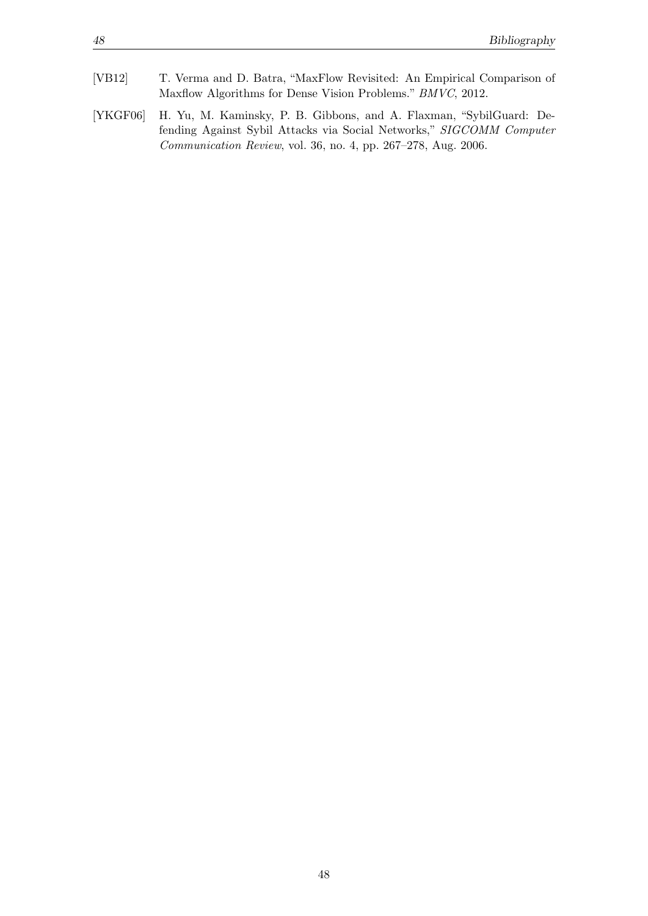[VB12] T. Verma and D. Batra, "MaxFlow Revisited: An Empirical Comparison of Maxflow Algorithms for Dense Vision Problems." *BMVC*, 2012.

[YKGF06] H. Yu, M. Kaminsky, P. B. Gibbons, and A. Flaxman, "SybilGuard: Defending Against Sybil Attacks via Social Networks," *SIGCOMM Computer Communication Review*, vol. 36, no. 4, pp. 267–278, Aug. 2006.